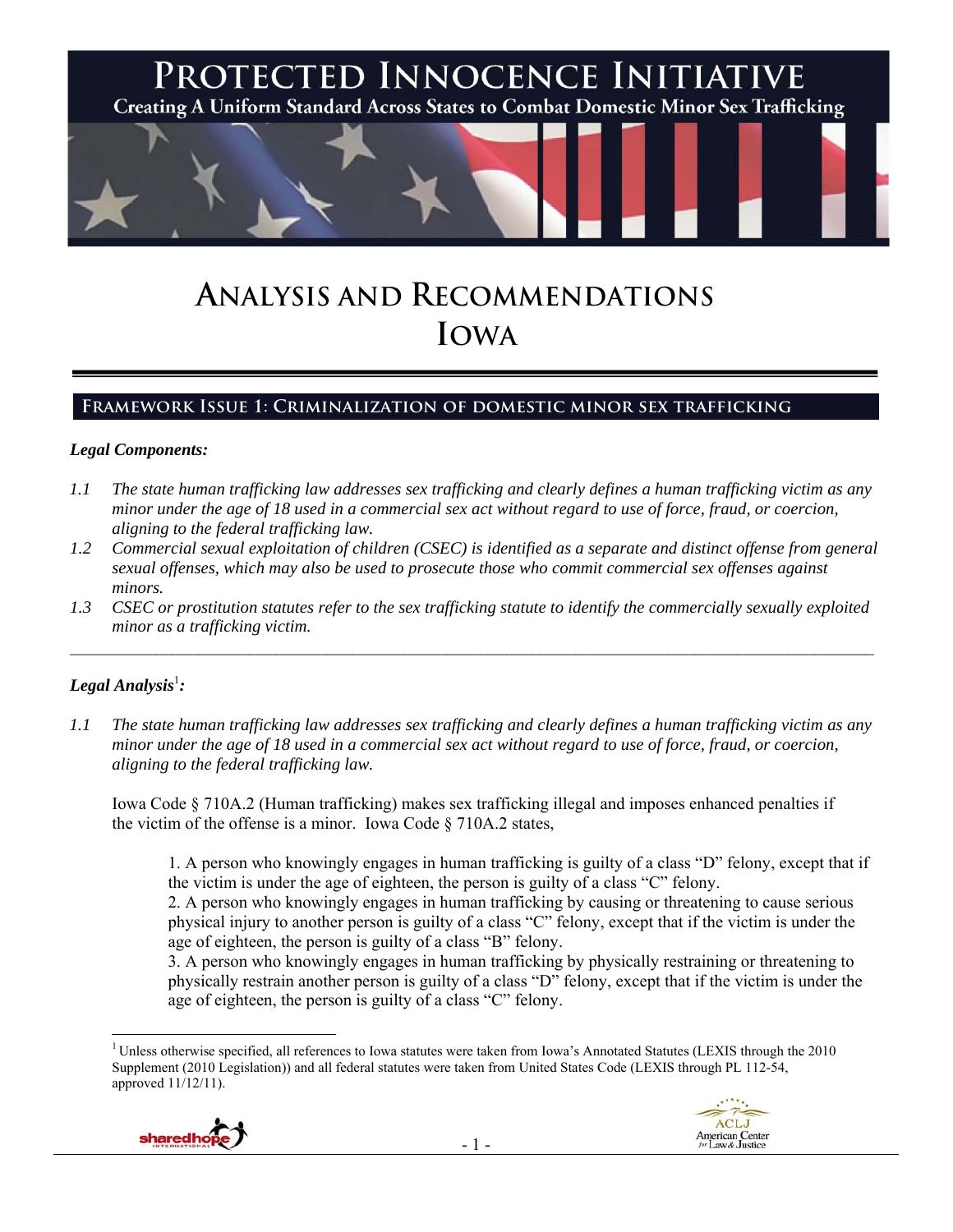# PROTECTED INNOCENCE INITIATIVE

Creating A Uniform Standard Across States to Combat Domestic Minor Sex Trafficking

# ANALYSIS AND RECOMMENDATIONS
# IOWA

## FRAMEWORK ISSUE 1: CRIMINALIZATION OF DOMESTIC MINOR SEX TRAFFICKING

### *Legal Components:*

1.1 *The state human trafficking law addresses sex trafficking and clearly defines a human trafficking victim as any minor under the age of 18 used in a commercial sex act without regard to use of force, fraud, or coercion, aligning to the federal trafficking law.*

1.2 *Commercial sexual exploitation of children (CSEC) is identified as a separate and distinct offense from general sexual offenses, which may also be used to prosecute those who commit commercial sex offenses against minors.*

1.3 *CSEC or prostitution statutes refer to the sex trafficking statute to identify the commercially sexually exploited minor as a trafficking victim.*

---

### *Legal Analysis*[1]*:*

1.1 *The state human trafficking law addresses sex trafficking and clearly defines a human trafficking victim as any minor under the age of 18 used in a commercial sex act without regard to use of force, fraud, or coercion, aligning to the federal trafficking law.*

Iowa Code § 710A.2 (Human trafficking) makes sex trafficking illegal and imposes enhanced penalties if the victim of the offense is a minor. Iowa Code § 710A.2 states,

> 1. A person who knowingly engages in human trafficking is guilty of a class "D" felony, except that if the victim is under the age of eighteen, the person is guilty of a class "C" felony.
> 2. A person who knowingly engages in human trafficking by causing or threatening to cause serious physical injury to another person is guilty of a class "C" felony, except that if the victim is under the age of eighteen, the person is guilty of a class "B" felony.
> 3. A person who knowingly engages in human trafficking by physically restraining or threatening to physically restrain another person is guilty of a class "D" felony, except that if the victim is under the age of eighteen, the person is guilty of a class "C" felony.

[1] Unless otherwise specified, all references to Iowa statutes were taken from Iowa's Annotated Statutes (LEXIS through the 2010 Supplement (2010 Legislation)) and all federal statutes were taken from United States Code (LEXIS through PL 112-54, approved 11/12/11).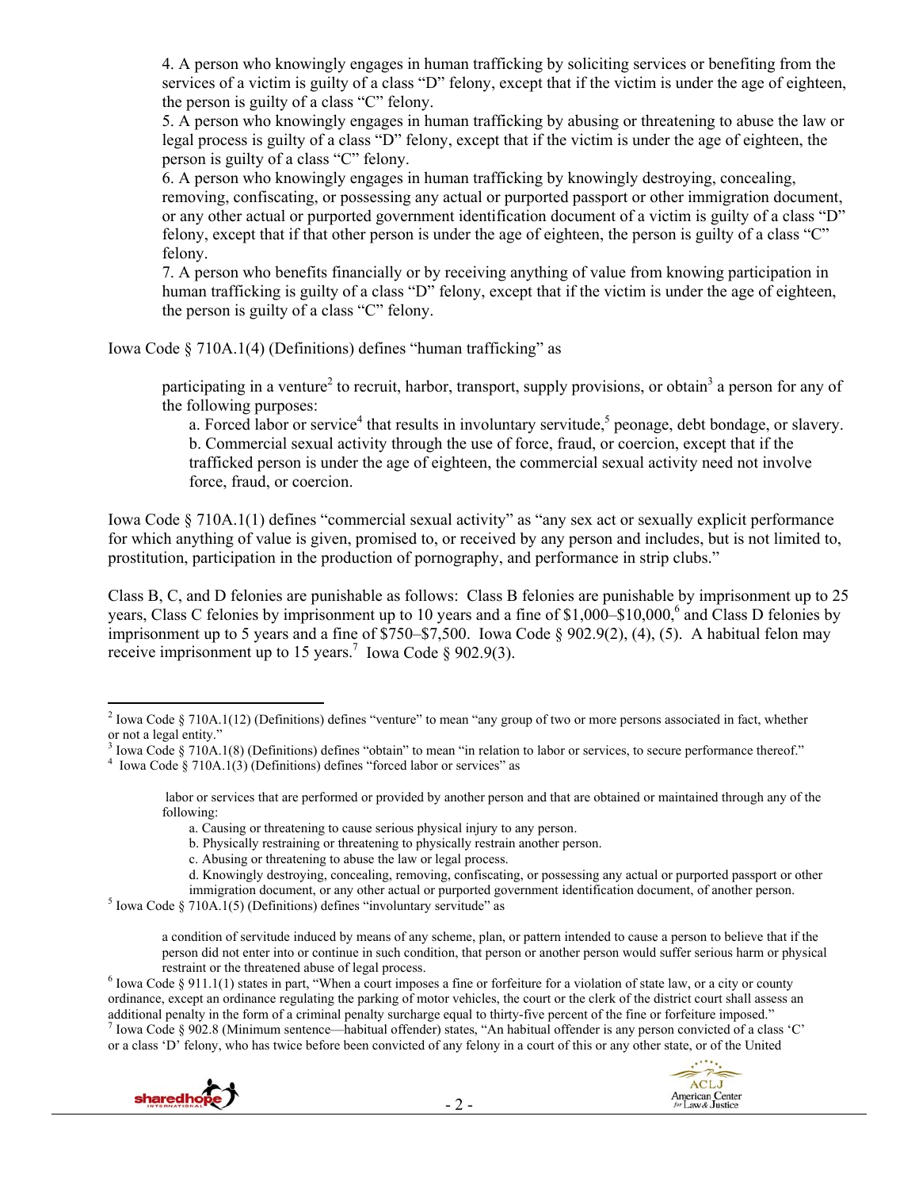4. A person who knowingly engages in human trafficking by soliciting services or benefiting from the services of a victim is guilty of a class "D" felony, except that if the victim is under the age of eighteen, the person is guilty of a class "C" felony.

5. A person who knowingly engages in human trafficking by abusing or threatening to abuse the law or legal process is guilty of a class "D" felony, except that if the victim is under the age of eighteen, the person is guilty of a class "C" felony.

6. A person who knowingly engages in human trafficking by knowingly destroying, concealing, removing, confiscating, or possessing any actual or purported passport or other immigration document, or any other actual or purported government identification document of a victim is guilty of a class "D" felony, except that if that other person is under the age of eighteen, the person is guilty of a class "C" felony.

7. A person who benefits financially or by receiving anything of value from knowing participation in human trafficking is guilty of a class "D" felony, except that if the victim is under the age of eighteen, the person is guilty of a class "C" felony.

Iowa Code § 710A.1(4) (Definitions) defines "human trafficking" as

> participating in a venture[2] to recruit, harbor, transport, supply provisions, or obtain[3] a person for any of the following purposes:
>
> a. Forced labor or service[4] that results in involuntary servitude,[5] peonage, debt bondage, or slavery.
>
> b. Commercial sexual activity through the use of force, fraud, or coercion, except that if the trafficked person is under the age of eighteen, the commercial sexual activity need not involve force, fraud, or coercion.

Iowa Code § 710A.1(1) defines "commercial sexual activity" as "any sex act or sexually explicit performance for which anything of value is given, promised to, or received by any person and includes, but is not limited to, prostitution, participation in the production of pornography, and performance in strip clubs."

Class B, C, and D felonies are punishable as follows: Class B felonies are punishable by imprisonment up to 25 years, Class C felonies by imprisonment up to 10 years and a fine of $1,000–$10,000,[6] and Class D felonies by imprisonment up to 5 years and a fine of $750–$7,500. Iowa Code § 902.9(2), (4), (5). A habitual felon may receive imprisonment up to 15 years.[7] Iowa Code § 902.9(3).

---

[2] Iowa Code § 710A.1(12) (Definitions) defines "venture" to mean "any group of two or more persons associated in fact, whether or not a legal entity."

[3] Iowa Code § 710A.1(8) (Definitions) defines "obtain" to mean "in relation to labor or services, to secure performance thereof."

[4] Iowa Code § 710A.1(3) (Definitions) defines "forced labor or services" as

> labor or services that are performed or provided by another person and that are obtained or maintained through any of the following:
>
> a. Causing or threatening to cause serious physical injury to any person.
>
> b. Physically restraining or threatening to physically restrain another person.
>
> c. Abusing or threatening to abuse the law or legal process.
>
> d. Knowingly destroying, concealing, removing, confiscating, or possessing any actual or purported passport or other immigration document, or any other actual or purported government identification document, of another person.

[5] Iowa Code § 710A.1(5) (Definitions) defines "involuntary servitude" as

> a condition of servitude induced by means of any scheme, plan, or pattern intended to cause a person to believe that if the person did not enter into or continue in such condition, that person or another person would suffer serious harm or physical restraint or the threatened abuse of legal process.

[6] Iowa Code § 911.1(1) states in part, "When a court imposes a fine or forfeiture for a violation of state law, or a city or county ordinance, except an ordinance regulating the parking of motor vehicles, the court or the clerk of the district court shall assess an additional penalty in the form of a criminal penalty surcharge equal to thirty-five percent of the fine or forfeiture imposed."

[7] Iowa Code § 902.8 (Minimum sentence—habitual offender) states, "An habitual offender is any person convicted of a class 'C' or a class 'D' felony, who has twice before been convicted of any felony in a court of this or any other state, or of the United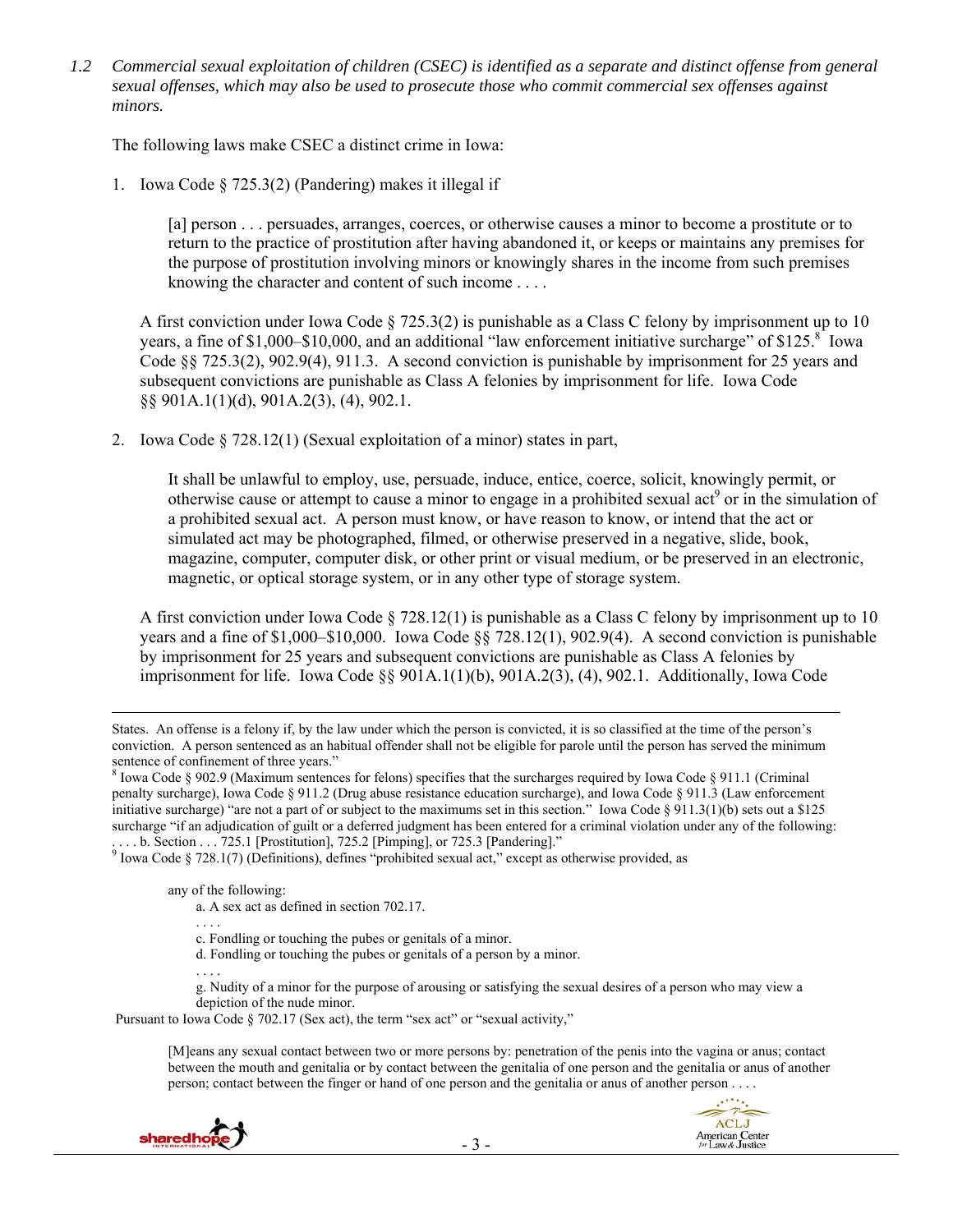*1.2 Commercial sexual exploitation of children (CSEC) is identified as a separate and distinct offense from general sexual offenses, which may also be used to prosecute those who commit commercial sex offenses against minors.*

The following laws make CSEC a distinct crime in Iowa:

1. Iowa Code § 725.3(2) (Pandering) makes it illegal if

   > [a] person . . . persuades, arranges, coerces, or otherwise causes a minor to become a prostitute or to return to the practice of prostitution after having abandoned it, or keeps or maintains any premises for the purpose of prostitution involving minors or knowingly shares in the income from such premises knowing the character and content of such income . . . .

   A first conviction under Iowa Code § 725.3(2) is punishable as a Class C felony by imprisonment up to 10 years, a fine of $1,000–$10,000, and an additional "law enforcement initiative surcharge" of $125.[8] Iowa Code §§ 725.3(2), 902.9(4), 911.3. A second conviction is punishable by imprisonment for 25 years and subsequent convictions are punishable as Class A felonies by imprisonment for life. Iowa Code §§ 901A.1(1)(d), 901A.2(3), (4), 902.1.

2. Iowa Code § 728.12(1) (Sexual exploitation of a minor) states in part,

   > It shall be unlawful to employ, use, persuade, induce, entice, coerce, solicit, knowingly permit, or otherwise cause or attempt to cause a minor to engage in a prohibited sexual act[9] or in the simulation of a prohibited sexual act. A person must know, or have reason to know, or intend that the act or simulated act may be photographed, filmed, or otherwise preserved in a negative, slide, book, magazine, computer, computer disk, or other print or visual medium, or be preserved in an electronic, magnetic, or optical storage system, or in any other type of storage system.

   A first conviction under Iowa Code § 728.12(1) is punishable as a Class C felony by imprisonment up to 10 years and a fine of $1,000–$10,000. Iowa Code §§ 728.12(1), 902.9(4). A second conviction is punishable by imprisonment for 25 years and subsequent convictions are punishable as Class A felonies by imprisonment for life. Iowa Code §§ 901A.1(1)(b), 901A.2(3), (4), 902.1. Additionally, Iowa Code

---

States. An offense is a felony if, by the law under which the person is convicted, it is so classified at the time of the person's conviction. A person sentenced as an habitual offender shall not be eligible for parole until the person has served the minimum sentence of confinement of three years."

[8] Iowa Code § 902.9 (Maximum sentences for felons) specifies that the surcharges required by Iowa Code § 911.1 (Criminal penalty surcharge), Iowa Code § 911.2 (Drug abuse resistance education surcharge), and Iowa Code § 911.3 (Law enforcement initiative surcharge) "are not a part of or subject to the maximums set in this section." Iowa Code § 911.3(1)(b) sets out a $125 surcharge "if an adjudication of guilt or a deferred judgment has been entered for a criminal violation under any of the following: . . . . b. Section . . . 725.1 [Prostitution], 725.2 [Pimping], or 725.3 [Pandering]."

[9] Iowa Code § 728.1(7) (Definitions), defines "prohibited sexual act," except as otherwise provided, as

> any of the following:
> a. A sex act as defined in section 702.17.
> . . . .
> c. Fondling or touching the pubes or genitals of a minor.
> d. Fondling or touching the pubes or genitals of a person by a minor.
> . . . .
> g. Nudity of a minor for the purpose of arousing or satisfying the sexual desires of a person who may view a depiction of the nude minor.

Pursuant to Iowa Code § 702.17 (Sex act), the term "sex act" or "sexual activity,"

> [M]eans any sexual contact between two or more persons by: penetration of the penis into the vagina or anus; contact between the mouth and genitalia or by contact between the genitalia of one person and the genitalia or anus of another person; contact between the finger or hand of one person and the genitalia or anus of another person . . . .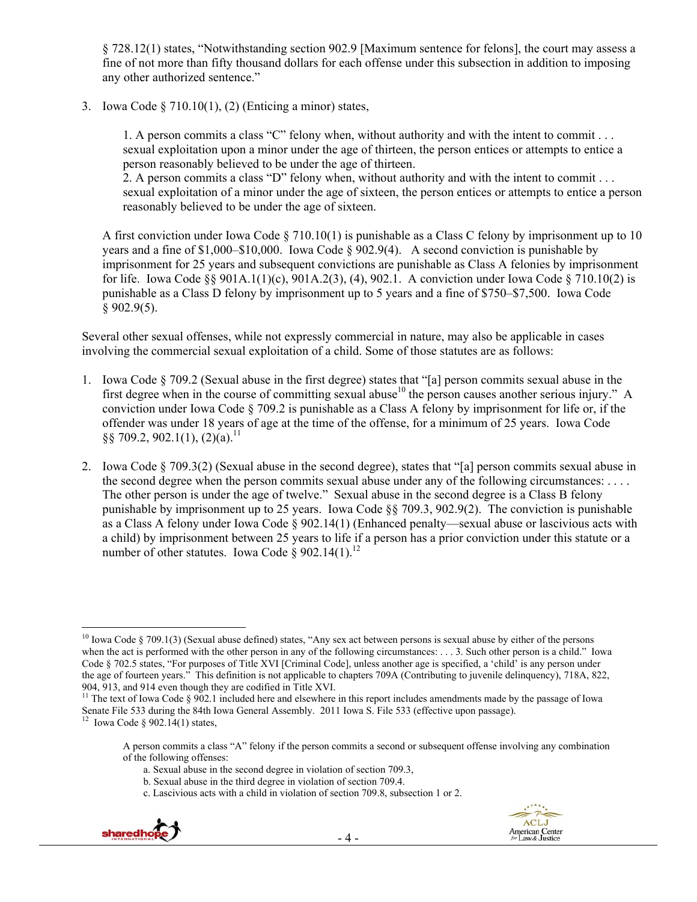§ 728.12(1) states, "Notwithstanding section 902.9 [Maximum sentence for felons], the court may assess a fine of not more than fifty thousand dollars for each offense under this subsection in addition to imposing any other authorized sentence."

3. Iowa Code § 710.10(1), (2) (Enticing a minor) states,

   > 1. A person commits a class "C" felony when, without authority and with the intent to commit . . . sexual exploitation upon a minor under the age of thirteen, the person entices or attempts to entice a person reasonably believed to be under the age of thirteen.
   > 2. A person commits a class "D" felony when, without authority and with the intent to commit . . . sexual exploitation of a minor under the age of sixteen, the person entices or attempts to entice a person reasonably believed to be under the age of sixteen.

   A first conviction under Iowa Code § 710.10(1) is punishable as a Class C felony by imprisonment up to 10 years and a fine of $1,000–$10,000. Iowa Code § 902.9(4). A second conviction is punishable by imprisonment for 25 years and subsequent convictions are punishable as Class A felonies by imprisonment for life. Iowa Code §§ 901A.1(1)(c), 901A.2(3), (4), 902.1. A conviction under Iowa Code § 710.10(2) is punishable as a Class D felony by imprisonment up to 5 years and a fine of $750–$7,500. Iowa Code § 902.9(5).

Several other sexual offenses, while not expressly commercial in nature, may also be applicable in cases involving the commercial sexual exploitation of a child. Some of those statutes are as follows:

1. Iowa Code § 709.2 (Sexual abuse in the first degree) states that "[a] person commits sexual abuse in the first degree when in the course of committing sexual abuse[10] the person causes another serious injury." A conviction under Iowa Code § 709.2 is punishable as a Class A felony by imprisonment for life or, if the offender was under 18 years of age at the time of the offense, for a minimum of 25 years. Iowa Code §§ 709.2, 902.1(1), (2)(a).[11]

2. Iowa Code § 709.3(2) (Sexual abuse in the second degree), states that "[a] person commits sexual abuse in the second degree when the person commits sexual abuse under any of the following circumstances: . . . . The other person is under the age of twelve." Sexual abuse in the second degree is a Class B felony punishable by imprisonment up to 25 years. Iowa Code §§ 709.3, 902.9(2). The conviction is punishable as a Class A felony under Iowa Code § 902.14(1) (Enhanced penalty—sexual abuse or lascivious acts with a child) by imprisonment between 25 years to life if a person has a prior conviction under this statute or a number of other statutes. Iowa Code § 902.14(1).[12]

---

[10] Iowa Code § 709.1(3) (Sexual abuse defined) states, "Any sex act between persons is sexual abuse by either of the persons when the act is performed with the other person in any of the following circumstances: . . . 3. Such other person is a child." Iowa Code § 702.5 states, "For purposes of Title XVI [Criminal Code], unless another age is specified, a 'child' is any person under the age of fourteen years." This definition is not applicable to chapters 709A (Contributing to juvenile delinquency), 718A, 822, 904, 913, and 914 even though they are codified in Title XVI.

[11] The text of Iowa Code § 902.1 included here and elsewhere in this report includes amendments made by the passage of Iowa Senate File 533 during the 84th Iowa General Assembly. 2011 Iowa S. File 533 (effective upon passage).

[12] Iowa Code § 902.14(1) states,

> A person commits a class "A" felony if the person commits a second or subsequent offense involving any combination of the following offenses:
> a. Sexual abuse in the second degree in violation of section 709.3,
> b. Sexual abuse in the third degree in violation of section 709.4.
> c. Lascivious acts with a child in violation of section 709.8, subsection 1 or 2.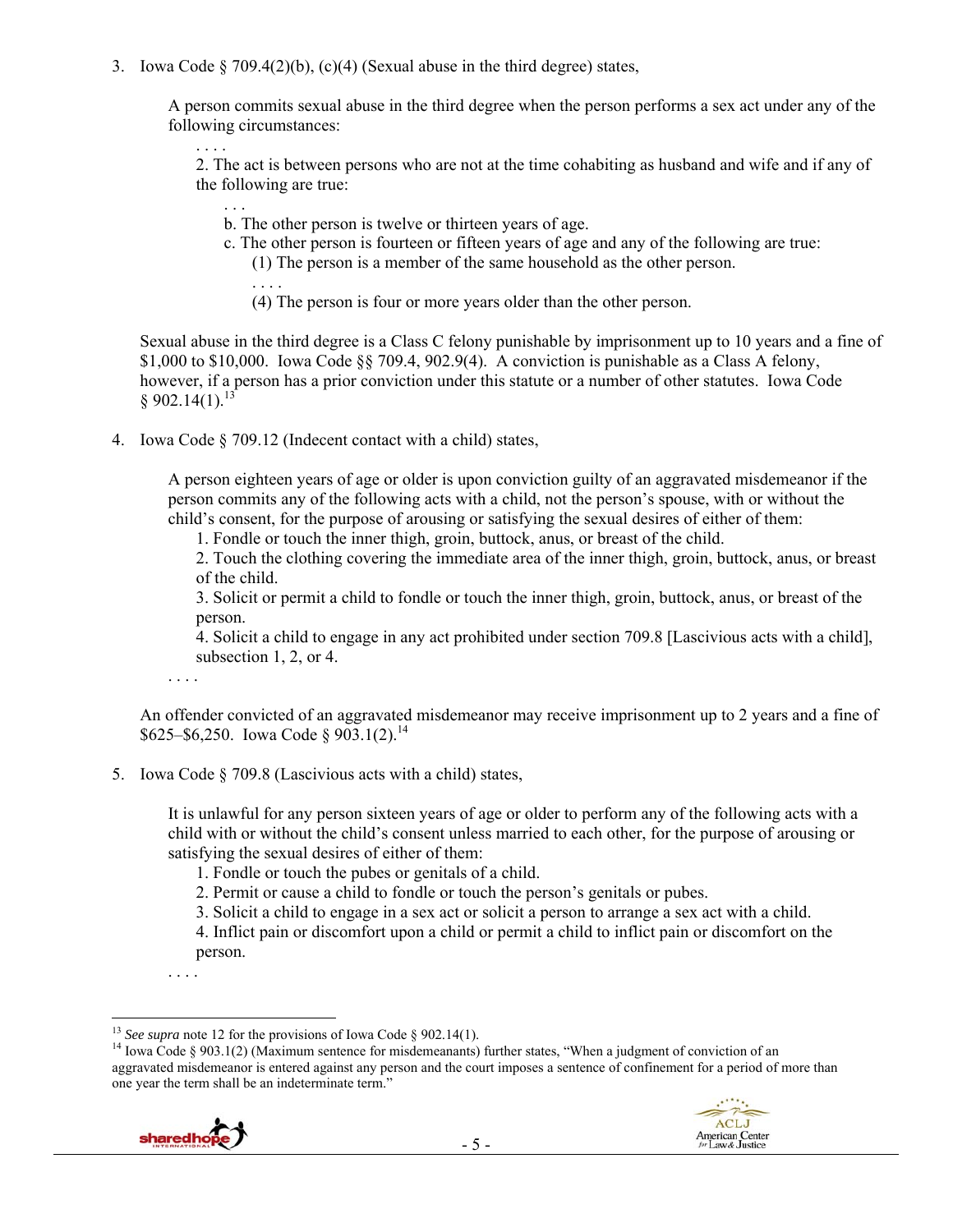3. Iowa Code § 709.4(2)(b), (c)(4) (Sexual abuse in the third degree) states,

   A person commits sexual abuse in the third degree when the person performs a sex act under any of the following circumstances:

   . . . .

   2. The act is between persons who are not at the time cohabiting as husband and wife and if any of the following are true:

      . . .

      b. The other person is twelve or thirteen years of age.

      c. The other person is fourteen or fifteen years of age and any of the following are true:

         (1) The person is a member of the same household as the other person.

         . . . .

         (4) The person is four or more years older than the other person.

   Sexual abuse in the third degree is a Class C felony punishable by imprisonment up to 10 years and a fine of $1,000 to $10,000. Iowa Code §§ 709.4, 902.9(4). A conviction is punishable as a Class A felony, however, if a person has a prior conviction under this statute or a number of other statutes. Iowa Code § 902.14(1).[13]

4. Iowa Code § 709.12 (Indecent contact with a child) states,

   A person eighteen years of age or older is upon conviction guilty of an aggravated misdemeanor if the person commits any of the following acts with a child, not the person's spouse, with or without the child's consent, for the purpose of arousing or satisfying the sexual desires of either of them:

   1. Fondle or touch the inner thigh, groin, buttock, anus, or breast of the child.
   2. Touch the clothing covering the immediate area of the inner thigh, groin, buttock, anus, or breast of the child.
   3. Solicit or permit a child to fondle or touch the inner thigh, groin, buttock, anus, or breast of the person.
   4. Solicit a child to engage in any act prohibited under section 709.8 [Lascivious acts with a child], subsection 1, 2, or 4.

   . . . .

   An offender convicted of an aggravated misdemeanor may receive imprisonment up to 2 years and a fine of $625–$6,250. Iowa Code § 903.1(2).[14]

5. Iowa Code § 709.8 (Lascivious acts with a child) states,

   It is unlawful for any person sixteen years of age or older to perform any of the following acts with a child with or without the child's consent unless married to each other, for the purpose of arousing or satisfying the sexual desires of either of them:

   1. Fondle or touch the pubes or genitals of a child.
   2. Permit or cause a child to fondle or touch the person's genitals or pubes.
   3. Solicit a child to engage in a sex act or solicit a person to arrange a sex act with a child.
   4. Inflict pain or discomfort upon a child or permit a child to inflict pain or discomfort on the person.

   . . . .

---

[13] *See supra* note 12 for the provisions of Iowa Code § 902.14(1).

[14] Iowa Code § 903.1(2) (Maximum sentence for misdemeanants) further states, "When a judgment of conviction of an aggravated misdemeanor is entered against any person and the court imposes a sentence of confinement for a period of more than one year the term shall be an indeterminate term."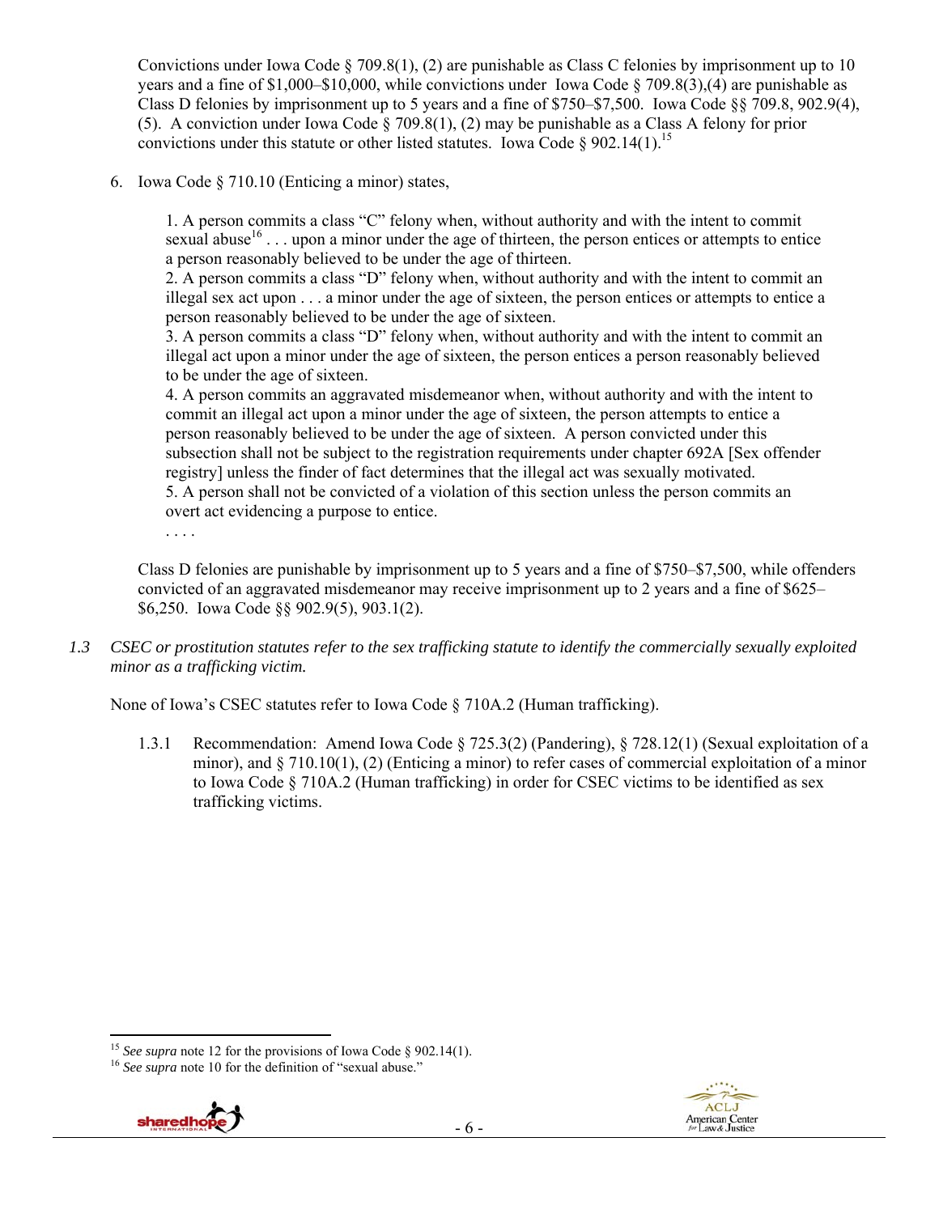Convictions under Iowa Code § 709.8(1), (2) are punishable as Class C felonies by imprisonment up to 10 years and a fine of $1,000–$10,000, while convictions under Iowa Code § 709.8(3),(4) are punishable as Class D felonies by imprisonment up to 5 years and a fine of $750–$7,500. Iowa Code §§ 709.8, 902.9(4), (5). A conviction under Iowa Code § 709.8(1), (2) may be punishable as a Class A felony for prior convictions under this statute or other listed statutes. Iowa Code § 902.14(1).[15]

6. Iowa Code § 710.10 (Enticing a minor) states,

> 1. A person commits a class "C" felony when, without authority and with the intent to commit sexual abuse[16] . . . upon a minor under the age of thirteen, the person entices or attempts to entice a person reasonably believed to be under the age of thirteen.
> 2. A person commits a class "D" felony when, without authority and with the intent to commit an illegal sex act upon . . . a minor under the age of sixteen, the person entices or attempts to entice a person reasonably believed to be under the age of sixteen.
> 3. A person commits a class "D" felony when, without authority and with the intent to commit an illegal act upon a minor under the age of sixteen, the person entices a person reasonably believed to be under the age of sixteen.
> 4. A person commits an aggravated misdemeanor when, without authority and with the intent to commit an illegal act upon a minor under the age of sixteen, the person attempts to entice a person reasonably believed to be under the age of sixteen. A person convicted under this subsection shall not be subject to the registration requirements under chapter 692A [Sex offender registry] unless the finder of fact determines that the illegal act was sexually motivated.
> 5. A person shall not be convicted of a violation of this section unless the person commits an overt act evidencing a purpose to entice.
>
> . . . .

Class D felonies are punishable by imprisonment up to 5 years and a fine of $750–$7,500, while offenders convicted of an aggravated misdemeanor may receive imprisonment up to 2 years and a fine of $625–$6,250. Iowa Code §§ 902.9(5), 903.1(2).

*1.3 CSEC or prostitution statutes refer to the sex trafficking statute to identify the commercially sexually exploited minor as a trafficking victim.*

None of Iowa's CSEC statutes refer to Iowa Code § 710A.2 (Human trafficking).

1.3.1 Recommendation: Amend Iowa Code § 725.3(2) (Pandering), § 728.12(1) (Sexual exploitation of a minor), and § 710.10(1), (2) (Enticing a minor) to refer cases of commercial exploitation of a minor to Iowa Code § 710A.2 (Human trafficking) in order for CSEC victims to be identified as sex trafficking victims.

---

[15] *See supra* note 12 for the provisions of Iowa Code § 902.14(1).

[16] *See supra* note 10 for the definition of "sexual abuse."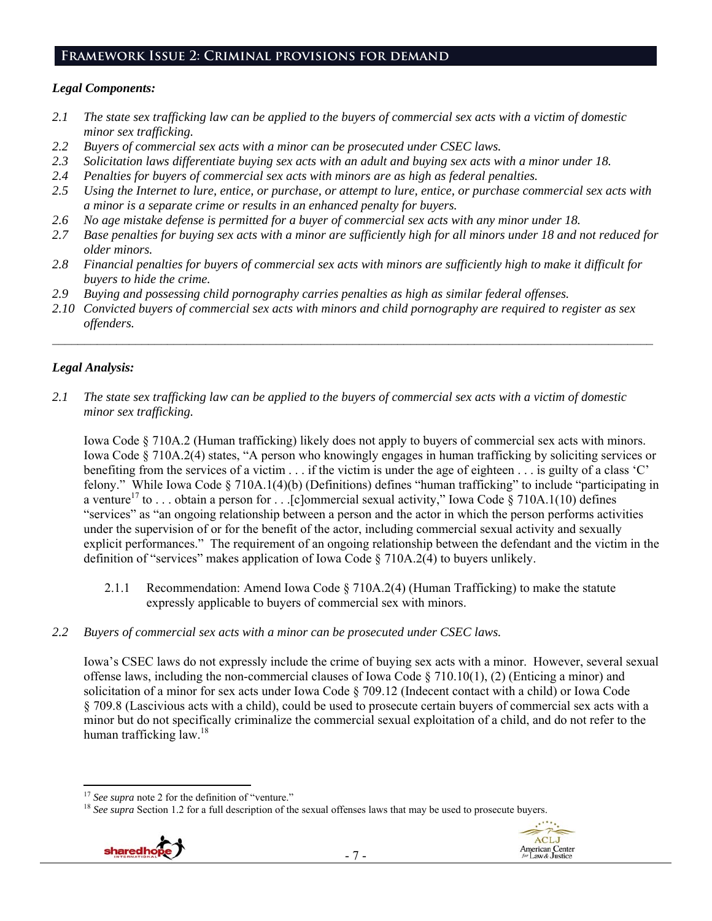## Framework Issue 2: Criminal provisions for demand

### *Legal Components:*

- *2.1 The state sex trafficking law can be applied to the buyers of commercial sex acts with a victim of domestic minor sex trafficking.*
- *2.2 Buyers of commercial sex acts with a minor can be prosecuted under CSEC laws.*
- *2.3 Solicitation laws differentiate buying sex acts with an adult and buying sex acts with a minor under 18.*
- *2.4 Penalties for buyers of commercial sex acts with minors are as high as federal penalties.*
- *2.5 Using the Internet to lure, entice, or purchase, or attempt to lure, entice, or purchase commercial sex acts with a minor is a separate crime or results in an enhanced penalty for buyers.*
- *2.6 No age mistake defense is permitted for a buyer of commercial sex acts with any minor under 18.*
- *2.7 Base penalties for buying sex acts with a minor are sufficiently high for all minors under 18 and not reduced for older minors.*
- *2.8 Financial penalties for buyers of commercial sex acts with minors are sufficiently high to make it difficult for buyers to hide the crime.*
- *2.9 Buying and possessing child pornography carries penalties as high as similar federal offenses.*
- *2.10 Convicted buyers of commercial sex acts with minors and child pornography are required to register as sex offenders.*

---

### *Legal Analysis:*

*2.1 The state sex trafficking law can be applied to the buyers of commercial sex acts with a victim of domestic minor sex trafficking.*

Iowa Code § 710A.2 (Human trafficking) likely does not apply to buyers of commercial sex acts with minors. Iowa Code § 710A.2(4) states, "A person who knowingly engages in human trafficking by soliciting services or benefiting from the services of a victim . . . if the victim is under the age of eighteen . . . is guilty of a class 'C' felony." While Iowa Code § 710A.1(4)(b) (Definitions) defines "human trafficking" to include "participating in a venture[17] to . . . obtain a person for . . .[c]ommercial sexual activity," Iowa Code § 710A.1(10) defines "services" as "an ongoing relationship between a person and the actor in which the person performs activities under the supervision of or for the benefit of the actor, including commercial sexual activity and sexually explicit performances." The requirement of an ongoing relationship between the defendant and the victim in the definition of "services" makes application of Iowa Code § 710A.2(4) to buyers unlikely.

2.1.1 Recommendation: Amend Iowa Code § 710A.2(4) (Human Trafficking) to make the statute expressly applicable to buyers of commercial sex with minors.

*2.2 Buyers of commercial sex acts with a minor can be prosecuted under CSEC laws.*

Iowa's CSEC laws do not expressly include the crime of buying sex acts with a minor. However, several sexual offense laws, including the non-commercial clauses of Iowa Code § 710.10(1), (2) (Enticing a minor) and solicitation of a minor for sex acts under Iowa Code § 709.12 (Indecent contact with a child) or Iowa Code § 709.8 (Lascivious acts with a child), could be used to prosecute certain buyers of commercial sex acts with a minor but do not specifically criminalize the commercial sexual exploitation of a child, and do not refer to the human trafficking law.[18]

---

[17] *See supra* note 2 for the definition of "venture."

[18] *See supra* Section 1.2 for a full description of the sexual offenses laws that may be used to prosecute buyers.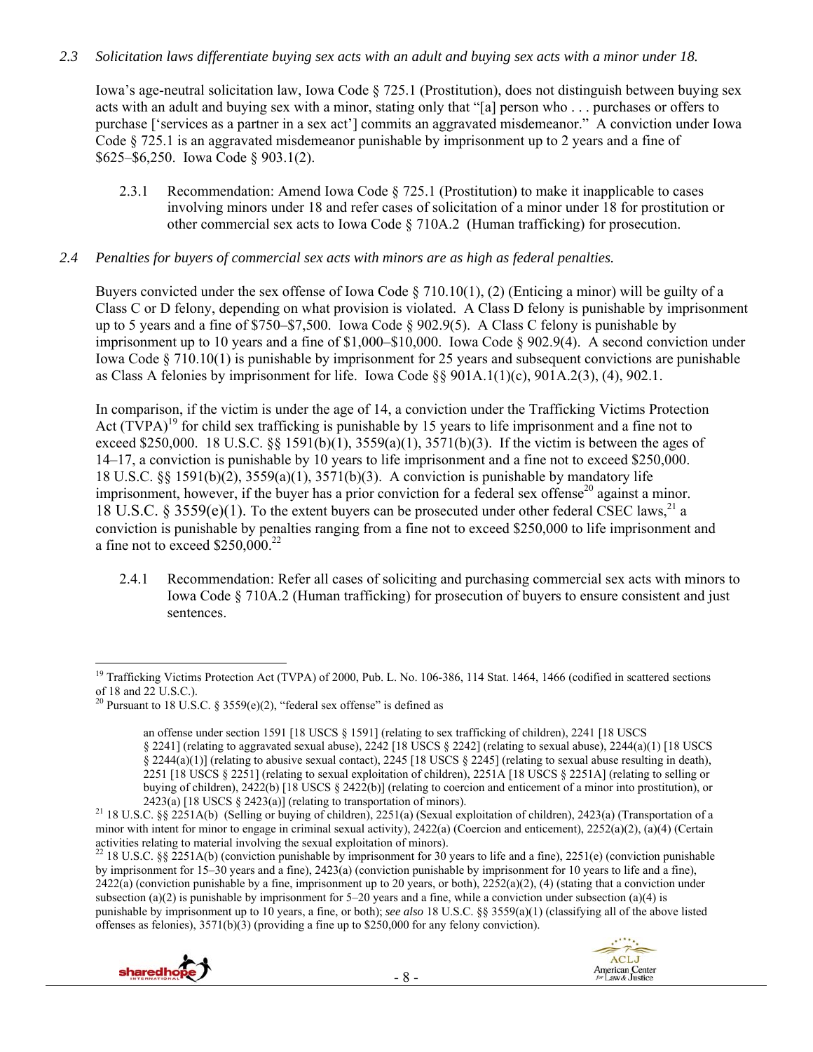*2.3 Solicitation laws differentiate buying sex acts with an adult and buying sex acts with a minor under 18.*

Iowa's age-neutral solicitation law, Iowa Code § 725.1 (Prostitution), does not distinguish between buying sex acts with an adult and buying sex with a minor, stating only that "[a] person who . . . purchases or offers to purchase ['services as a partner in a sex act'] commits an aggravated misdemeanor." A conviction under Iowa Code § 725.1 is an aggravated misdemeanor punishable by imprisonment up to 2 years and a fine of $625–$6,250. Iowa Code § 903.1(2).

2.3.1 Recommendation: Amend Iowa Code § 725.1 (Prostitution) to make it inapplicable to cases involving minors under 18 and refer cases of solicitation of a minor under 18 for prostitution or other commercial sex acts to Iowa Code § 710A.2 (Human trafficking) for prosecution.

*2.4 Penalties for buyers of commercial sex acts with minors are as high as federal penalties.*

Buyers convicted under the sex offense of Iowa Code § 710.10(1), (2) (Enticing a minor) will be guilty of a Class C or D felony, depending on what provision is violated. A Class D felony is punishable by imprisonment up to 5 years and a fine of $750–$7,500. Iowa Code § 902.9(5). A Class C felony is punishable by imprisonment up to 10 years and a fine of $1,000–$10,000. Iowa Code § 902.9(4). A second conviction under Iowa Code § 710.10(1) is punishable by imprisonment for 25 years and subsequent convictions are punishable as Class A felonies by imprisonment for life. Iowa Code §§ 901A.1(1)(c), 901A.2(3), (4), 902.1.

In comparison, if the victim is under the age of 14, a conviction under the Trafficking Victims Protection Act (TVPA)[19] for child sex trafficking is punishable by 15 years to life imprisonment and a fine not to exceed $250,000. 18 U.S.C. §§ 1591(b)(1), 3559(a)(1), 3571(b)(3). If the victim is between the ages of 14–17, a conviction is punishable by 10 years to life imprisonment and a fine not to exceed $250,000. 18 U.S.C. §§ 1591(b)(2), 3559(a)(1), 3571(b)(3). A conviction is punishable by mandatory life imprisonment, however, if the buyer has a prior conviction for a federal sex offense[20] against a minor. 18 U.S.C. § 3559(e)(1). To the extent buyers can be prosecuted under other federal CSEC laws,[21] a conviction is punishable by penalties ranging from a fine not to exceed $250,000 to life imprisonment and a fine not to exceed $250,000.[22]

2.4.1 Recommendation: Refer all cases of soliciting and purchasing commercial sex acts with minors to Iowa Code § 710A.2 (Human trafficking) for prosecution of buyers to ensure consistent and just sentences.

---

[19] Trafficking Victims Protection Act (TVPA) of 2000, Pub. L. No. 106-386, 114 Stat. 1464, 1466 (codified in scattered sections of 18 and 22 U.S.C.).

[20] Pursuant to 18 U.S.C. § 3559(e)(2), "federal sex offense" is defined as

> an offense under section 1591 [18 USCS § 1591] (relating to sex trafficking of children), 2241 [18 USCS § 2241] (relating to aggravated sexual abuse), 2242 [18 USCS § 2242] (relating to sexual abuse), 2244(a)(1) [18 USCS § 2244(a)(1)] (relating to abusive sexual contact), 2245 [18 USCS § 2245] (relating to sexual abuse resulting in death), 2251 [18 USCS § 2251] (relating to sexual exploitation of children), 2251A [18 USCS § 2251A] (relating to selling or buying of children), 2422(b) [18 USCS § 2422(b)] (relating to coercion and enticement of a minor into prostitution), or 2423(a) [18 USCS § 2423(a)] (relating to transportation of minors).

[21] 18 U.S.C. §§ 2251A(b) (Selling or buying of children), 2251(a) (Sexual exploitation of children), 2423(a) (Transportation of a minor with intent for minor to engage in criminal sexual activity), 2422(a) (Coercion and enticement), 2252(a)(2), (a)(4) (Certain activities relating to material involving the sexual exploitation of minors).

[22] 18 U.S.C. §§ 2251A(b) (conviction punishable by imprisonment for 30 years to life and a fine), 2251(e) (conviction punishable by imprisonment for 15–30 years and a fine), 2423(a) (conviction punishable by imprisonment for 10 years to life and a fine), 2422(a) (conviction punishable by a fine, imprisonment up to 20 years, or both), 2252(a)(2), (4) (stating that a conviction under subsection (a)(2) is punishable by imprisonment for 5–20 years and a fine, while a conviction under subsection (a)(4) is punishable by imprisonment up to 10 years, a fine, or both); *see also* 18 U.S.C. §§ 3559(a)(1) (classifying all of the above listed offenses as felonies), 3571(b)(3) (providing a fine up to $250,000 for any felony conviction).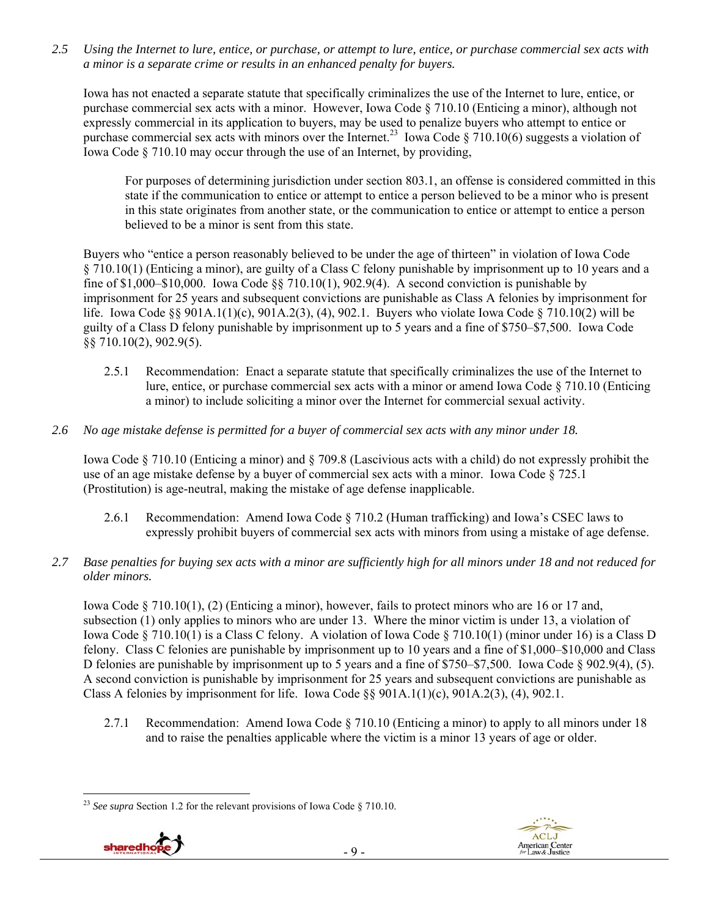*2.5 Using the Internet to lure, entice, or purchase, or attempt to lure, entice, or purchase commercial sex acts with a minor is a separate crime or results in an enhanced penalty for buyers.*

Iowa has not enacted a separate statute that specifically criminalizes the use of the Internet to lure, entice, or purchase commercial sex acts with a minor. However, Iowa Code § 710.10 (Enticing a minor), although not expressly commercial in its application to buyers, may be used to penalize buyers who attempt to entice or purchase commercial sex acts with minors over the Internet.[23] Iowa Code § 710.10(6) suggests a violation of Iowa Code § 710.10 may occur through the use of an Internet, by providing,

> For purposes of determining jurisdiction under section 803.1, an offense is considered committed in this state if the communication to entice or attempt to entice a person believed to be a minor who is present in this state originates from another state, or the communication to entice or attempt to entice a person believed to be a minor is sent from this state.

Buyers who "entice a person reasonably believed to be under the age of thirteen" in violation of Iowa Code § 710.10(1) (Enticing a minor), are guilty of a Class C felony punishable by imprisonment up to 10 years and a fine of $1,000–$10,000. Iowa Code §§ 710.10(1), 902.9(4). A second conviction is punishable by imprisonment for 25 years and subsequent convictions are punishable as Class A felonies by imprisonment for life. Iowa Code §§ 901A.1(1)(c), 901A.2(3), (4), 902.1. Buyers who violate Iowa Code § 710.10(2) will be guilty of a Class D felony punishable by imprisonment up to 5 years and a fine of $750–$7,500. Iowa Code §§ 710.10(2), 902.9(5).

2.5.1 Recommendation: Enact a separate statute that specifically criminalizes the use of the Internet to lure, entice, or purchase commercial sex acts with a minor or amend Iowa Code § 710.10 (Enticing a minor) to include soliciting a minor over the Internet for commercial sexual activity.

*2.6 No age mistake defense is permitted for a buyer of commercial sex acts with any minor under 18.*

Iowa Code § 710.10 (Enticing a minor) and § 709.8 (Lascivious acts with a child) do not expressly prohibit the use of an age mistake defense by a buyer of commercial sex acts with a minor. Iowa Code § 725.1 (Prostitution) is age-neutral, making the mistake of age defense inapplicable.

2.6.1 Recommendation: Amend Iowa Code § 710.2 (Human trafficking) and Iowa's CSEC laws to expressly prohibit buyers of commercial sex acts with minors from using a mistake of age defense.

*2.7 Base penalties for buying sex acts with a minor are sufficiently high for all minors under 18 and not reduced for older minors.*

Iowa Code § 710.10(1), (2) (Enticing a minor), however, fails to protect minors who are 16 or 17 and, subsection (1) only applies to minors who are under 13. Where the minor victim is under 13, a violation of Iowa Code § 710.10(1) is a Class C felony. A violation of Iowa Code § 710.10(1) (minor under 16) is a Class D felony. Class C felonies are punishable by imprisonment up to 10 years and a fine of $1,000–$10,000 and Class D felonies are punishable by imprisonment up to 5 years and a fine of $750–$7,500. Iowa Code § 902.9(4), (5). A second conviction is punishable by imprisonment for 25 years and subsequent convictions are punishable as Class A felonies by imprisonment for life. Iowa Code §§ 901A.1(1)(c), 901A.2(3), (4), 902.1.

2.7.1 Recommendation: Amend Iowa Code § 710.10 (Enticing a minor) to apply to all minors under 18 and to raise the penalties applicable where the victim is a minor 13 years of age or older.

---

[23] *See supra* Section 1.2 for the relevant provisions of Iowa Code § 710.10.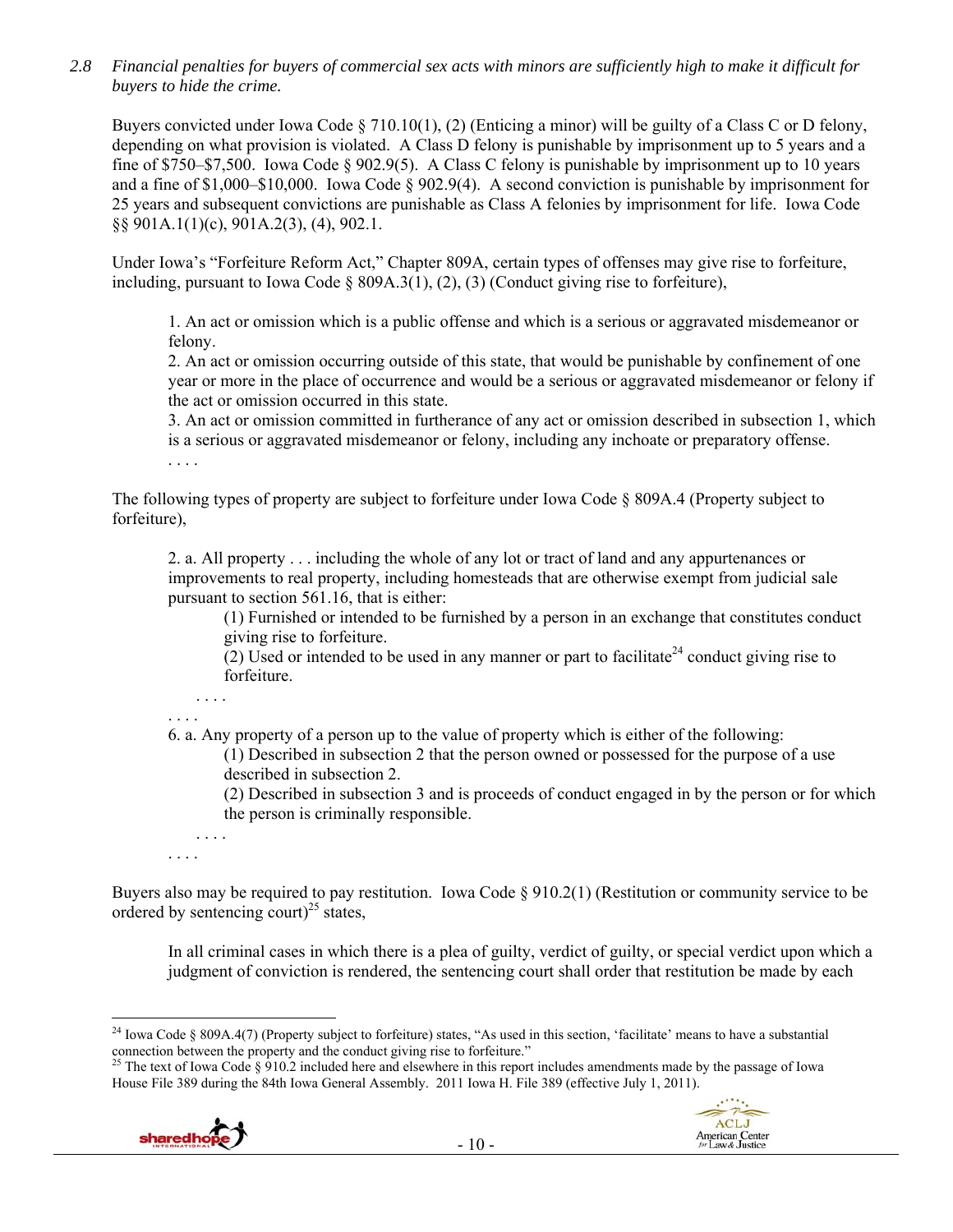*2.8 Financial penalties for buyers of commercial sex acts with minors are sufficiently high to make it difficult for buyers to hide the crime.*

Buyers convicted under Iowa Code § 710.10(1), (2) (Enticing a minor) will be guilty of a Class C or D felony, depending on what provision is violated. A Class D felony is punishable by imprisonment up to 5 years and a fine of $750–$7,500. Iowa Code § 902.9(5). A Class C felony is punishable by imprisonment up to 10 years and a fine of $1,000–$10,000. Iowa Code § 902.9(4). A second conviction is punishable by imprisonment for 25 years and subsequent convictions are punishable as Class A felonies by imprisonment for life. Iowa Code §§ 901A.1(1)(c), 901A.2(3), (4), 902.1.

Under Iowa's "Forfeiture Reform Act," Chapter 809A, certain types of offenses may give rise to forfeiture, including, pursuant to Iowa Code § 809A.3(1), (2), (3) (Conduct giving rise to forfeiture),

> 1. An act or omission which is a public offense and which is a serious or aggravated misdemeanor or felony.
> 2. An act or omission occurring outside of this state, that would be punishable by confinement of one year or more in the place of occurrence and would be a serious or aggravated misdemeanor or felony if the act or omission occurred in this state.
> 3. An act or omission committed in furtherance of any act or omission described in subsection 1, which is a serious or aggravated misdemeanor or felony, including any inchoate or preparatory offense.
> . . . .

The following types of property are subject to forfeiture under Iowa Code § 809A.4 (Property subject to forfeiture),

> 2. a. All property . . . including the whole of any lot or tract of land and any appurtenances or improvements to real property, including homesteads that are otherwise exempt from judicial sale pursuant to section 561.16, that is either:
>
> (1) Furnished or intended to be furnished by a person in an exchange that constitutes conduct giving rise to forfeiture.
>
> (2) Used or intended to be used in any manner or part to facilitate[24] conduct giving rise to forfeiture.
>
> . . . .
>
> . . . .
>
> 6. a. Any property of a person up to the value of property which is either of the following:
>
> (1) Described in subsection 2 that the person owned or possessed for the purpose of a use described in subsection 2.
>
> (2) Described in subsection 3 and is proceeds of conduct engaged in by the person or for which the person is criminally responsible.
>
> . . . .
>
> . . . .

Buyers also may be required to pay restitution. Iowa Code § 910.2(1) (Restitution or community service to be ordered by sentencing court)[25] states,

> In all criminal cases in which there is a plea of guilty, verdict of guilty, or special verdict upon which a judgment of conviction is rendered, the sentencing court shall order that restitution be made by each

---

[24] Iowa Code § 809A.4(7) (Property subject to forfeiture) states, "As used in this section, 'facilitate' means to have a substantial connection between the property and the conduct giving rise to forfeiture."

[25] The text of Iowa Code § 910.2 included here and elsewhere in this report includes amendments made by the passage of Iowa House File 389 during the 84th Iowa General Assembly. 2011 Iowa H. File 389 (effective July 1, 2011).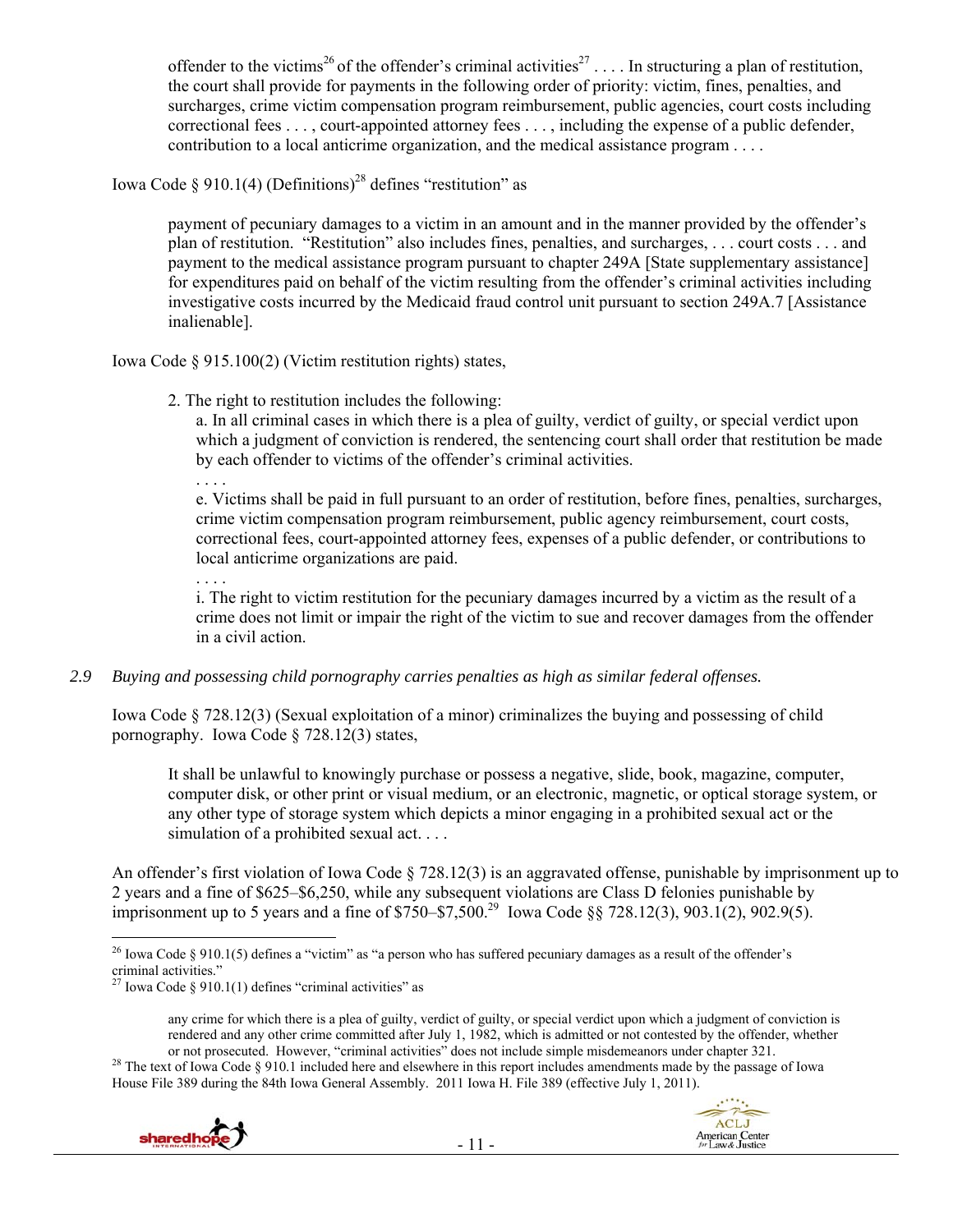offender to the victims[26] of the offender's criminal activities[27] . . . . In structuring a plan of restitution, the court shall provide for payments in the following order of priority: victim, fines, penalties, and surcharges, crime victim compensation program reimbursement, public agencies, court costs including correctional fees . . . , court-appointed attorney fees . . . , including the expense of a public defender, contribution to a local anticrime organization, and the medical assistance program . . . .

Iowa Code § 910.1(4) (Definitions)[28] defines "restitution" as

> payment of pecuniary damages to a victim in an amount and in the manner provided by the offender's plan of restitution. "Restitution" also includes fines, penalties, and surcharges, . . . court costs . . . and payment to the medical assistance program pursuant to chapter 249A [State supplementary assistance] for expenditures paid on behalf of the victim resulting from the offender's criminal activities including investigative costs incurred by the Medicaid fraud control unit pursuant to section 249A.7 [Assistance inalienable].

Iowa Code § 915.100(2) (Victim restitution rights) states,

> 2. The right to restitution includes the following:
>
> a. In all criminal cases in which there is a plea of guilty, verdict of guilty, or special verdict upon which a judgment of conviction is rendered, the sentencing court shall order that restitution be made by each offender to victims of the offender's criminal activities.
>
> . . . .
>
> e. Victims shall be paid in full pursuant to an order of restitution, before fines, penalties, surcharges, crime victim compensation program reimbursement, public agency reimbursement, court costs, correctional fees, court-appointed attorney fees, expenses of a public defender, or contributions to local anticrime organizations are paid.
>
> . . . .
>
> i. The right to victim restitution for the pecuniary damages incurred by a victim as the result of a crime does not limit or impair the right of the victim to sue and recover damages from the offender in a civil action.

*2.9 Buying and possessing child pornography carries penalties as high as similar federal offenses.*

Iowa Code § 728.12(3) (Sexual exploitation of a minor) criminalizes the buying and possessing of child pornography. Iowa Code § 728.12(3) states,

> It shall be unlawful to knowingly purchase or possess a negative, slide, book, magazine, computer, computer disk, or other print or visual medium, or an electronic, magnetic, or optical storage system, or any other type of storage system which depicts a minor engaging in a prohibited sexual act or the simulation of a prohibited sexual act. . . .

An offender's first violation of Iowa Code § 728.12(3) is an aggravated offense, punishable by imprisonment up to 2 years and a fine of $625–$6,250, while any subsequent violations are Class D felonies punishable by imprisonment up to 5 years and a fine of $750–$7,500.[29] Iowa Code §§ 728.12(3), 903.1(2), 902.9(5).

---

[26] Iowa Code § 910.1(5) defines a "victim" as "a person who has suffered pecuniary damages as a result of the offender's criminal activities."

[27] Iowa Code § 910.1(1) defines "criminal activities" as

> any crime for which there is a plea of guilty, verdict of guilty, or special verdict upon which a judgment of conviction is rendered and any other crime committed after July 1, 1982, which is admitted or not contested by the offender, whether or not prosecuted. However, "criminal activities" does not include simple misdemeanors under chapter 321.

[28] The text of Iowa Code § 910.1 included here and elsewhere in this report includes amendments made by the passage of Iowa House File 389 during the 84th Iowa General Assembly. 2011 Iowa H. File 389 (effective July 1, 2011).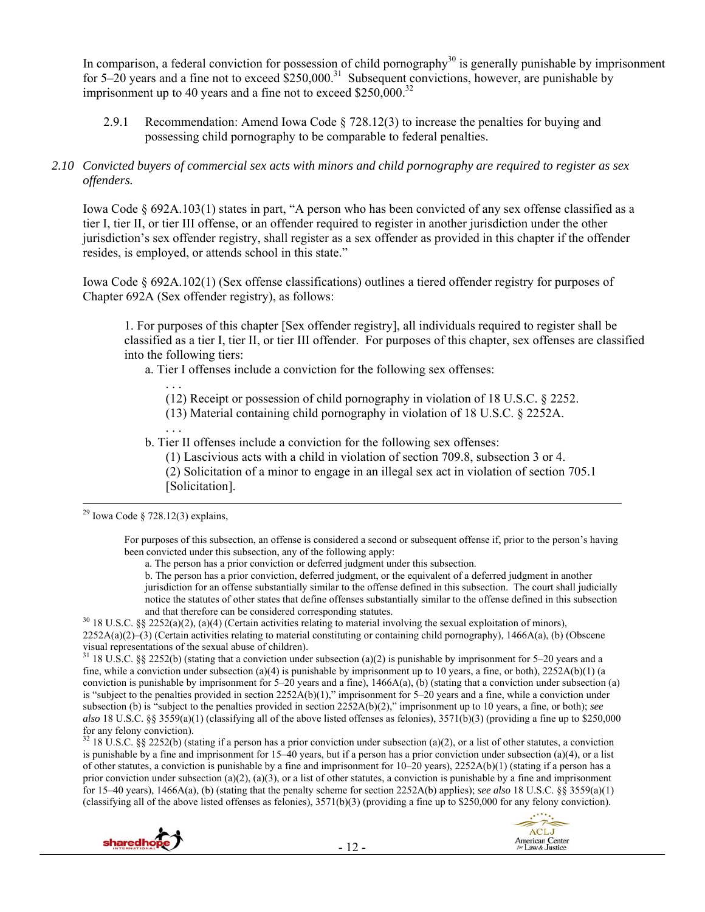In comparison, a federal conviction for possession of child pornography[30] is generally punishable by imprisonment for 5–20 years and a fine not to exceed $250,000.[31] Subsequent convictions, however, are punishable by imprisonment up to 40 years and a fine not to exceed $250,000.[32]

2.9.1 Recommendation: Amend Iowa Code § 728.12(3) to increase the penalties for buying and possessing child pornography to be comparable to federal penalties.

*2.10 Convicted buyers of commercial sex acts with minors and child pornography are required to register as sex offenders.*

Iowa Code § 692A.103(1) states in part, "A person who has been convicted of any sex offense classified as a tier I, tier II, or tier III offense, or an offender required to register in another jurisdiction under the other jurisdiction's sex offender registry, shall register as a sex offender as provided in this chapter if the offender resides, is employed, or attends school in this state."

Iowa Code § 692A.102(1) (Sex offense classifications) outlines a tiered offender registry for purposes of Chapter 692A (Sex offender registry), as follows:

> 1. For purposes of this chapter [Sex offender registry], all individuals required to register shall be classified as a tier I, tier II, or tier III offender. For purposes of this chapter, sex offenses are classified into the following tiers:
>
> a. Tier I offenses include a conviction for the following sex offenses:
>
> . . .
>
> (12) Receipt or possession of child pornography in violation of 18 U.S.C. § 2252.
>
> (13) Material containing child pornography in violation of 18 U.S.C. § 2252A.
>
> . . .
>
> b. Tier II offenses include a conviction for the following sex offenses:
>
> (1) Lascivious acts with a child in violation of section 709.8, subsection 3 or 4.
>
> (2) Solicitation of a minor to engage in an illegal sex act in violation of section 705.1 [Solicitation].

---

[29] Iowa Code § 728.12(3) explains,

> For purposes of this subsection, an offense is considered a second or subsequent offense if, prior to the person's having been convicted under this subsection, any of the following apply:
>
> a. The person has a prior conviction or deferred judgment under this subsection.
>
> b. The person has a prior conviction, deferred judgment, or the equivalent of a deferred judgment in another jurisdiction for an offense substantially similar to the offense defined in this subsection. The court shall judicially notice the statutes of other states that define offenses substantially similar to the offense defined in this subsection and that therefore can be considered corresponding statutes.

[30] 18 U.S.C. §§ 2252(a)(2), (a)(4) (Certain activities relating to material involving the sexual exploitation of minors), 2252A(a)(2)–(3) (Certain activities relating to material constituting or containing child pornography), 1466A(a), (b) (Obscene visual representations of the sexual abuse of children).

[31] 18 U.S.C. §§ 2252(b) (stating that a conviction under subsection (a)(2) is punishable by imprisonment for 5–20 years and a fine, while a conviction under subsection (a)(4) is punishable by imprisonment up to 10 years, a fine, or both), 2252A(b)(1) (a conviction is punishable by imprisonment for 5–20 years and a fine), 1466A(a), (b) (stating that a conviction under subsection (a) is "subject to the penalties provided in section 2252A(b)(1)," imprisonment for 5–20 years and a fine, while a conviction under subsection (b) is "subject to the penalties provided in section 2252A(b)(2)," imprisonment up to 10 years, a fine, or both); *see also* 18 U.S.C. §§ 3559(a)(1) (classifying all of the above listed offenses as felonies), 3571(b)(3) (providing a fine up to $250,000 for any felony conviction).

[32] 18 U.S.C. §§ 2252(b) (stating if a person has a prior conviction under subsection (a)(2), or a list of other statutes, a conviction is punishable by a fine and imprisonment for 15–40 years, but if a person has a prior conviction under subsection (a)(4), or a list of other statutes, a conviction is punishable by a fine and imprisonment for 10–20 years), 2252A(b)(1) (stating if a person has a prior conviction under subsection (a)(2), (a)(3), or a list of other statutes, a conviction is punishable by a fine and imprisonment for 15–40 years), 1466A(a), (b) (stating that the penalty scheme for section 2252A(b) applies); *see also* 18 U.S.C. §§ 3559(a)(1) (classifying all of the above listed offenses as felonies), 3571(b)(3) (providing a fine up to $250,000 for any felony conviction).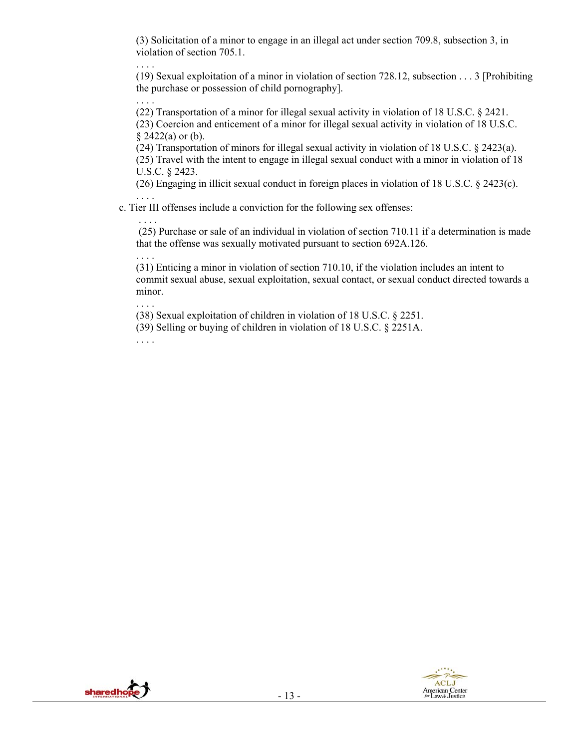(3) Solicitation of a minor to engage in an illegal act under section 709.8, subsection 3, in violation of section 705.1.

. . . .

(19) Sexual exploitation of a minor in violation of section 728.12, subsection . . . 3 [Prohibiting the purchase or possession of child pornography].

. . . .

(22) Transportation of a minor for illegal sexual activity in violation of 18 U.S.C. § 2421.

(23) Coercion and enticement of a minor for illegal sexual activity in violation of 18 U.S.C. § 2422(a) or (b).

(24) Transportation of minors for illegal sexual activity in violation of 18 U.S.C. § 2423(a).

(25) Travel with the intent to engage in illegal sexual conduct with a minor in violation of 18 U.S.C. § 2423.

(26) Engaging in illicit sexual conduct in foreign places in violation of 18 U.S.C. § 2423(c).

. . . .

c. Tier III offenses include a conviction for the following sex offenses:

. . . .

(25) Purchase or sale of an individual in violation of section 710.11 if a determination is made that the offense was sexually motivated pursuant to section 692A.126.

. . . .

(31) Enticing a minor in violation of section 710.10, if the violation includes an intent to commit sexual abuse, sexual exploitation, sexual contact, or sexual conduct directed towards a minor.

. . . .

(38) Sexual exploitation of children in violation of 18 U.S.C. § 2251.

(39) Selling or buying of children in violation of 18 U.S.C. § 2251A.

. . . .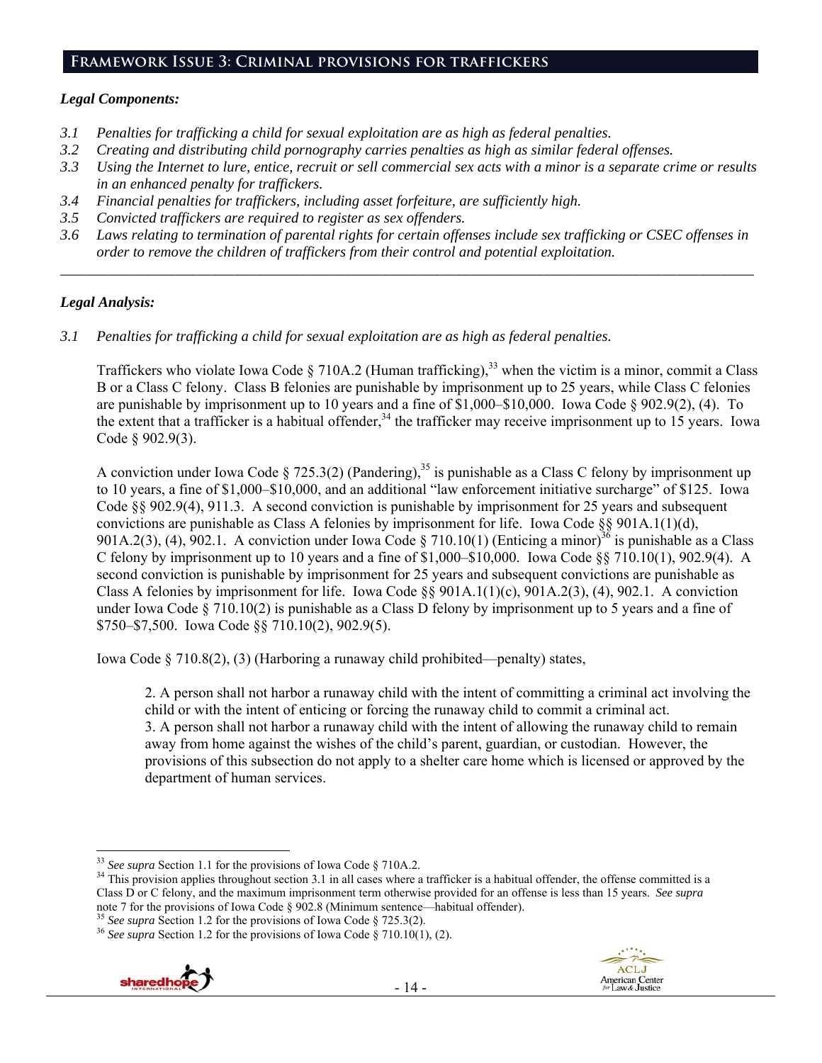## Framework Issue 3: Criminal provisions for traffickers

***Legal Components:***

- *3.1 Penalties for trafficking a child for sexual exploitation are as high as federal penalties.*
- *3.2 Creating and distributing child pornography carries penalties as high as similar federal offenses.*
- *3.3 Using the Internet to lure, entice, recruit or sell commercial sex acts with a minor is a separate crime or results in an enhanced penalty for traffickers.*
- *3.4 Financial penalties for traffickers, including asset forfeiture, are sufficiently high.*
- *3.5 Convicted traffickers are required to register as sex offenders.*
- *3.6 Laws relating to termination of parental rights for certain offenses include sex trafficking or CSEC offenses in order to remove the children of traffickers from their control and potential exploitation.*

---

***Legal Analysis:***

*3.1 Penalties for trafficking a child for sexual exploitation are as high as federal penalties.*

Traffickers who violate Iowa Code § 710A.2 (Human trafficking),[33] when the victim is a minor, commit a Class B or a Class C felony. Class B felonies are punishable by imprisonment up to 25 years, while Class C felonies are punishable by imprisonment up to 10 years and a fine of $1,000–$10,000. Iowa Code § 902.9(2), (4). To the extent that a trafficker is a habitual offender,[34] the trafficker may receive imprisonment up to 15 years. Iowa Code § 902.9(3).

A conviction under Iowa Code § 725.3(2) (Pandering),[35] is punishable as a Class C felony by imprisonment up to 10 years, a fine of $1,000–$10,000, and an additional "law enforcement initiative surcharge" of $125. Iowa Code §§ 902.9(4), 911.3. A second conviction is punishable by imprisonment for 25 years and subsequent convictions are punishable as Class A felonies by imprisonment for life. Iowa Code §§ 901A.1(1)(d), 901A.2(3), (4), 902.1. A conviction under Iowa Code § 710.10(1) (Enticing a minor)[36] is punishable as a Class C felony by imprisonment up to 10 years and a fine of $1,000–$10,000. Iowa Code §§ 710.10(1), 902.9(4). A second conviction is punishable by imprisonment for 25 years and subsequent convictions are punishable as Class A felonies by imprisonment for life. Iowa Code §§ 901A.1(1)(c), 901A.2(3), (4), 902.1. A conviction under Iowa Code § 710.10(2) is punishable as a Class D felony by imprisonment up to 5 years and a fine of $750–$7,500. Iowa Code §§ 710.10(2), 902.9(5).

Iowa Code § 710.8(2), (3) (Harboring a runaway child prohibited—penalty) states,

> 2. A person shall not harbor a runaway child with the intent of committing a criminal act involving the child or with the intent of enticing or forcing the runaway child to commit a criminal act.
> 3. A person shall not harbor a runaway child with the intent of allowing the runaway child to remain away from home against the wishes of the child's parent, guardian, or custodian. However, the provisions of this subsection do not apply to a shelter care home which is licensed or approved by the department of human services.

---

[33] *See supra* Section 1.1 for the provisions of Iowa Code § 710A.2.

[34] This provision applies throughout section 3.1 in all cases where a trafficker is a habitual offender, the offense committed is a Class D or C felony, and the maximum imprisonment term otherwise provided for an offense is less than 15 years. *See supra* note 7 for the provisions of Iowa Code § 902.8 (Minimum sentence—habitual offender).

[35] *See supra* Section 1.2 for the provisions of Iowa Code § 725.3(2).

[36] *See supra* Section 1.2 for the provisions of Iowa Code § 710.10(1), (2).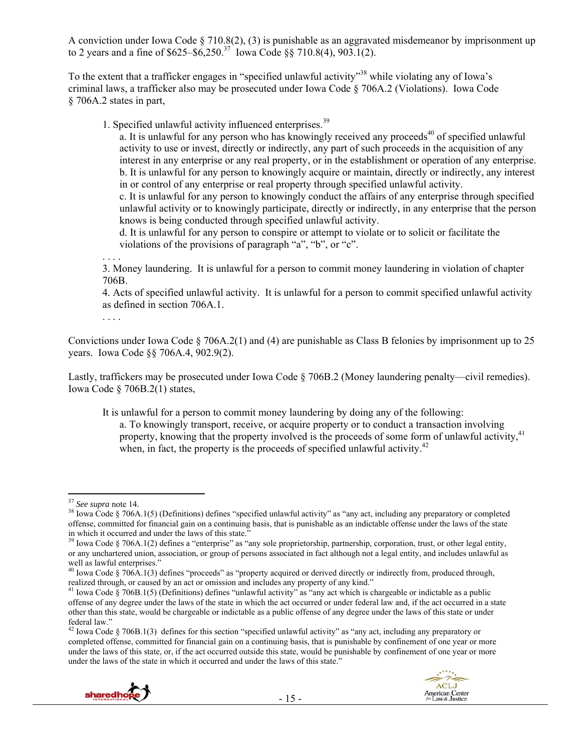A conviction under Iowa Code § 710.8(2), (3) is punishable as an aggravated misdemeanor by imprisonment up to 2 years and a fine of $625–$6,250.[37] Iowa Code §§ 710.8(4), 903.1(2).

To the extent that a trafficker engages in "specified unlawful activity"[38] while violating any of Iowa's criminal laws, a trafficker also may be prosecuted under Iowa Code § 706A.2 (Violations). Iowa Code § 706A.2 states in part,

> 1. Specified unlawful activity influenced enterprises.[39]
>
> > a. It is unlawful for any person who has knowingly received any proceeds[40] of specified unlawful activity to use or invest, directly or indirectly, any part of such proceeds in the acquisition of any interest in any enterprise or any real property, or in the establishment or operation of any enterprise.
> > b. It is unlawful for any person to knowingly acquire or maintain, directly or indirectly, any interest in or control of any enterprise or real property through specified unlawful activity.
> > c. It is unlawful for any person to knowingly conduct the affairs of any enterprise through specified unlawful activity or to knowingly participate, directly or indirectly, in any enterprise that the person knows is being conducted through specified unlawful activity.
> > d. It is unlawful for any person to conspire or attempt to violate or to solicit or facilitate the violations of the provisions of paragraph "a", "b", or "c".
>
> . . . .
> 3. Money laundering. It is unlawful for a person to commit money laundering in violation of chapter 706B.
> 4. Acts of specified unlawful activity. It is unlawful for a person to commit specified unlawful activity as defined in section 706A.1.
> . . . .

Convictions under Iowa Code § 706A.2(1) and (4) are punishable as Class B felonies by imprisonment up to 25 years. Iowa Code §§ 706A.4, 902.9(2).

Lastly, traffickers may be prosecuted under Iowa Code § 706B.2 (Money laundering penalty—civil remedies). Iowa Code § 706B.2(1) states,

> It is unlawful for a person to commit money laundering by doing any of the following:
>
> > a. To knowingly transport, receive, or acquire property or to conduct a transaction involving property, knowing that the property involved is the proceeds of some form of unlawful activity,[41] when, in fact, the property is the proceeds of specified unlawful activity.[42]

---

[37] *See supra* note 14.

[38] Iowa Code § 706A.1(5) (Definitions) defines "specified unlawful activity" as "any act, including any preparatory or completed offense, committed for financial gain on a continuing basis, that is punishable as an indictable offense under the laws of the state in which it occurred and under the laws of this state."

[39] Iowa Code § 706A.1(2) defines a "enterprise" as "any sole proprietorship, partnership, corporation, trust, or other legal entity, or any unchartered union, association, or group of persons associated in fact although not a legal entity, and includes unlawful as well as lawful enterprises."

[40] Iowa Code § 706A.1(3) defines "proceeds" as "property acquired or derived directly or indirectly from, produced through, realized through, or caused by an act or omission and includes any property of any kind."

[41] Iowa Code § 706B.1(5) (Definitions) defines "unlawful activity" as "any act which is chargeable or indictable as a public offense of any degree under the laws of the state in which the act occurred or under federal law and, if the act occurred in a state other than this state, would be chargeable or indictable as a public offense of any degree under the laws of this state or under federal law."

[42] Iowa Code § 706B.1(3) defines for this section "specified unlawful activity" as "any act, including any preparatory or completed offense, committed for financial gain on a continuing basis, that is punishable by confinement of one year or more under the laws of this state, or, if the act occurred outside this state, would be punishable by confinement of one year or more under the laws of the state in which it occurred and under the laws of this state."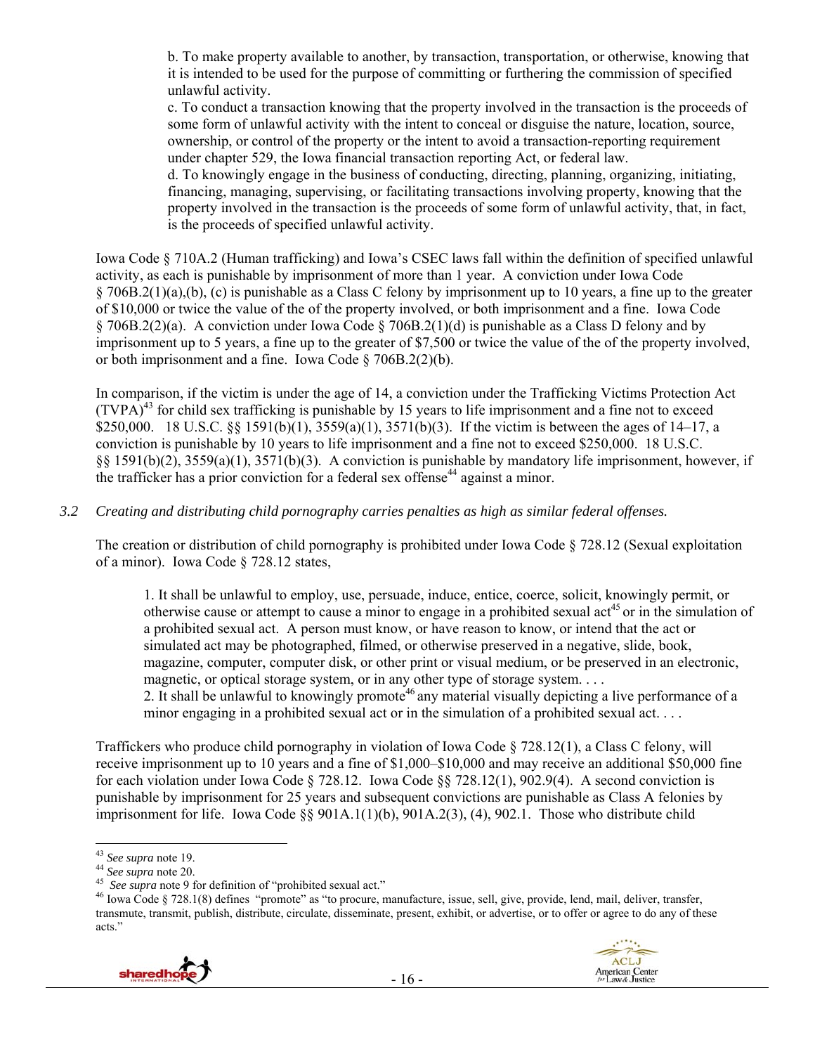b. To make property available to another, by transaction, transportation, or otherwise, knowing that it is intended to be used for the purpose of committing or furthering the commission of specified unlawful activity.
c. To conduct a transaction knowing that the property involved in the transaction is the proceeds of some form of unlawful activity with the intent to conceal or disguise the nature, location, source, ownership, or control of the property or the intent to avoid a transaction-reporting requirement under chapter 529, the Iowa financial transaction reporting Act, or federal law.
d. To knowingly engage in the business of conducting, directing, planning, organizing, initiating, financing, managing, supervising, or facilitating transactions involving property, knowing that the property involved in the transaction is the proceeds of some form of unlawful activity, that, in fact, is the proceeds of specified unlawful activity.

Iowa Code § 710A.2 (Human trafficking) and Iowa's CSEC laws fall within the definition of specified unlawful activity, as each is punishable by imprisonment of more than 1 year. A conviction under Iowa Code § 706B.2(1)(a),(b), (c) is punishable as a Class C felony by imprisonment up to 10 years, a fine up to the greater of $10,000 or twice the value of the of the property involved, or both imprisonment and a fine. Iowa Code § 706B.2(2)(a). A conviction under Iowa Code § 706B.2(1)(d) is punishable as a Class D felony and by imprisonment up to 5 years, a fine up to the greater of $7,500 or twice the value of the of the property involved, or both imprisonment and a fine. Iowa Code § 706B.2(2)(b).

In comparison, if the victim is under the age of 14, a conviction under the Trafficking Victims Protection Act (TVPA)[43] for child sex trafficking is punishable by 15 years to life imprisonment and a fine not to exceed $250,000. 18 U.S.C. §§ 1591(b)(1), 3559(a)(1), 3571(b)(3). If the victim is between the ages of 14–17, a conviction is punishable by 10 years to life imprisonment and a fine not to exceed $250,000. 18 U.S.C. §§ 1591(b)(2), 3559(a)(1), 3571(b)(3). A conviction is punishable by mandatory life imprisonment, however, if the trafficker has a prior conviction for a federal sex offense[44] against a minor.

*3.2 Creating and distributing child pornography carries penalties as high as similar federal offenses.*

The creation or distribution of child pornography is prohibited under Iowa Code § 728.12 (Sexual exploitation of a minor). Iowa Code § 728.12 states,

> 1. It shall be unlawful to employ, use, persuade, induce, entice, coerce, solicit, knowingly permit, or otherwise cause or attempt to cause a minor to engage in a prohibited sexual act[45] or in the simulation of a prohibited sexual act. A person must know, or have reason to know, or intend that the act or simulated act may be photographed, filmed, or otherwise preserved in a negative, slide, book, magazine, computer, computer disk, or other print or visual medium, or be preserved in an electronic, magnetic, or optical storage system, or in any other type of storage system. . . .
> 2. It shall be unlawful to knowingly promote[46] any material visually depicting a live performance of a minor engaging in a prohibited sexual act or in the simulation of a prohibited sexual act. . . .

Traffickers who produce child pornography in violation of Iowa Code § 728.12(1), a Class C felony, will receive imprisonment up to 10 years and a fine of $1,000–$10,000 and may receive an additional $50,000 fine for each violation under Iowa Code § 728.12. Iowa Code §§ 728.12(1), 902.9(4). A second conviction is punishable by imprisonment for 25 years and subsequent convictions are punishable as Class A felonies by imprisonment for life. Iowa Code §§ 901A.1(1)(b), 901A.2(3), (4), 902.1. Those who distribute child

---

[43] *See supra* note 19.
[44] *See supra* note 20.
[45] *See supra* note 9 for definition of "prohibited sexual act."
[46] Iowa Code § 728.1(8) defines "promote" as "to procure, manufacture, issue, sell, give, provide, lend, mail, deliver, transfer, transmute, transmit, publish, distribute, circulate, disseminate, present, exhibit, or advertise, or to offer or agree to do any of these acts."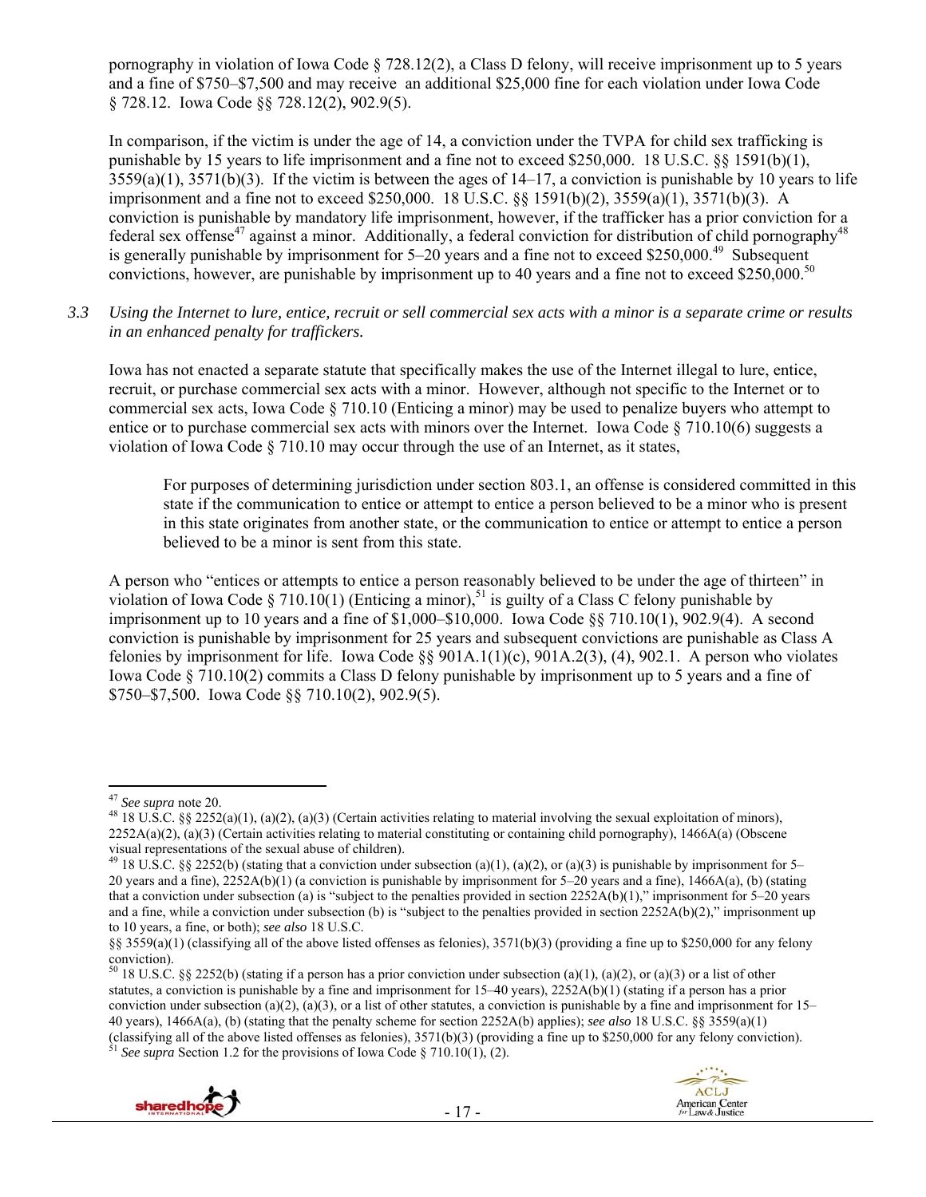pornography in violation of Iowa Code § 728.12(2), a Class D felony, will receive imprisonment up to 5 years and a fine of $750–$7,500 and may receive an additional $25,000 fine for each violation under Iowa Code § 728.12. Iowa Code §§ 728.12(2), 902.9(5).

In comparison, if the victim is under the age of 14, a conviction under the TVPA for child sex trafficking is punishable by 15 years to life imprisonment and a fine not to exceed $250,000. 18 U.S.C. §§ 1591(b)(1), 3559(a)(1), 3571(b)(3). If the victim is between the ages of 14–17, a conviction is punishable by 10 years to life imprisonment and a fine not to exceed $250,000. 18 U.S.C. §§ 1591(b)(2), 3559(a)(1), 3571(b)(3). A conviction is punishable by mandatory life imprisonment, however, if the trafficker has a prior conviction for a federal sex offense[47] against a minor. Additionally, a federal conviction for distribution of child pornography[48] is generally punishable by imprisonment for 5–20 years and a fine not to exceed $250,000.[49] Subsequent convictions, however, are punishable by imprisonment up to 40 years and a fine not to exceed $250,000.[50]

*3.3 Using the Internet to lure, entice, recruit or sell commercial sex acts with a minor is a separate crime or results in an enhanced penalty for traffickers.*

Iowa has not enacted a separate statute that specifically makes the use of the Internet illegal to lure, entice, recruit, or purchase commercial sex acts with a minor. However, although not specific to the Internet or to commercial sex acts, Iowa Code § 710.10 (Enticing a minor) may be used to penalize buyers who attempt to entice or to purchase commercial sex acts with minors over the Internet. Iowa Code § 710.10(6) suggests a violation of Iowa Code § 710.10 may occur through the use of an Internet, as it states,

> For purposes of determining jurisdiction under section 803.1, an offense is considered committed in this state if the communication to entice or attempt to entice a person believed to be a minor who is present in this state originates from another state, or the communication to entice or attempt to entice a person believed to be a minor is sent from this state.

A person who "entices or attempts to entice a person reasonably believed to be under the age of thirteen" in violation of Iowa Code § 710.10(1) (Enticing a minor),[51] is guilty of a Class C felony punishable by imprisonment up to 10 years and a fine of $1,000–$10,000. Iowa Code §§ 710.10(1), 902.9(4). A second conviction is punishable by imprisonment for 25 years and subsequent convictions are punishable as Class A felonies by imprisonment for life. Iowa Code §§ 901A.1(1)(c), 901A.2(3), (4), 902.1. A person who violates Iowa Code § 710.10(2) commits a Class D felony punishable by imprisonment up to 5 years and a fine of $750–$7,500. Iowa Code §§ 710.10(2), 902.9(5).

---

[47] *See supra* note 20.

[48] 18 U.S.C. §§ 2252(a)(1), (a)(2), (a)(3) (Certain activities relating to material involving the sexual exploitation of minors), 2252A(a)(2), (a)(3) (Certain activities relating to material constituting or containing child pornography), 1466A(a) (Obscene visual representations of the sexual abuse of children).

[49] 18 U.S.C. §§ 2252(b) (stating that a conviction under subsection (a)(1), (a)(2), or (a)(3) is punishable by imprisonment for 5–20 years and a fine), 2252A(b)(1) (a conviction is punishable by imprisonment for 5–20 years and a fine), 1466A(a), (b) (stating that a conviction under subsection (a) is "subject to the penalties provided in section 2252A(b)(1)," imprisonment for 5–20 years and a fine, while a conviction under subsection (b) is "subject to the penalties provided in section 2252A(b)(2)," imprisonment up to 10 years, a fine, or both); *see also* 18 U.S.C. §§ 3559(a)(1) (classifying all of the above listed offenses as felonies), 3571(b)(3) (providing a fine up to $250,000 for any felony conviction).

[50] 18 U.S.C. §§ 2252(b) (stating if a person has a prior conviction under subsection (a)(1), (a)(2), or (a)(3) or a list of other statutes, a conviction is punishable by a fine and imprisonment for 15–40 years), 2252A(b)(1) (stating if a person has a prior conviction under subsection (a)(2), (a)(3), or a list of other statutes, a conviction is punishable by a fine and imprisonment for 15–40 years), 1466A(a), (b) (stating that the penalty scheme for section 2252A(b) applies); *see also* 18 U.S.C. §§ 3559(a)(1) (classifying all of the above listed offenses as felonies), 3571(b)(3) (providing a fine up to $250,000 for any felony conviction).

[51] *See supra* Section 1.2 for the provisions of Iowa Code § 710.10(1), (2).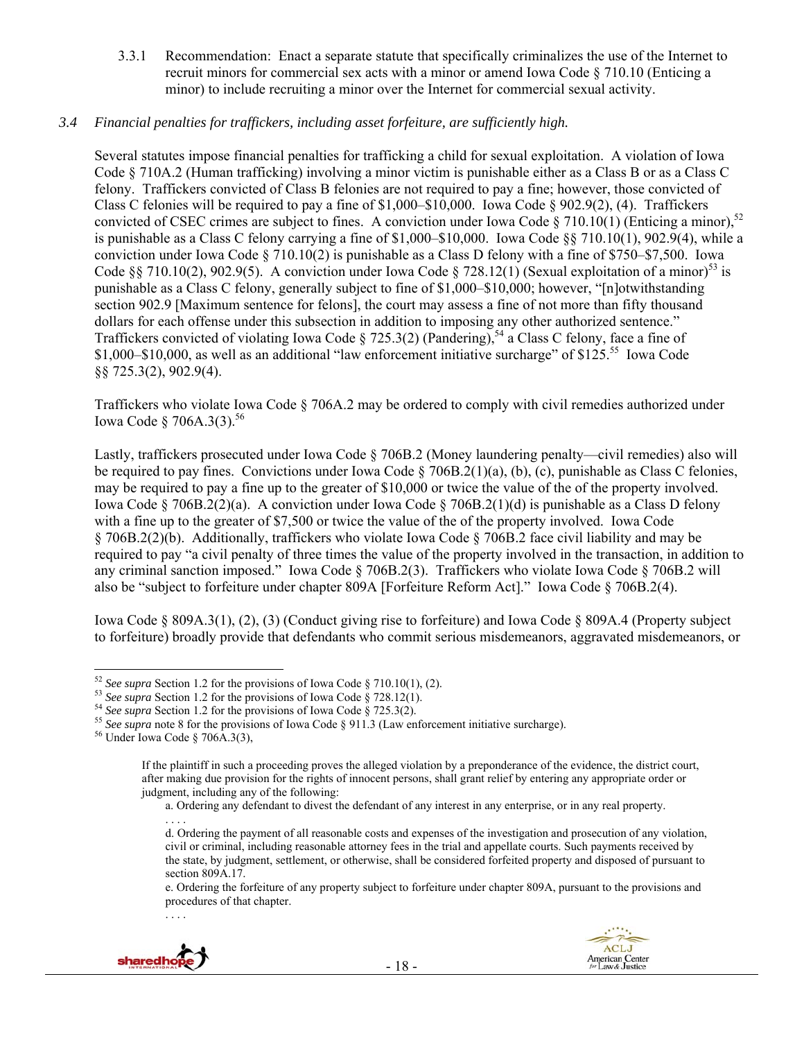3.3.1 Recommendation: Enact a separate statute that specifically criminalizes the use of the Internet to recruit minors for commercial sex acts with a minor or amend Iowa Code § 710.10 (Enticing a minor) to include recruiting a minor over the Internet for commercial sexual activity.

*3.4 Financial penalties for traffickers, including asset forfeiture, are sufficiently high.*

Several statutes impose financial penalties for trafficking a child for sexual exploitation. A violation of Iowa Code § 710A.2 (Human trafficking) involving a minor victim is punishable either as a Class B or as a Class C felony. Traffickers convicted of Class B felonies are not required to pay a fine; however, those convicted of Class C felonies will be required to pay a fine of $1,000–$10,000. Iowa Code § 902.9(2), (4). Traffickers convicted of CSEC crimes are subject to fines. A conviction under Iowa Code § 710.10(1) (Enticing a minor),[52] is punishable as a Class C felony carrying a fine of $1,000–$10,000. Iowa Code §§ 710.10(1), 902.9(4), while a conviction under Iowa Code § 710.10(2) is punishable as a Class D felony with a fine of $750–$7,500. Iowa Code §§ 710.10(2), 902.9(5). A conviction under Iowa Code § 728.12(1) (Sexual exploitation of a minor)[53] is punishable as a Class C felony, generally subject to fine of $1,000–$10,000; however, "[n]otwithstanding section 902.9 [Maximum sentence for felons], the court may assess a fine of not more than fifty thousand dollars for each offense under this subsection in addition to imposing any other authorized sentence." Traffickers convicted of violating Iowa Code § 725.3(2) (Pandering),[54] a Class C felony, face a fine of $1,000–$10,000, as well as an additional "law enforcement initiative surcharge" of $125.[55] Iowa Code §§ 725.3(2), 902.9(4).

Traffickers who violate Iowa Code § 706A.2 may be ordered to comply with civil remedies authorized under Iowa Code § 706A.3(3).[56]

Lastly, traffickers prosecuted under Iowa Code § 706B.2 (Money laundering penalty—civil remedies) also will be required to pay fines. Convictions under Iowa Code § 706B.2(1)(a), (b), (c), punishable as Class C felonies, may be required to pay a fine up to the greater of $10,000 or twice the value of the of the property involved. Iowa Code § 706B.2(2)(a). A conviction under Iowa Code § 706B.2(1)(d) is punishable as a Class D felony with a fine up to the greater of $7,500 or twice the value of the of the property involved. Iowa Code § 706B.2(2)(b). Additionally, traffickers who violate Iowa Code § 706B.2 face civil liability and may be required to pay "a civil penalty of three times the value of the property involved in the transaction, in addition to any criminal sanction imposed." Iowa Code § 706B.2(3). Traffickers who violate Iowa Code § 706B.2 will also be "subject to forfeiture under chapter 809A [Forfeiture Reform Act]." Iowa Code § 706B.2(4).

Iowa Code § 809A.3(1), (2), (3) (Conduct giving rise to forfeiture) and Iowa Code § 809A.4 (Property subject to forfeiture) broadly provide that defendants who commit serious misdemeanors, aggravated misdemeanors, or

---

[52] *See supra* Section 1.2 for the provisions of Iowa Code § 710.10(1), (2).

[53] *See supra* Section 1.2 for the provisions of Iowa Code § 728.12(1).

[54] *See supra* Section 1.2 for the provisions of Iowa Code § 725.3(2).

[55] *See supra* note 8 for the provisions of Iowa Code § 911.3 (Law enforcement initiative surcharge).

[56] Under Iowa Code § 706A.3(3),

> If the plaintiff in such a proceeding proves the alleged violation by a preponderance of the evidence, the district court, after making due provision for the rights of innocent persons, shall grant relief by entering any appropriate order or judgment, including any of the following:
>
> a. Ordering any defendant to divest the defendant of any interest in any enterprise, or in any real property.
>
> . . . .
>
> d. Ordering the payment of all reasonable costs and expenses of the investigation and prosecution of any violation, civil or criminal, including reasonable attorney fees in the trial and appellate courts. Such payments received by the state, by judgment, settlement, or otherwise, shall be considered forfeited property and disposed of pursuant to section 809A.17.
>
> e. Ordering the forfeiture of any property subject to forfeiture under chapter 809A, pursuant to the provisions and procedures of that chapter.
>
> . . . .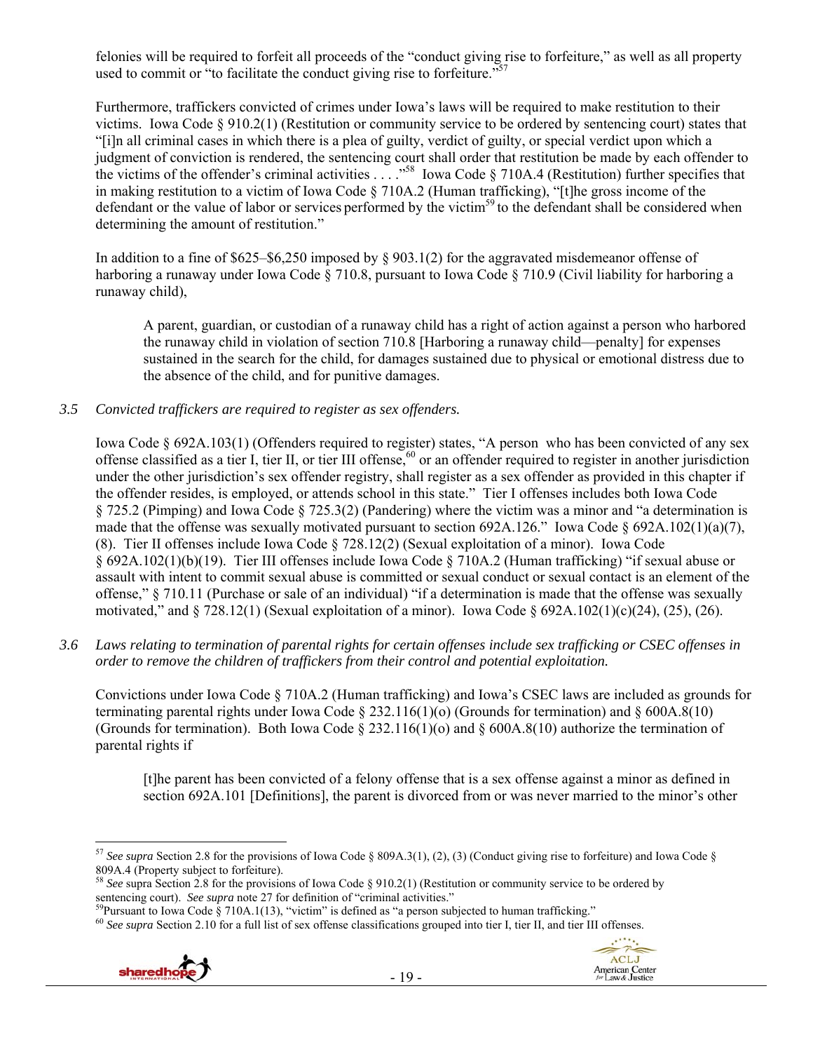felonies will be required to forfeit all proceeds of the "conduct giving rise to forfeiture," as well as all property used to commit or "to facilitate the conduct giving rise to forfeiture."[57]

Furthermore, traffickers convicted of crimes under Iowa's laws will be required to make restitution to their victims. Iowa Code § 910.2(1) (Restitution or community service to be ordered by sentencing court) states that "[i]n all criminal cases in which there is a plea of guilty, verdict of guilty, or special verdict upon which a judgment of conviction is rendered, the sentencing court shall order that restitution be made by each offender to the victims of the offender's criminal activities . . . ."[58] Iowa Code § 710A.4 (Restitution) further specifies that in making restitution to a victim of Iowa Code § 710A.2 (Human trafficking), "[t]he gross income of the defendant or the value of labor or services performed by the victim[59] to the defendant shall be considered when determining the amount of restitution."

In addition to a fine of $625–$6,250 imposed by § 903.1(2) for the aggravated misdemeanor offense of harboring a runaway under Iowa Code § 710.8, pursuant to Iowa Code § 710.9 (Civil liability for harboring a runaway child),

> A parent, guardian, or custodian of a runaway child has a right of action against a person who harbored the runaway child in violation of section 710.8 [Harboring a runaway child—penalty] for expenses sustained in the search for the child, for damages sustained due to physical or emotional distress due to the absence of the child, and for punitive damages.

*3.5 Convicted traffickers are required to register as sex offenders.*

Iowa Code § 692A.103(1) (Offenders required to register) states, "A person who has been convicted of any sex offense classified as a tier I, tier II, or tier III offense,[60] or an offender required to register in another jurisdiction under the other jurisdiction's sex offender registry, shall register as a sex offender as provided in this chapter if the offender resides, is employed, or attends school in this state." Tier I offenses includes both Iowa Code § 725.2 (Pimping) and Iowa Code § 725.3(2) (Pandering) where the victim was a minor and "a determination is made that the offense was sexually motivated pursuant to section 692A.126." Iowa Code § 692A.102(1)(a)(7), (8). Tier II offenses include Iowa Code § 728.12(2) (Sexual exploitation of a minor). Iowa Code § 692A.102(1)(b)(19). Tier III offenses include Iowa Code § 710A.2 (Human trafficking) "if sexual abuse or assault with intent to commit sexual abuse is committed or sexual conduct or sexual contact is an element of the offense," § 710.11 (Purchase or sale of an individual) "if a determination is made that the offense was sexually motivated," and § 728.12(1) (Sexual exploitation of a minor). Iowa Code § 692A.102(1)(c)(24), (25), (26).

*3.6 Laws relating to termination of parental rights for certain offenses include sex trafficking or CSEC offenses in order to remove the children of traffickers from their control and potential exploitation.*

Convictions under Iowa Code § 710A.2 (Human trafficking) and Iowa's CSEC laws are included as grounds for terminating parental rights under Iowa Code § 232.116(1)(o) (Grounds for termination) and § 600A.8(10) (Grounds for termination). Both Iowa Code § 232.116(1)(o) and § 600A.8(10) authorize the termination of parental rights if

> [t]he parent has been convicted of a felony offense that is a sex offense against a minor as defined in section 692A.101 [Definitions], the parent is divorced from or was never married to the minor's other

---

[57] *See supra* Section 2.8 for the provisions of Iowa Code § 809A.3(1), (2), (3) (Conduct giving rise to forfeiture) and Iowa Code § 809A.4 (Property subject to forfeiture).

[58] *See* supra Section 2.8 for the provisions of Iowa Code § 910.2(1) (Restitution or community service to be ordered by sentencing court). *See supra* note 27 for definition of "criminal activities."

[59] Pursuant to Iowa Code § 710A.1(13), "victim" is defined as "a person subjected to human trafficking."

[60] *See supra* Section 2.10 for a full list of sex offense classifications grouped into tier I, tier II, and tier III offenses.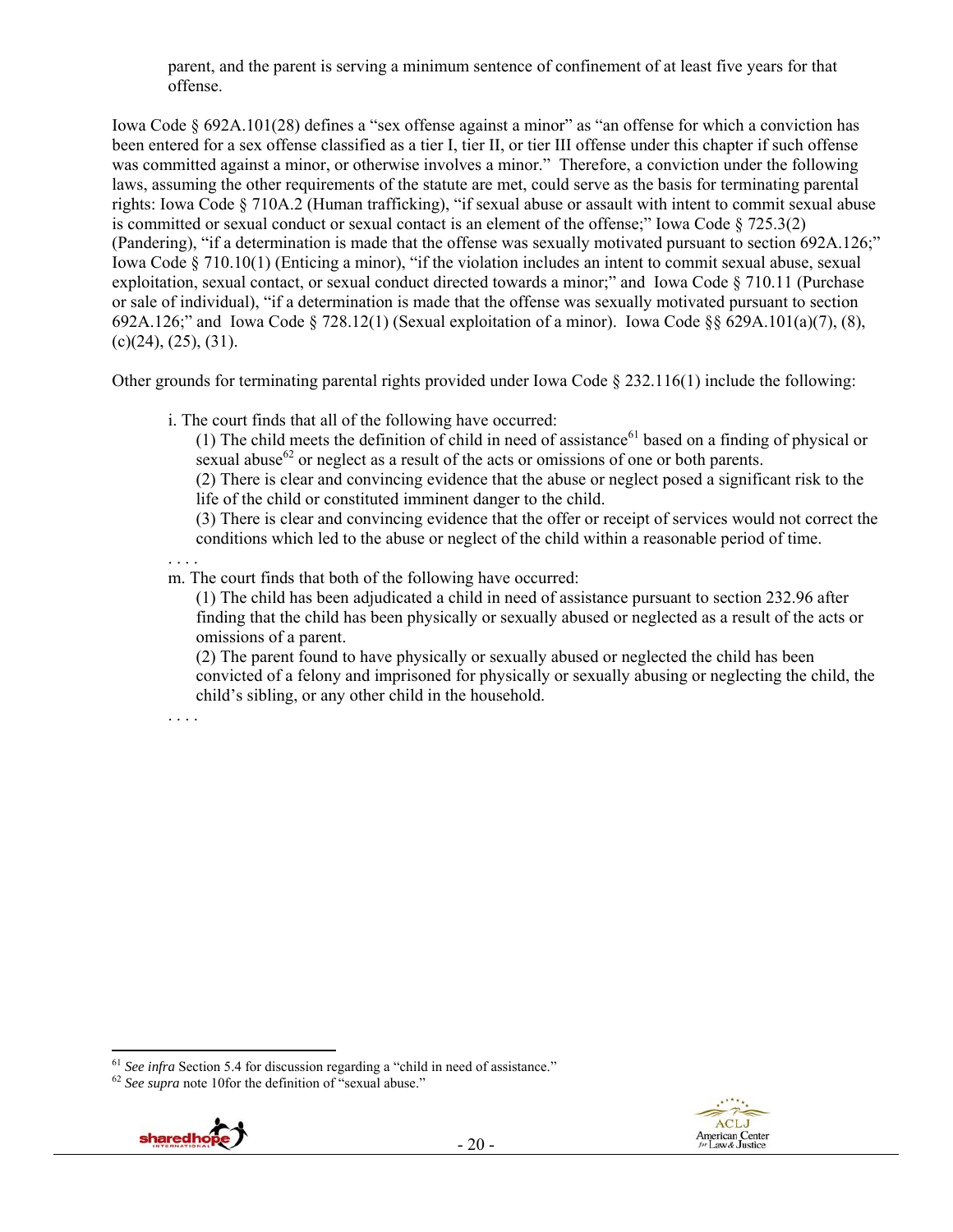parent, and the parent is serving a minimum sentence of confinement of at least five years for that offense.

Iowa Code § 692A.101(28) defines a "sex offense against a minor" as "an offense for which a conviction has been entered for a sex offense classified as a tier I, tier II, or tier III offense under this chapter if such offense was committed against a minor, or otherwise involves a minor." Therefore, a conviction under the following laws, assuming the other requirements of the statute are met, could serve as the basis for terminating parental rights: Iowa Code § 710A.2 (Human trafficking), "if sexual abuse or assault with intent to commit sexual abuse is committed or sexual conduct or sexual contact is an element of the offense;" Iowa Code § 725.3(2) (Pandering), "if a determination is made that the offense was sexually motivated pursuant to section 692A.126;" Iowa Code § 710.10(1) (Enticing a minor), "if the violation includes an intent to commit sexual abuse, sexual exploitation, sexual contact, or sexual conduct directed towards a minor;" and Iowa Code § 710.11 (Purchase or sale of individual), "if a determination is made that the offense was sexually motivated pursuant to section 692A.126;" and Iowa Code § 728.12(1) (Sexual exploitation of a minor). Iowa Code §§ 629A.101(a)(7), (8), (c)(24), (25), (31).

Other grounds for terminating parental rights provided under Iowa Code § 232.116(1) include the following:

> i. The court finds that all of the following have occurred:
>
> (1) The child meets the definition of child in need of assistance[61] based on a finding of physical or sexual abuse[62] or neglect as a result of the acts or omissions of one or both parents.
>
> (2) There is clear and convincing evidence that the abuse or neglect posed a significant risk to the life of the child or constituted imminent danger to the child.
>
> (3) There is clear and convincing evidence that the offer or receipt of services would not correct the conditions which led to the abuse or neglect of the child within a reasonable period of time.
>
> . . . .
>
> m. The court finds that both of the following have occurred:
>
> (1) The child has been adjudicated a child in need of assistance pursuant to section 232.96 after finding that the child has been physically or sexually abused or neglected as a result of the acts or omissions of a parent.
>
> (2) The parent found to have physically or sexually abused or neglected the child has been convicted of a felony and imprisoned for physically or sexually abusing or neglecting the child, the child's sibling, or any other child in the household.
>
> . . . .

---

[61] *See infra* Section 5.4 for discussion regarding a "child in need of assistance."

[62] *See supra* note 10for the definition of "sexual abuse."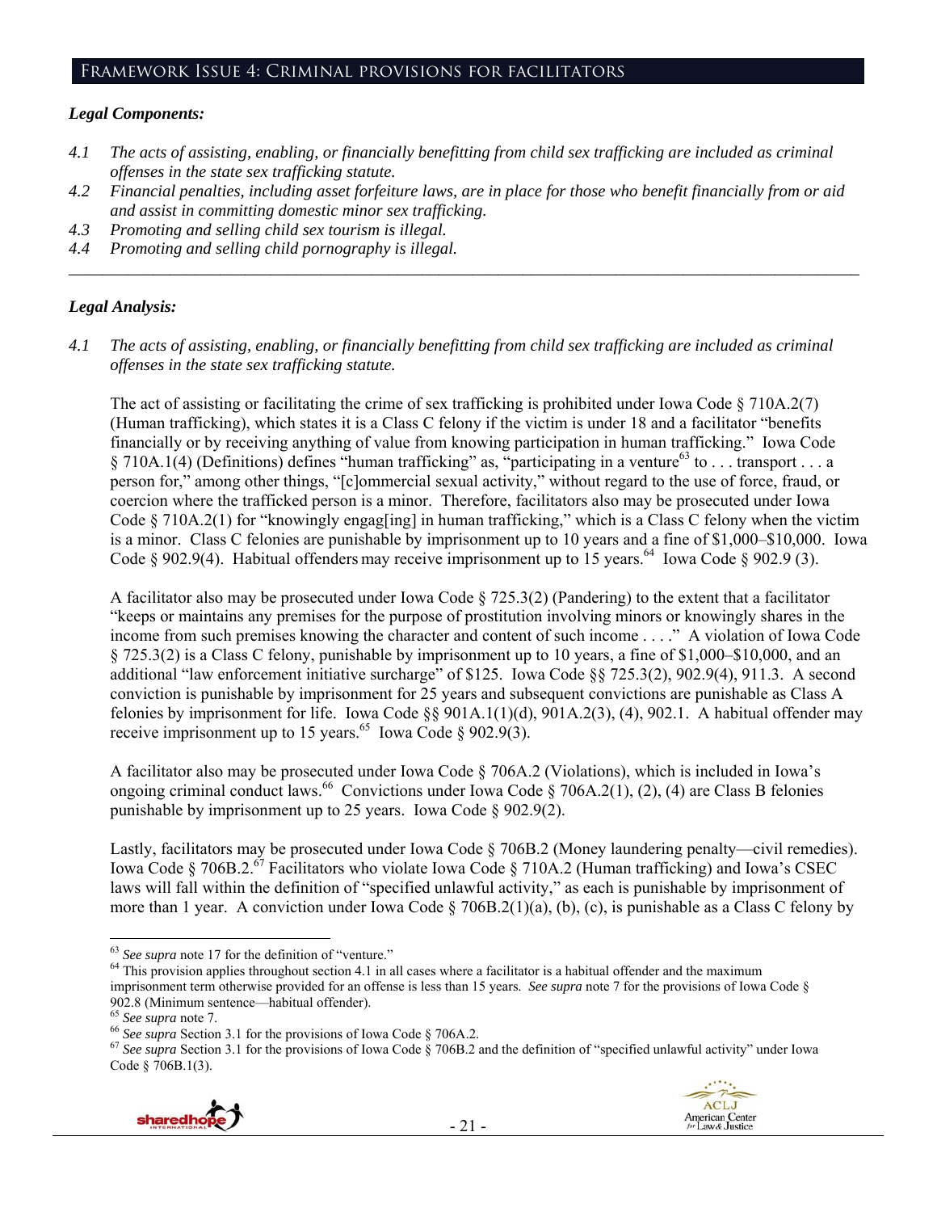## Framework Issue 4: Criminal provisions for facilitators

### *Legal Components:*

*4.1 The acts of assisting, enabling, or financially benefitting from child sex trafficking are included as criminal offenses in the state sex trafficking statute.*

*4.2 Financial penalties, including asset forfeiture laws, are in place for those who benefit financially from or aid and assist in committing domestic minor sex trafficking.*

*4.3 Promoting and selling child sex tourism is illegal.*

*4.4 Promoting and selling child pornography is illegal.*

---

### *Legal Analysis:*

*4.1 The acts of assisting, enabling, or financially benefitting from child sex trafficking are included as criminal offenses in the state sex trafficking statute.*

The act of assisting or facilitating the crime of sex trafficking is prohibited under Iowa Code § 710A.2(7) (Human trafficking), which states it is a Class C felony if the victim is under 18 and a facilitator "benefits financially or by receiving anything of value from knowing participation in human trafficking." Iowa Code § 710A.1(4) (Definitions) defines "human trafficking" as, "participating in a venture[63] to . . . transport . . . a person for," among other things, "[c]ommercial sexual activity," without regard to the use of force, fraud, or coercion where the trafficked person is a minor. Therefore, facilitators also may be prosecuted under Iowa Code § 710A.2(1) for "knowingly engag[ing] in human trafficking," which is a Class C felony when the victim is a minor. Class C felonies are punishable by imprisonment up to 10 years and a fine of $1,000–$10,000. Iowa Code § 902.9(4). Habitual offenders may receive imprisonment up to 15 years.[64] Iowa Code § 902.9 (3).

A facilitator also may be prosecuted under Iowa Code § 725.3(2) (Pandering) to the extent that a facilitator "keeps or maintains any premises for the purpose of prostitution involving minors or knowingly shares in the income from such premises knowing the character and content of such income . . . ." A violation of Iowa Code § 725.3(2) is a Class C felony, punishable by imprisonment up to 10 years, a fine of $1,000–$10,000, and an additional "law enforcement initiative surcharge" of $125. Iowa Code §§ 725.3(2), 902.9(4), 911.3. A second conviction is punishable by imprisonment for 25 years and subsequent convictions are punishable as Class A felonies by imprisonment for life. Iowa Code §§ 901A.1(1)(d), 901A.2(3), (4), 902.1. A habitual offender may receive imprisonment up to 15 years.[65] Iowa Code § 902.9(3).

A facilitator also may be prosecuted under Iowa Code § 706A.2 (Violations), which is included in Iowa's ongoing criminal conduct laws.[66] Convictions under Iowa Code § 706A.2(1), (2), (4) are Class B felonies punishable by imprisonment up to 25 years. Iowa Code § 902.9(2).

Lastly, facilitators may be prosecuted under Iowa Code § 706B.2 (Money laundering penalty—civil remedies). Iowa Code § 706B.2.[67] Facilitators who violate Iowa Code § 710A.2 (Human trafficking) and Iowa's CSEC laws will fall within the definition of "specified unlawful activity," as each is punishable by imprisonment of more than 1 year. A conviction under Iowa Code § 706B.2(1)(a), (b), (c), is punishable as a Class C felony by

---

[63] *See supra* note 17 for the definition of "venture."

[64] This provision applies throughout section 4.1 in all cases where a facilitator is a habitual offender and the maximum imprisonment term otherwise provided for an offense is less than 15 years. *See supra* note 7 for the provisions of Iowa Code § 902.8 (Minimum sentence—habitual offender).

[65] *See supra* note 7.

[66] *See supra* Section 3.1 for the provisions of Iowa Code § 706A.2.

[67] *See supra* Section 3.1 for the provisions of Iowa Code § 706B.2 and the definition of "specified unlawful activity" under Iowa Code § 706B.1(3).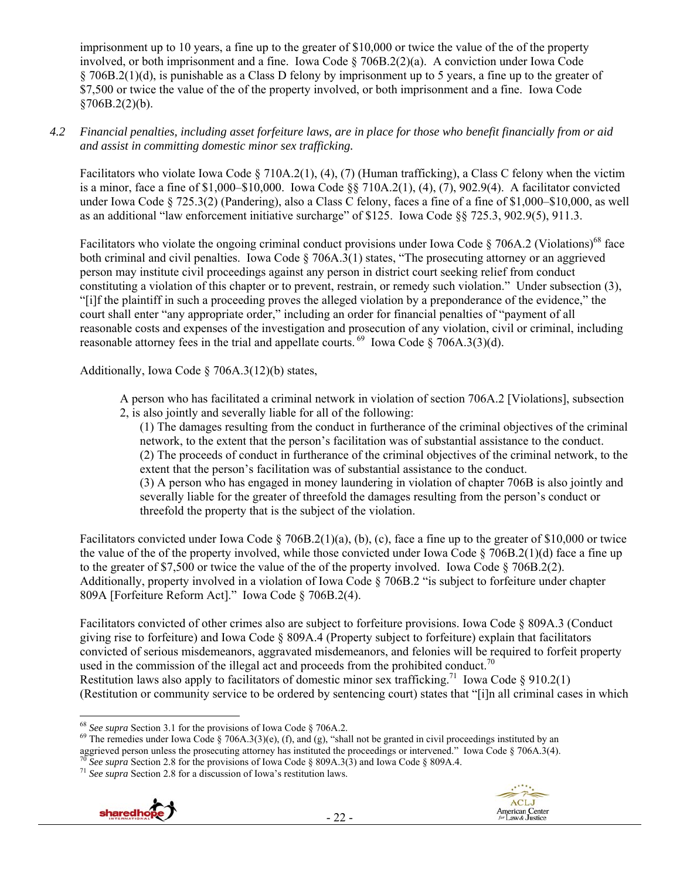imprisonment up to 10 years, a fine up to the greater of $10,000 or twice the value of the of the property involved, or both imprisonment and a fine. Iowa Code § 706B.2(2)(a). A conviction under Iowa Code § 706B.2(1)(d), is punishable as a Class D felony by imprisonment up to 5 years, a fine up to the greater of $7,500 or twice the value of the of the property involved, or both imprisonment and a fine. Iowa Code §706B.2(2)(b).

*4.2 Financial penalties, including asset forfeiture laws, are in place for those who benefit financially from or aid and assist in committing domestic minor sex trafficking.*

Facilitators who violate Iowa Code § 710A.2(1), (4), (7) (Human trafficking), a Class C felony when the victim is a minor, face a fine of $1,000–$10,000. Iowa Code §§ 710A.2(1), (4), (7), 902.9(4). A facilitator convicted under Iowa Code § 725.3(2) (Pandering), also a Class C felony, faces a fine of a fine of $1,000–$10,000, as well as an additional "law enforcement initiative surcharge" of $125. Iowa Code §§ 725.3, 902.9(5), 911.3.

Facilitators who violate the ongoing criminal conduct provisions under Iowa Code § 706A.2 (Violations)[68] face both criminal and civil penalties. Iowa Code § 706A.3(1) states, "The prosecuting attorney or an aggrieved person may institute civil proceedings against any person in district court seeking relief from conduct constituting a violation of this chapter or to prevent, restrain, or remedy such violation." Under subsection (3), "[i]f the plaintiff in such a proceeding proves the alleged violation by a preponderance of the evidence," the court shall enter "any appropriate order," including an order for financial penalties of "payment of all reasonable costs and expenses of the investigation and prosecution of any violation, civil or criminal, including reasonable attorney fees in the trial and appellate courts.[69] Iowa Code § 706A.3(3)(d).

Additionally, Iowa Code § 706A.3(12)(b) states,

> A person who has facilitated a criminal network in violation of section 706A.2 [Violations], subsection 2, is also jointly and severally liable for all of the following:
>
> (1) The damages resulting from the conduct in furtherance of the criminal objectives of the criminal network, to the extent that the person's facilitation was of substantial assistance to the conduct.
>
> (2) The proceeds of conduct in furtherance of the criminal objectives of the criminal network, to the extent that the person's facilitation was of substantial assistance to the conduct.
>
> (3) A person who has engaged in money laundering in violation of chapter 706B is also jointly and severally liable for the greater of threefold the damages resulting from the person's conduct or threefold the property that is the subject of the violation.

Facilitators convicted under Iowa Code § 706B.2(1)(a), (b), (c), face a fine up to the greater of $10,000 or twice the value of the of the property involved, while those convicted under Iowa Code § 706B.2(1)(d) face a fine up to the greater of $7,500 or twice the value of the of the property involved. Iowa Code § 706B.2(2). Additionally, property involved in a violation of Iowa Code § 706B.2 "is subject to forfeiture under chapter 809A [Forfeiture Reform Act]." Iowa Code § 706B.2(4).

Facilitators convicted of other crimes also are subject to forfeiture provisions. Iowa Code § 809A.3 (Conduct giving rise to forfeiture) and Iowa Code § 809A.4 (Property subject to forfeiture) explain that facilitators convicted of serious misdemeanors, aggravated misdemeanors, and felonies will be required to forfeit property used in the commission of the illegal act and proceeds from the prohibited conduct.[70]

Restitution laws also apply to facilitators of domestic minor sex trafficking.[71] Iowa Code § 910.2(1) (Restitution or community service to be ordered by sentencing court) states that "[i]n all criminal cases in which

---

[68] *See supra* Section 3.1 for the provisions of Iowa Code § 706A.2.

[69] The remedies under Iowa Code § 706A.3(3)(e), (f), and (g), "shall not be granted in civil proceedings instituted by an aggrieved person unless the prosecuting attorney has instituted the proceedings or intervened." Iowa Code § 706A.3(4).

[70] *See supra* Section 2.8 for the provisions of Iowa Code § 809A.3(3) and Iowa Code § 809A.4.

[71] *See supra* Section 2.8 for a discussion of Iowa's restitution laws.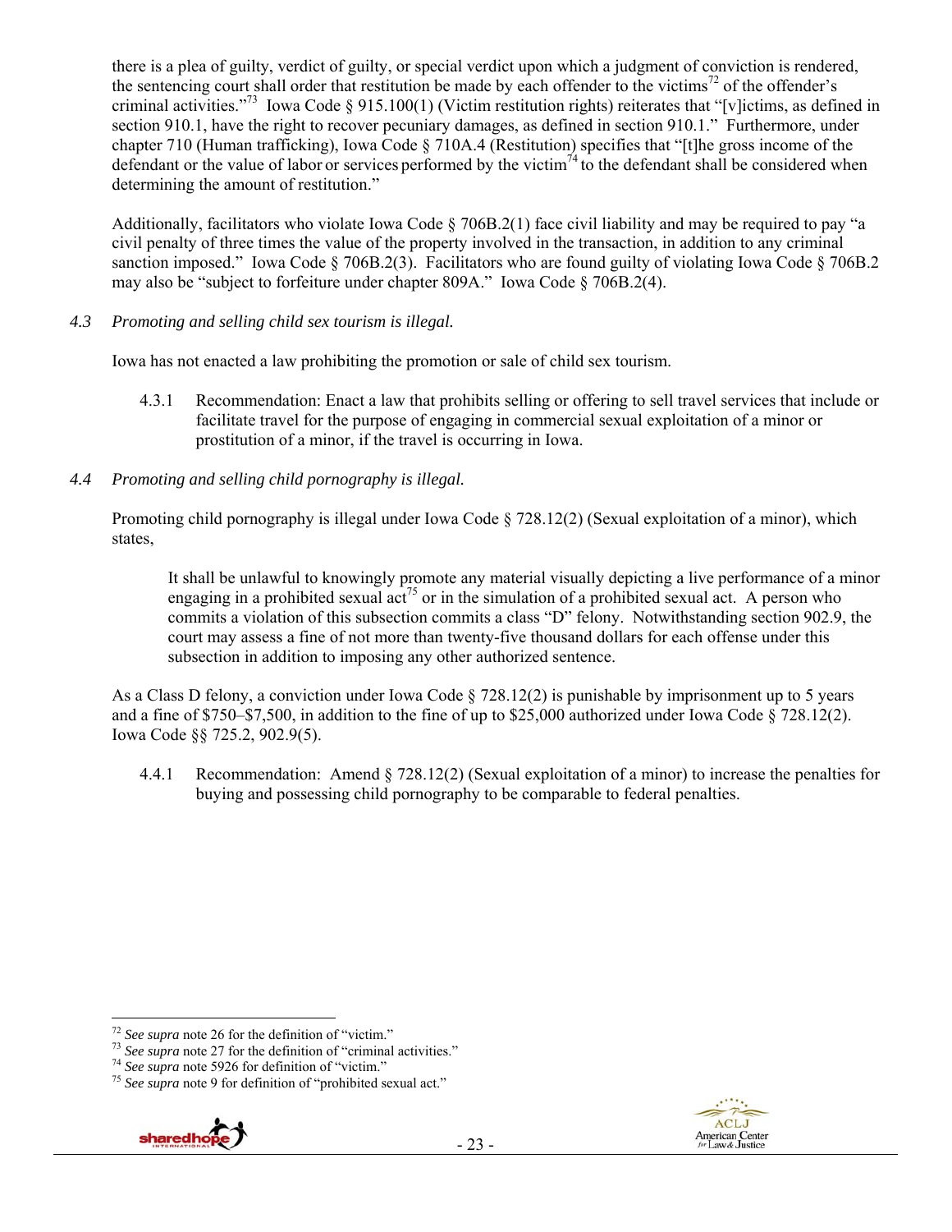there is a plea of guilty, verdict of guilty, or special verdict upon which a judgment of conviction is rendered, the sentencing court shall order that restitution be made by each offender to the victims[72] of the offender's criminal activities."[73] Iowa Code § 915.100(1) (Victim restitution rights) reiterates that "[v]ictims, as defined in section 910.1, have the right to recover pecuniary damages, as defined in section 910.1." Furthermore, under chapter 710 (Human trafficking), Iowa Code § 710A.4 (Restitution) specifies that "[t]he gross income of the defendant or the value of labor or services performed by the victim[74] to the defendant shall be considered when determining the amount of restitution."

Additionally, facilitators who violate Iowa Code § 706B.2(1) face civil liability and may be required to pay "a civil penalty of three times the value of the property involved in the transaction, in addition to any criminal sanction imposed." Iowa Code § 706B.2(3). Facilitators who are found guilty of violating Iowa Code § 706B.2 may also be "subject to forfeiture under chapter 809A." Iowa Code § 706B.2(4).

*4.3 Promoting and selling child sex tourism is illegal.*

Iowa has not enacted a law prohibiting the promotion or sale of child sex tourism.

4.3.1 Recommendation: Enact a law that prohibits selling or offering to sell travel services that include or facilitate travel for the purpose of engaging in commercial sexual exploitation of a minor or prostitution of a minor, if the travel is occurring in Iowa.

*4.4 Promoting and selling child pornography is illegal.*

Promoting child pornography is illegal under Iowa Code § 728.12(2) (Sexual exploitation of a minor), which states,

> It shall be unlawful to knowingly promote any material visually depicting a live performance of a minor engaging in a prohibited sexual act[75] or in the simulation of a prohibited sexual act. A person who commits a violation of this subsection commits a class "D" felony. Notwithstanding section 902.9, the court may assess a fine of not more than twenty-five thousand dollars for each offense under this subsection in addition to imposing any other authorized sentence.

As a Class D felony, a conviction under Iowa Code § 728.12(2) is punishable by imprisonment up to 5 years and a fine of $750–$7,500, in addition to the fine of up to $25,000 authorized under Iowa Code § 728.12(2). Iowa Code §§ 725.2, 902.9(5).

4.4.1 Recommendation: Amend § 728.12(2) (Sexual exploitation of a minor) to increase the penalties for buying and possessing child pornography to be comparable to federal penalties.

---

[72] *See supra* note 26 for the definition of "victim."
[73] *See supra* note 27 for the definition of "criminal activities."
[74] *See supra* note 5926 for definition of "victim."
[75] *See supra* note 9 for definition of "prohibited sexual act."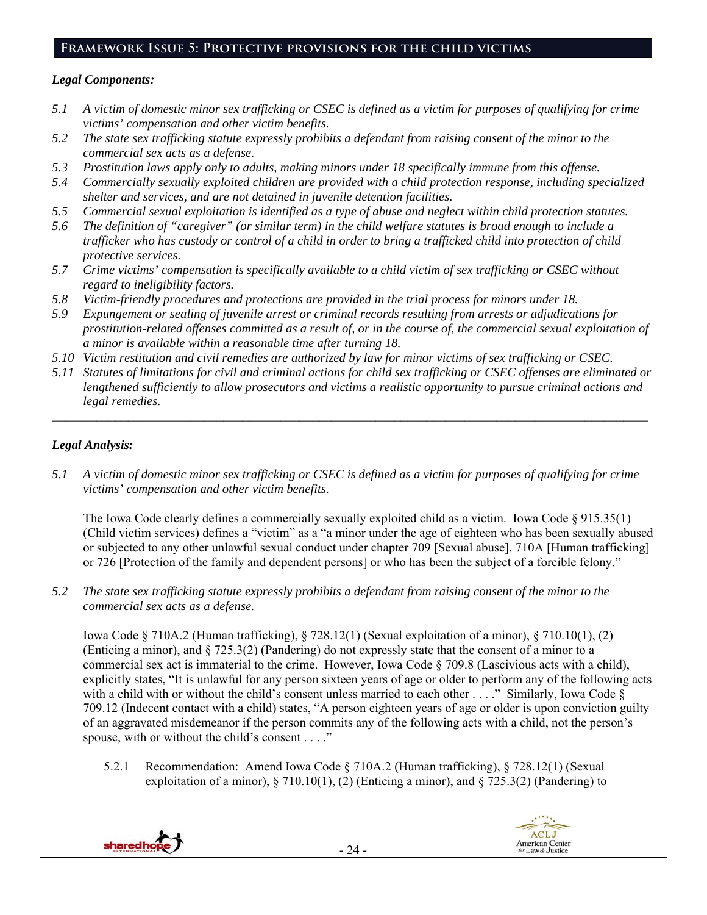## Framework Issue 5: Protective provisions for the child victims

### *Legal Components:*

*5.1 A victim of domestic minor sex trafficking or CSEC is defined as a victim for purposes of qualifying for crime victims' compensation and other victim benefits.*

*5.2 The state sex trafficking statute expressly prohibits a defendant from raising consent of the minor to the commercial sex acts as a defense.*

*5.3 Prostitution laws apply only to adults, making minors under 18 specifically immune from this offense.*

*5.4 Commercially sexually exploited children are provided with a child protection response, including specialized shelter and services, and are not detained in juvenile detention facilities.*

*5.5 Commercial sexual exploitation is identified as a type of abuse and neglect within child protection statutes.*

*5.6 The definition of "caregiver" (or similar term) in the child welfare statutes is broad enough to include a trafficker who has custody or control of a child in order to bring a trafficked child into protection of child protective services.*

*5.7 Crime victims' compensation is specifically available to a child victim of sex trafficking or CSEC without regard to ineligibility factors.*

*5.8 Victim-friendly procedures and protections are provided in the trial process for minors under 18.*

*5.9 Expungement or sealing of juvenile arrest or criminal records resulting from arrests or adjudications for prostitution-related offenses committed as a result of, or in the course of, the commercial sexual exploitation of a minor is available within a reasonable time after turning 18.*

*5.10 Victim restitution and civil remedies are authorized by law for minor victims of sex trafficking or CSEC.*

*5.11 Statutes of limitations for civil and criminal actions for child sex trafficking or CSEC offenses are eliminated or lengthened sufficiently to allow prosecutors and victims a realistic opportunity to pursue criminal actions and legal remedies.*

---

### *Legal Analysis:*

*5.1 A victim of domestic minor sex trafficking or CSEC is defined as a victim for purposes of qualifying for crime victims' compensation and other victim benefits.*

The Iowa Code clearly defines a commercially sexually exploited child as a victim. Iowa Code § 915.35(1) (Child victim services) defines a "victim" as a "a minor under the age of eighteen who has been sexually abused or subjected to any other unlawful sexual conduct under chapter 709 [Sexual abuse], 710A [Human trafficking] or 726 [Protection of the family and dependent persons] or who has been the subject of a forcible felony."

*5.2 The state sex trafficking statute expressly prohibits a defendant from raising consent of the minor to the commercial sex acts as a defense.*

Iowa Code § 710A.2 (Human trafficking), § 728.12(1) (Sexual exploitation of a minor), § 710.10(1), (2) (Enticing a minor), and § 725.3(2) (Pandering) do not expressly state that the consent of a minor to a commercial sex act is immaterial to the crime. However, Iowa Code § 709.8 (Lascivious acts with a child), explicitly states, "It is unlawful for any person sixteen years of age or older to perform any of the following acts with a child with or without the child's consent unless married to each other . . . ." Similarly, Iowa Code § 709.12 (Indecent contact with a child) states, "A person eighteen years of age or older is upon conviction guilty of an aggravated misdemeanor if the person commits any of the following acts with a child, not the person's spouse, with or without the child's consent . . . ."

5.2.1 Recommendation: Amend Iowa Code § 710A.2 (Human trafficking), § 728.12(1) (Sexual exploitation of a minor), § 710.10(1), (2) (Enticing a minor), and § 725.3(2) (Pandering) to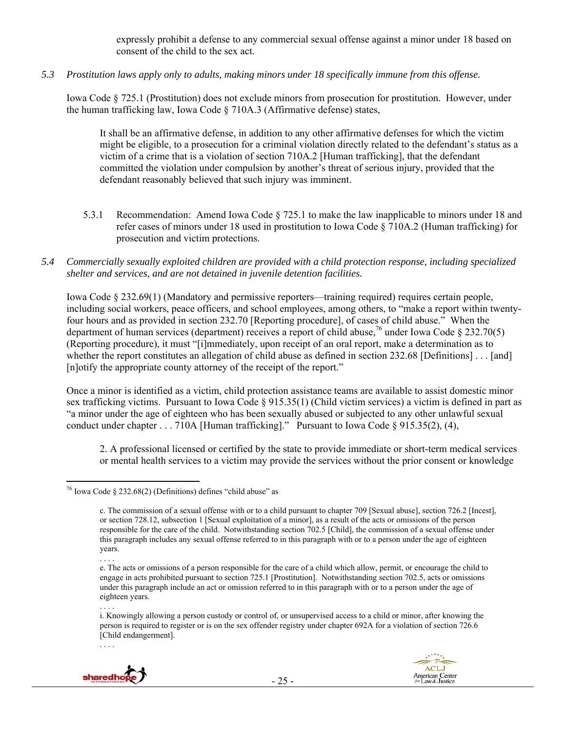expressly prohibit a defense to any commercial sexual offense against a minor under 18 based on consent of the child to the sex act.

*5.3 Prostitution laws apply only to adults, making minors under 18 specifically immune from this offense.*

Iowa Code § 725.1 (Prostitution) does not exclude minors from prosecution for prostitution. However, under the human trafficking law, Iowa Code § 710A.3 (Affirmative defense) states,

> It shall be an affirmative defense, in addition to any other affirmative defenses for which the victim might be eligible, to a prosecution for a criminal violation directly related to the defendant's status as a victim of a crime that is a violation of section 710A.2 [Human trafficking], that the defendant committed the violation under compulsion by another's threat of serious injury, provided that the defendant reasonably believed that such injury was imminent.

5.3.1 Recommendation: Amend Iowa Code § 725.1 to make the law inapplicable to minors under 18 and refer cases of minors under 18 used in prostitution to Iowa Code § 710A.2 (Human trafficking) for prosecution and victim protections.

*5.4 Commercially sexually exploited children are provided with a child protection response, including specialized shelter and services, and are not detained in juvenile detention facilities.*

Iowa Code § 232.69(1) (Mandatory and permissive reporters—training required) requires certain people, including social workers, peace officers, and school employees, among others, to "make a report within twenty-four hours and as provided in section 232.70 [Reporting procedure], of cases of child abuse." When the department of human services (department) receives a report of child abuse,[76] under Iowa Code § 232.70(5) (Reporting procedure), it must "[i]mmediately, upon receipt of an oral report, make a determination as to whether the report constitutes an allegation of child abuse as defined in section 232.68 [Definitions] . . . [and] [n]otify the appropriate county attorney of the receipt of the report."

Once a minor is identified as a victim, child protection assistance teams are available to assist domestic minor sex trafficking victims. Pursuant to Iowa Code § 915.35(1) (Child victim services) a victim is defined in part as "a minor under the age of eighteen who has been sexually abused or subjected to any other unlawful sexual conduct under chapter . . . 710A [Human trafficking]." Pursuant to Iowa Code § 915.35(2), (4),

> 2. A professional licensed or certified by the state to provide immediate or short-term medical services or mental health services to a victim may provide the services without the prior consent or knowledge

---

[76] Iowa Code § 232.68(2) (Definitions) defines "child abuse" as

> c. The commission of a sexual offense with or to a child pursuant to chapter 709 [Sexual abuse], section 726.2 [Incest], or section 728.12, subsection 1 [Sexual exploitation of a minor], as a result of the acts or omissions of the person responsible for the care of the child. Notwithstanding section 702.5 [Child], the commission of a sexual offense under this paragraph includes any sexual offense referred to in this paragraph with or to a person under the age of eighteen years.
>
> . . . .
>
> e. The acts or omissions of a person responsible for the care of a child which allow, permit, or encourage the child to engage in acts prohibited pursuant to section 725.1 [Prostitution]. Notwithstanding section 702.5, acts or omissions under this paragraph include an act or omission referred to in this paragraph with or to a person under the age of eighteen years.
>
> . . . .
>
> i. Knowingly allowing a person custody or control of, or unsupervised access to a child or minor, after knowing the person is required to register or is on the sex offender registry under chapter 692A for a violation of section 726.6 [Child endangerment].
>
> . . . .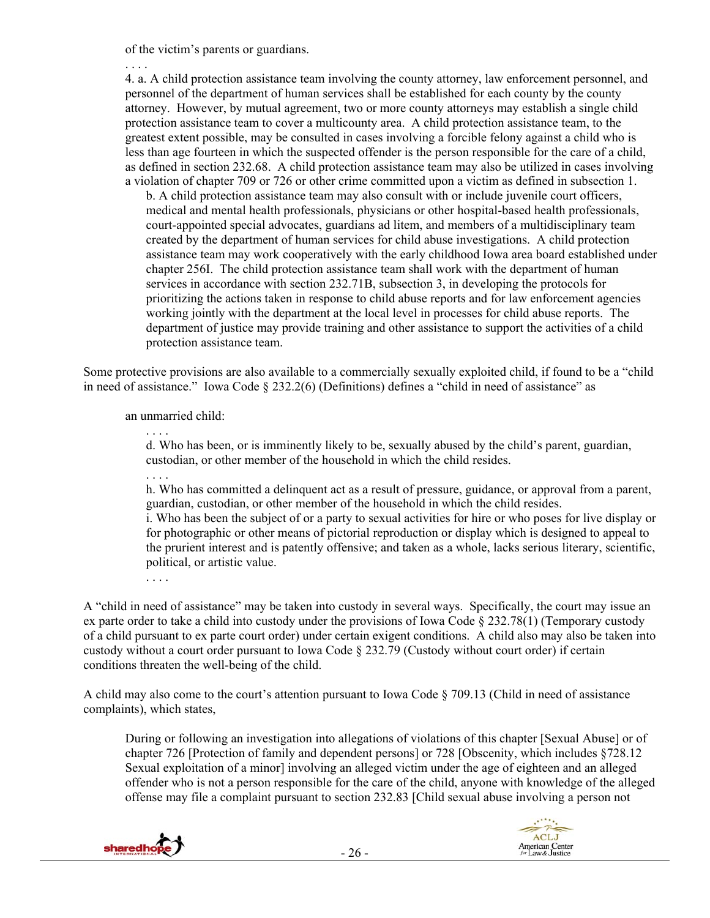of the victim's parents or guardians.

. . . .

4. a. A child protection assistance team involving the county attorney, law enforcement personnel, and personnel of the department of human services shall be established for each county by the county attorney. However, by mutual agreement, two or more county attorneys may establish a single child protection assistance team to cover a multicounty area. A child protection assistance team, to the greatest extent possible, may be consulted in cases involving a forcible felony against a child who is less than age fourteen in which the suspected offender is the person responsible for the care of a child, as defined in section 232.68. A child protection assistance team may also be utilized in cases involving a violation of chapter 709 or 726 or other crime committed upon a victim as defined in subsection 1.

> b. A child protection assistance team may also consult with or include juvenile court officers, medical and mental health professionals, physicians or other hospital-based health professionals, court-appointed special advocates, guardians ad litem, and members of a multidisciplinary team created by the department of human services for child abuse investigations. A child protection assistance team may work cooperatively with the early childhood Iowa area board established under chapter 256I. The child protection assistance team shall work with the department of human services in accordance with section 232.71B, subsection 3, in developing the protocols for prioritizing the actions taken in response to child abuse reports and for law enforcement agencies working jointly with the department at the local level in processes for child abuse reports. The department of justice may provide training and other assistance to support the activities of a child protection assistance team.

Some protective provisions are also available to a commercially sexually exploited child, if found to be a "child in need of assistance." Iowa Code § 232.2(6) (Definitions) defines a "child in need of assistance" as

> an unmarried child:
>
> . . . .
>
> d. Who has been, or is imminently likely to be, sexually abused by the child's parent, guardian, custodian, or other member of the household in which the child resides.
>
> . . . .
>
> h. Who has committed a delinquent act as a result of pressure, guidance, or approval from a parent, guardian, custodian, or other member of the household in which the child resides.
>
> i. Who has been the subject of or a party to sexual activities for hire or who poses for live display or for photographic or other means of pictorial reproduction or display which is designed to appeal to the prurient interest and is patently offensive; and taken as a whole, lacks serious literary, scientific, political, or artistic value.
>
> . . . .

A "child in need of assistance" may be taken into custody in several ways. Specifically, the court may issue an ex parte order to take a child into custody under the provisions of Iowa Code § 232.78(1) (Temporary custody of a child pursuant to ex parte court order) under certain exigent conditions. A child also may also be taken into custody without a court order pursuant to Iowa Code § 232.79 (Custody without court order) if certain conditions threaten the well-being of the child.

A child may also come to the court's attention pursuant to Iowa Code § 709.13 (Child in need of assistance complaints), which states,

> During or following an investigation into allegations of violations of this chapter [Sexual Abuse] or of chapter 726 [Protection of family and dependent persons] or 728 [Obscenity, which includes §728.12 Sexual exploitation of a minor] involving an alleged victim under the age of eighteen and an alleged offender who is not a person responsible for the care of the child, anyone with knowledge of the alleged offense may file a complaint pursuant to section 232.83 [Child sexual abuse involving a person not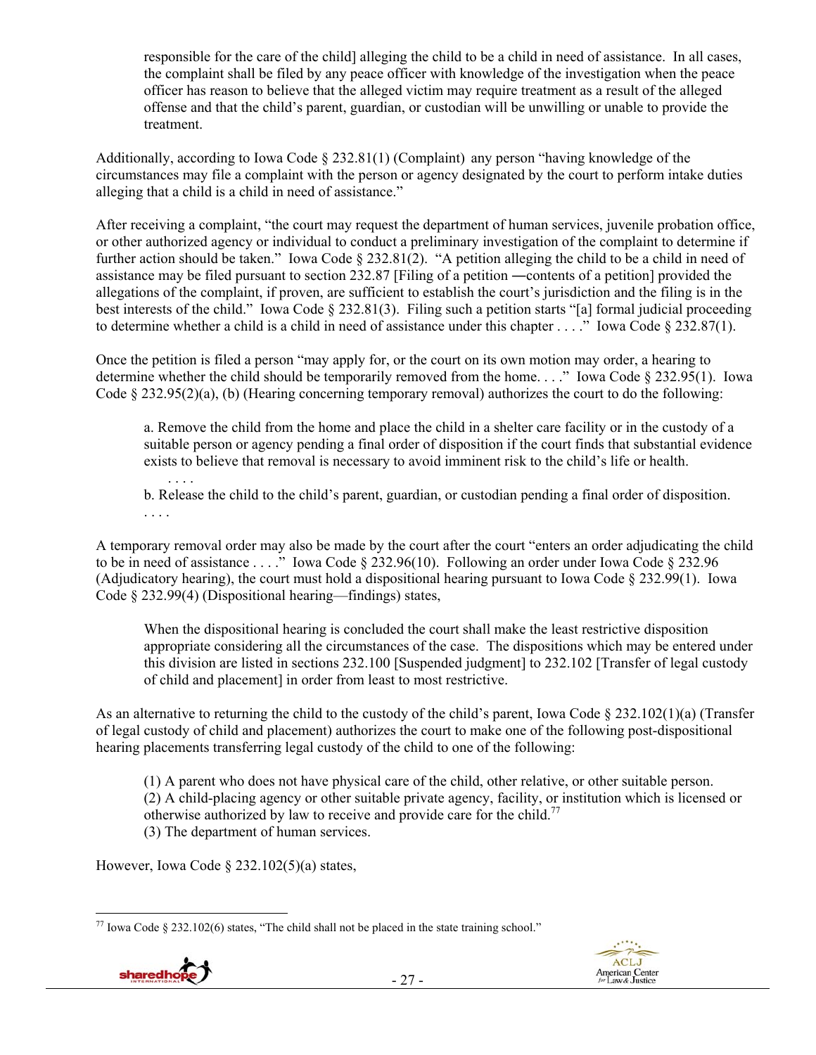> responsible for the care of the child] alleging the child to be a child in need of assistance. In all cases, the complaint shall be filed by any peace officer with knowledge of the investigation when the peace officer has reason to believe that the alleged victim may require treatment as a result of the alleged offense and that the child's parent, guardian, or custodian will be unwilling or unable to provide the treatment.

Additionally, according to Iowa Code § 232.81(1) (Complaint) any person "having knowledge of the circumstances may file a complaint with the person or agency designated by the court to perform intake duties alleging that a child is a child in need of assistance."

After receiving a complaint, "the court may request the department of human services, juvenile probation office, or other authorized agency or individual to conduct a preliminary investigation of the complaint to determine if further action should be taken." Iowa Code § 232.81(2). "A petition alleging the child to be a child in need of assistance may be filed pursuant to section 232.87 [Filing of a petition ―contents of a petition] provided the allegations of the complaint, if proven, are sufficient to establish the court's jurisdiction and the filing is in the best interests of the child." Iowa Code § 232.81(3). Filing such a petition starts "[a] formal judicial proceeding to determine whether a child is a child in need of assistance under this chapter . . . ." Iowa Code § 232.87(1).

Once the petition is filed a person "may apply for, or the court on its own motion may order, a hearing to determine whether the child should be temporarily removed from the home. . . ." Iowa Code § 232.95(1). Iowa Code § 232.95(2)(a), (b) (Hearing concerning temporary removal) authorizes the court to do the following:

> a. Remove the child from the home and place the child in a shelter care facility or in the custody of a suitable person or agency pending a final order of disposition if the court finds that substantial evidence exists to believe that removal is necessary to avoid imminent risk to the child's life or health.
>
> . . . .
>
> b. Release the child to the child's parent, guardian, or custodian pending a final order of disposition.
>
> . . . .

A temporary removal order may also be made by the court after the court "enters an order adjudicating the child to be in need of assistance . . . ." Iowa Code § 232.96(10). Following an order under Iowa Code § 232.96 (Adjudicatory hearing), the court must hold a dispositional hearing pursuant to Iowa Code § 232.99(1). Iowa Code § 232.99(4) (Dispositional hearing—findings) states,

> When the dispositional hearing is concluded the court shall make the least restrictive disposition appropriate considering all the circumstances of the case. The dispositions which may be entered under this division are listed in sections 232.100 [Suspended judgment] to 232.102 [Transfer of legal custody of child and placement] in order from least to most restrictive.

As an alternative to returning the child to the custody of the child's parent, Iowa Code § 232.102(1)(a) (Transfer of legal custody of child and placement) authorizes the court to make one of the following post-dispositional hearing placements transferring legal custody of the child to one of the following:

> (1) A parent who does not have physical care of the child, other relative, or other suitable person.
> (2) A child-placing agency or other suitable private agency, facility, or institution which is licensed or otherwise authorized by law to receive and provide care for the child.[77]
> (3) The department of human services.

However, Iowa Code § 232.102(5)(a) states,

---

[77] Iowa Code § 232.102(6) states, "The child shall not be placed in the state training school."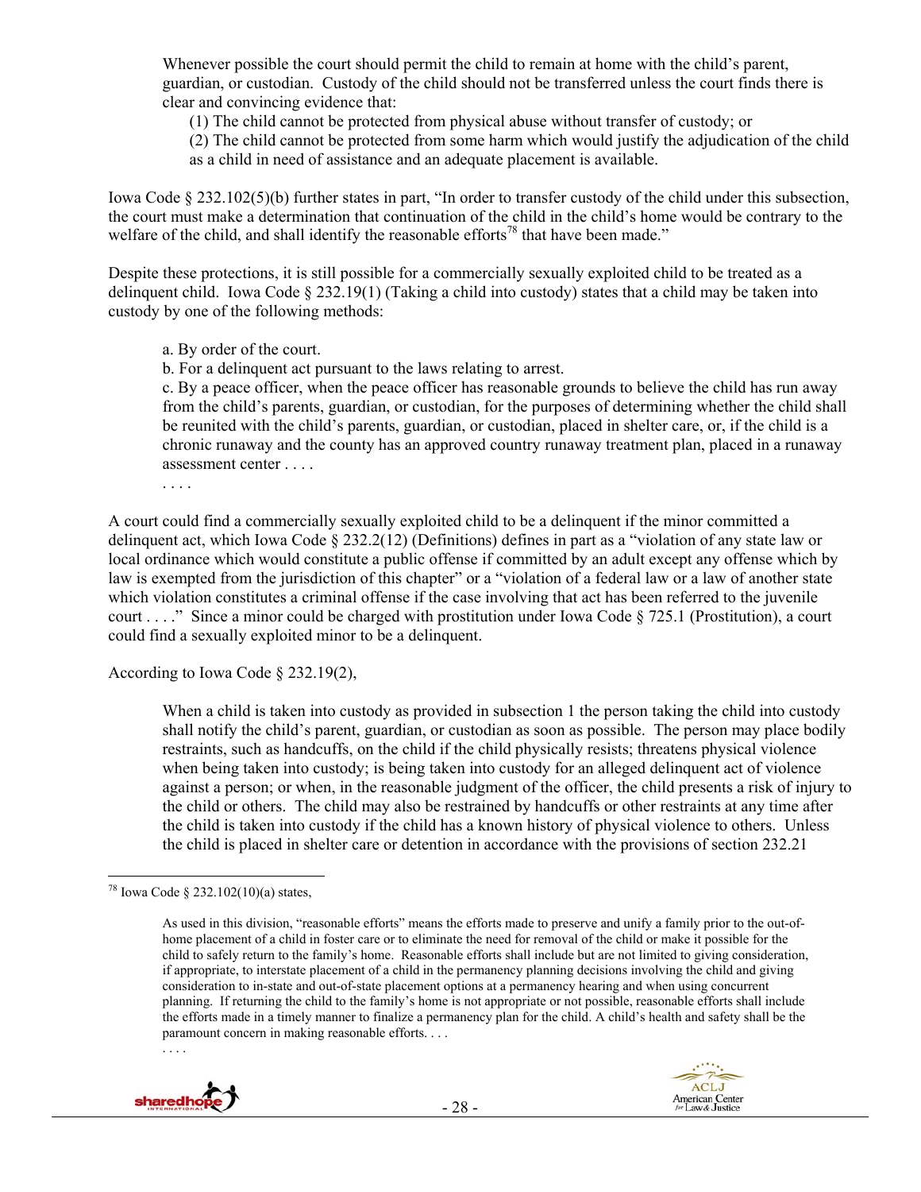> Whenever possible the court should permit the child to remain at home with the child's parent, guardian, or custodian. Custody of the child should not be transferred unless the court finds there is clear and convincing evidence that:
>
> (1) The child cannot be protected from physical abuse without transfer of custody; or
>
> (2) The child cannot be protected from some harm which would justify the adjudication of the child as a child in need of assistance and an adequate placement is available.

Iowa Code § 232.102(5)(b) further states in part, "In order to transfer custody of the child under this subsection, the court must make a determination that continuation of the child in the child's home would be contrary to the welfare of the child, and shall identify the reasonable efforts[78] that have been made."

Despite these protections, it is still possible for a commercially sexually exploited child to be treated as a delinquent child. Iowa Code § 232.19(1) (Taking a child into custody) states that a child may be taken into custody by one of the following methods:

> a. By order of the court.
>
> b. For a delinquent act pursuant to the laws relating to arrest.
>
> c. By a peace officer, when the peace officer has reasonable grounds to believe the child has run away from the child's parents, guardian, or custodian, for the purposes of determining whether the child shall be reunited with the child's parents, guardian, or custodian, placed in shelter care, or, if the child is a chronic runaway and the county has an approved country runaway treatment plan, placed in a runaway assessment center . . . .
>
> . . . .

A court could find a commercially sexually exploited child to be a delinquent if the minor committed a delinquent act, which Iowa Code § 232.2(12) (Definitions) defines in part as a "violation of any state law or local ordinance which would constitute a public offense if committed by an adult except any offense which by law is exempted from the jurisdiction of this chapter" or a "violation of a federal law or a law of another state which violation constitutes a criminal offense if the case involving that act has been referred to the juvenile court . . . ." Since a minor could be charged with prostitution under Iowa Code § 725.1 (Prostitution), a court could find a sexually exploited minor to be a delinquent.

According to Iowa Code § 232.19(2),

> When a child is taken into custody as provided in subsection 1 the person taking the child into custody shall notify the child's parent, guardian, or custodian as soon as possible. The person may place bodily restraints, such as handcuffs, on the child if the child physically resists; threatens physical violence when being taken into custody; is being taken into custody for an alleged delinquent act of violence against a person; or when, in the reasonable judgment of the officer, the child presents a risk of injury to the child or others. The child may also be restrained by handcuffs or other restraints at any time after the child is taken into custody if the child has a known history of physical violence to others. Unless the child is placed in shelter care or detention in accordance with the provisions of section 232.21

---

[78] Iowa Code § 232.102(10)(a) states,

> As used in this division, "reasonable efforts" means the efforts made to preserve and unify a family prior to the out-of-home placement of a child in foster care or to eliminate the need for removal of the child or make it possible for the child to safely return to the family's home. Reasonable efforts shall include but are not limited to giving consideration, if appropriate, to interstate placement of a child in the permanency planning decisions involving the child and giving consideration to in-state and out-of-state placement options at a permanency hearing and when using concurrent planning. If returning the child to the family's home is not appropriate or not possible, reasonable efforts shall include the efforts made in a timely manner to finalize a permanency plan for the child. A child's health and safety shall be the paramount concern in making reasonable efforts. . . .
>
> . . . .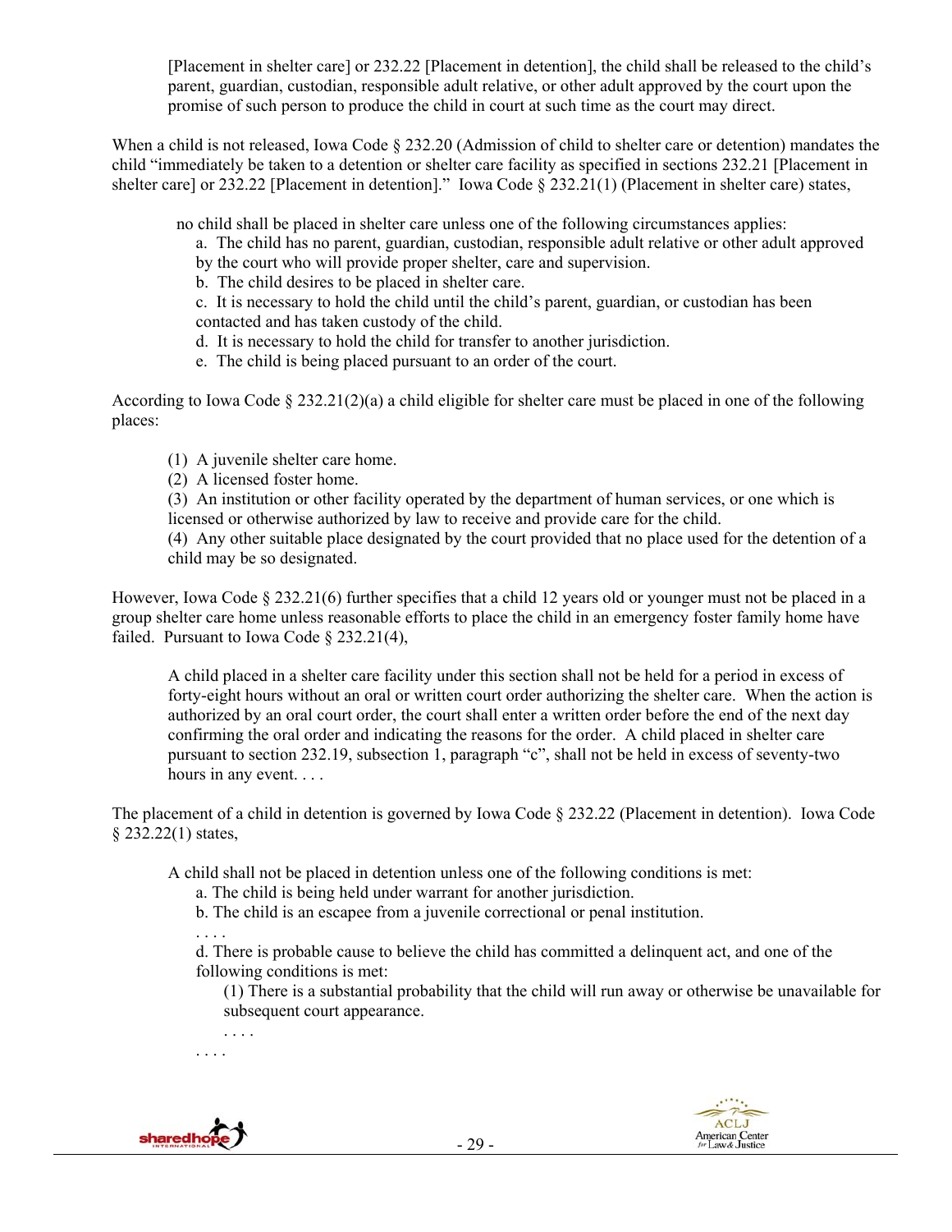> [Placement in shelter care] or 232.22 [Placement in detention], the child shall be released to the child's parent, guardian, custodian, responsible adult relative, or other adult approved by the court upon the promise of such person to produce the child in court at such time as the court may direct.

When a child is not released, Iowa Code § 232.20 (Admission of child to shelter care or detention) mandates the child "immediately be taken to a detention or shelter care facility as specified in sections 232.21 [Placement in shelter care] or 232.22 [Placement in detention]." Iowa Code § 232.21(1) (Placement in shelter care) states,

> no child shall be placed in shelter care unless one of the following circumstances applies:
>
> a. The child has no parent, guardian, custodian, responsible adult relative or other adult approved by the court who will provide proper shelter, care and supervision.
>
> b. The child desires to be placed in shelter care.
>
> c. It is necessary to hold the child until the child's parent, guardian, or custodian has been contacted and has taken custody of the child.
>
> d. It is necessary to hold the child for transfer to another jurisdiction.
>
> e. The child is being placed pursuant to an order of the court.

According to Iowa Code § 232.21(2)(a) a child eligible for shelter care must be placed in one of the following places:

> (1) A juvenile shelter care home.
>
> (2) A licensed foster home.
>
> (3) An institution or other facility operated by the department of human services, or one which is licensed or otherwise authorized by law to receive and provide care for the child.
>
> (4) Any other suitable place designated by the court provided that no place used for the detention of a child may be so designated.

However, Iowa Code § 232.21(6) further specifies that a child 12 years old or younger must not be placed in a group shelter care home unless reasonable efforts to place the child in an emergency foster family home have failed. Pursuant to Iowa Code § 232.21(4),

> A child placed in a shelter care facility under this section shall not be held for a period in excess of forty-eight hours without an oral or written court order authorizing the shelter care. When the action is authorized by an oral court order, the court shall enter a written order before the end of the next day confirming the oral order and indicating the reasons for the order. A child placed in shelter care pursuant to section 232.19, subsection 1, paragraph "c", shall not be held in excess of seventy-two hours in any event. . . .

The placement of a child in detention is governed by Iowa Code § 232.22 (Placement in detention). Iowa Code § 232.22(1) states,

> A child shall not be placed in detention unless one of the following conditions is met:
>
> a. The child is being held under warrant for another jurisdiction.
>
> b. The child is an escapee from a juvenile correctional or penal institution.
>
> . . . .
>
> d. There is probable cause to believe the child has committed a delinquent act, and one of the following conditions is met:
>
> (1) There is a substantial probability that the child will run away or otherwise be unavailable for subsequent court appearance.
>
> . . . .
>
> . . . .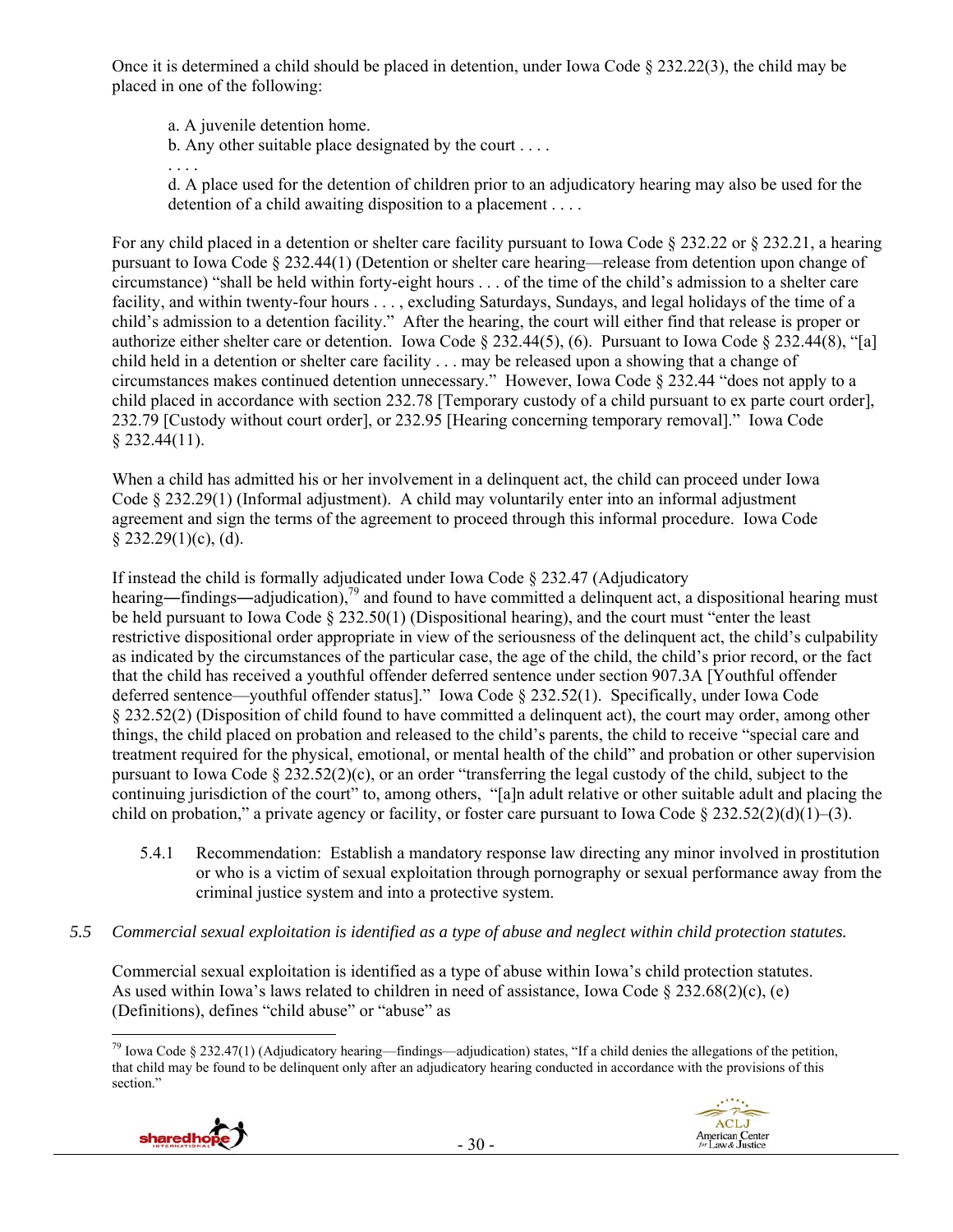Once it is determined a child should be placed in detention, under Iowa Code § 232.22(3), the child may be placed in one of the following:

> a. A juvenile detention home.
> b. Any other suitable place designated by the court . . . .
> . . . .
> d. A place used for the detention of children prior to an adjudicatory hearing may also be used for the detention of a child awaiting disposition to a placement . . . .

For any child placed in a detention or shelter care facility pursuant to Iowa Code § 232.22 or § 232.21, a hearing pursuant to Iowa Code § 232.44(1) (Detention or shelter care hearing—release from detention upon change of circumstance) "shall be held within forty-eight hours . . . of the time of the child's admission to a shelter care facility, and within twenty-four hours . . . , excluding Saturdays, Sundays, and legal holidays of the time of a child's admission to a detention facility." After the hearing, the court will either find that release is proper or authorize either shelter care or detention. Iowa Code § 232.44(5), (6). Pursuant to Iowa Code § 232.44(8), "[a] child held in a detention or shelter care facility . . . may be released upon a showing that a change of circumstances makes continued detention unnecessary." However, Iowa Code § 232.44 "does not apply to a child placed in accordance with section 232.78 [Temporary custody of a child pursuant to ex parte court order], 232.79 [Custody without court order], or 232.95 [Hearing concerning temporary removal]." Iowa Code § 232.44(11).

When a child has admitted his or her involvement in a delinquent act, the child can proceed under Iowa Code § 232.29(1) (Informal adjustment). A child may voluntarily enter into an informal adjustment agreement and sign the terms of the agreement to proceed through this informal procedure. Iowa Code § 232.29(1)(c), (d).

If instead the child is formally adjudicated under Iowa Code § 232.47 (Adjudicatory hearing―findings―adjudication),[79] and found to have committed a delinquent act, a dispositional hearing must be held pursuant to Iowa Code § 232.50(1) (Dispositional hearing), and the court must "enter the least restrictive dispositional order appropriate in view of the seriousness of the delinquent act, the child's culpability as indicated by the circumstances of the particular case, the age of the child, the child's prior record, or the fact that the child has received a youthful offender deferred sentence under section 907.3A [Youthful offender deferred sentence—youthful offender status]." Iowa Code § 232.52(1). Specifically, under Iowa Code § 232.52(2) (Disposition of child found to have committed a delinquent act), the court may order, among other things, the child placed on probation and released to the child's parents, the child to receive "special care and treatment required for the physical, emotional, or mental health of the child" and probation or other supervision pursuant to Iowa Code § 232.52(2)(c), or an order "transferring the legal custody of the child, subject to the continuing jurisdiction of the court" to, among others, "[a]n adult relative or other suitable adult and placing the child on probation," a private agency or facility, or foster care pursuant to Iowa Code § 232.52(2)(d)(1)–(3).

5.4.1 Recommendation: Establish a mandatory response law directing any minor involved in prostitution or who is a victim of sexual exploitation through pornography or sexual performance away from the criminal justice system and into a protective system.

*5.5 Commercial sexual exploitation is identified as a type of abuse and neglect within child protection statutes.*

Commercial sexual exploitation is identified as a type of abuse within Iowa's child protection statutes. As used within Iowa's laws related to children in need of assistance, Iowa Code § 232.68(2)(c), (e) (Definitions), defines "child abuse" or "abuse" as

---

[79] Iowa Code § 232.47(1) (Adjudicatory hearing—findings—adjudication) states, "If a child denies the allegations of the petition, that child may be found to be delinquent only after an adjudicatory hearing conducted in accordance with the provisions of this section."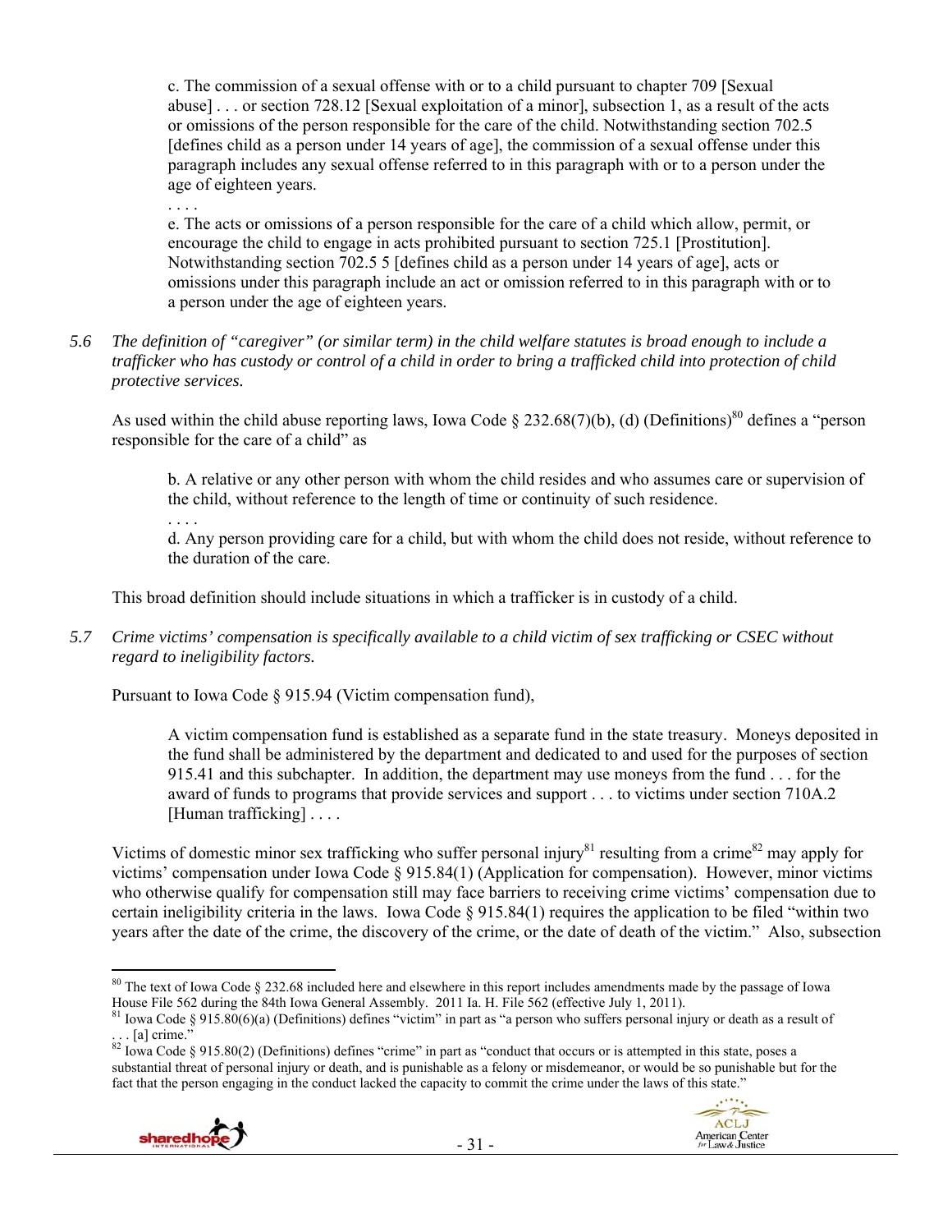> c. The commission of a sexual offense with or to a child pursuant to chapter 709 [Sexual abuse] . . . or section 728.12 [Sexual exploitation of a minor], subsection 1, as a result of the acts or omissions of the person responsible for the care of the child. Notwithstanding section 702.5 [defines child as a person under 14 years of age], the commission of a sexual offense under this paragraph includes any sexual offense referred to in this paragraph with or to a person under the age of eighteen years.
>
> . . . .
>
> e. The acts or omissions of a person responsible for the care of a child which allow, permit, or encourage the child to engage in acts prohibited pursuant to section 725.1 [Prostitution]. Notwithstanding section 702.5 5 [defines child as a person under 14 years of age], acts or omissions under this paragraph include an act or omission referred to in this paragraph with or to a person under the age of eighteen years.

*5.6 The definition of "caregiver" (or similar term) in the child welfare statutes is broad enough to include a trafficker who has custody or control of a child in order to bring a trafficked child into protection of child protective services.*

As used within the child abuse reporting laws, Iowa Code § 232.68(7)(b), (d) (Definitions)[80] defines a "person responsible for the care of a child" as

> b. A relative or any other person with whom the child resides and who assumes care or supervision of the child, without reference to the length of time or continuity of such residence.
>
> . . . .
>
> d. Any person providing care for a child, but with whom the child does not reside, without reference to the duration of the care.

This broad definition should include situations in which a trafficker is in custody of a child.

*5.7 Crime victims' compensation is specifically available to a child victim of sex trafficking or CSEC without regard to ineligibility factors.*

Pursuant to Iowa Code § 915.94 (Victim compensation fund),

> A victim compensation fund is established as a separate fund in the state treasury. Moneys deposited in the fund shall be administered by the department and dedicated to and used for the purposes of section 915.41 and this subchapter. In addition, the department may use moneys from the fund . . . for the award of funds to programs that provide services and support . . . to victims under section 710A.2 [Human trafficking] . . . .

Victims of domestic minor sex trafficking who suffer personal injury[81] resulting from a crime[82] may apply for victims' compensation under Iowa Code § 915.84(1) (Application for compensation). However, minor victims who otherwise qualify for compensation still may face barriers to receiving crime victims' compensation due to certain ineligibility criteria in the laws. Iowa Code § 915.84(1) requires the application to be filed "within two years after the date of the crime, the discovery of the crime, or the date of death of the victim." Also, subsection

---

[80] The text of Iowa Code § 232.68 included here and elsewhere in this report includes amendments made by the passage of Iowa House File 562 during the 84th Iowa General Assembly. 2011 Ia. H. File 562 (effective July 1, 2011).

[81] Iowa Code § 915.80(6)(a) (Definitions) defines "victim" in part as "a person who suffers personal injury or death as a result of . . . [a] crime."

[82] Iowa Code § 915.80(2) (Definitions) defines "crime" in part as "conduct that occurs or is attempted in this state, poses a substantial threat of personal injury or death, and is punishable as a felony or misdemeanor, or would be so punishable but for the fact that the person engaging in the conduct lacked the capacity to commit the crime under the laws of this state."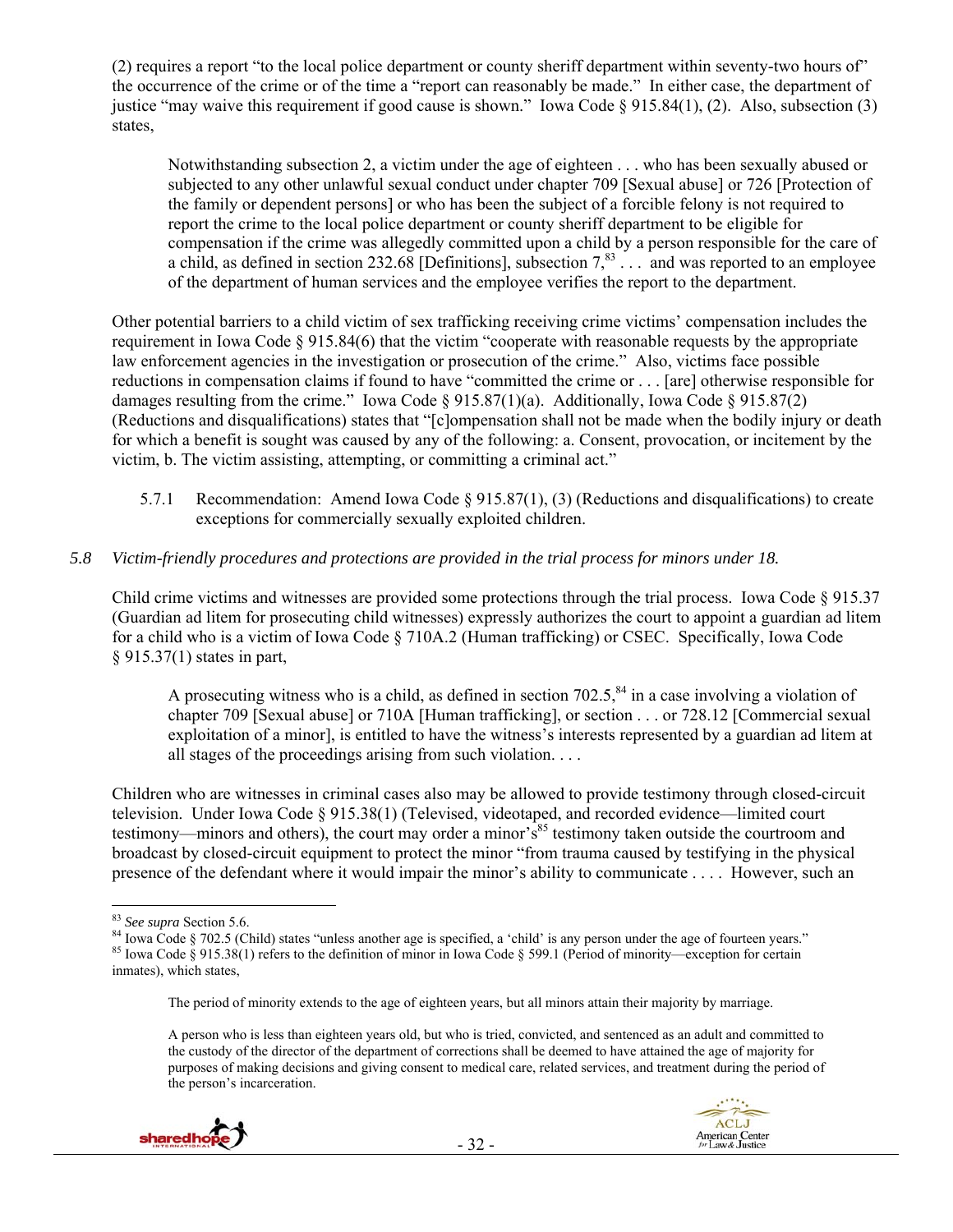(2) requires a report "to the local police department or county sheriff department within seventy-two hours of" the occurrence of the crime or of the time a "report can reasonably be made." In either case, the department of justice "may waive this requirement if good cause is shown." Iowa Code § 915.84(1), (2). Also, subsection (3) states,

> Notwithstanding subsection 2, a victim under the age of eighteen . . . who has been sexually abused or subjected to any other unlawful sexual conduct under chapter 709 [Sexual abuse] or 726 [Protection of the family or dependent persons] or who has been the subject of a forcible felony is not required to report the crime to the local police department or county sheriff department to be eligible for compensation if the crime was allegedly committed upon a child by a person responsible for the care of a child, as defined in section 232.68 [Definitions], subsection 7,[83] . . . and was reported to an employee of the department of human services and the employee verifies the report to the department.

Other potential barriers to a child victim of sex trafficking receiving crime victims' compensation includes the requirement in Iowa Code § 915.84(6) that the victim "cooperate with reasonable requests by the appropriate law enforcement agencies in the investigation or prosecution of the crime." Also, victims face possible reductions in compensation claims if found to have "committed the crime or . . . [are] otherwise responsible for damages resulting from the crime." Iowa Code § 915.87(1)(a). Additionally, Iowa Code § 915.87(2) (Reductions and disqualifications) states that "[c]ompensation shall not be made when the bodily injury or death for which a benefit is sought was caused by any of the following: a. Consent, provocation, or incitement by the victim, b. The victim assisting, attempting, or committing a criminal act."

5.7.1 Recommendation: Amend Iowa Code § 915.87(1), (3) (Reductions and disqualifications) to create exceptions for commercially sexually exploited children.

*5.8 Victim-friendly procedures and protections are provided in the trial process for minors under 18.*

Child crime victims and witnesses are provided some protections through the trial process. Iowa Code § 915.37 (Guardian ad litem for prosecuting child witnesses) expressly authorizes the court to appoint a guardian ad litem for a child who is a victim of Iowa Code § 710A.2 (Human trafficking) or CSEC. Specifically, Iowa Code § 915.37(1) states in part,

> A prosecuting witness who is a child, as defined in section 702.5,[84] in a case involving a violation of chapter 709 [Sexual abuse] or 710A [Human trafficking], or section . . . or 728.12 [Commercial sexual exploitation of a minor], is entitled to have the witness's interests represented by a guardian ad litem at all stages of the proceedings arising from such violation. . . .

Children who are witnesses in criminal cases also may be allowed to provide testimony through closed-circuit television. Under Iowa Code § 915.38(1) (Televised, videotaped, and recorded evidence—limited court testimony—minors and others), the court may order a minor's[85] testimony taken outside the courtroom and broadcast by closed-circuit equipment to protect the minor "from trauma caused by testifying in the physical presence of the defendant where it would impair the minor's ability to communicate . . . . However, such an

---

[83] *See supra* Section 5.6.

[84] Iowa Code § 702.5 (Child) states "unless another age is specified, a 'child' is any person under the age of fourteen years."

[85] Iowa Code § 915.38(1) refers to the definition of minor in Iowa Code § 599.1 (Period of minority—exception for certain inmates), which states,

> The period of minority extends to the age of eighteen years, but all minors attain their majority by marriage.
>
> A person who is less than eighteen years old, but who is tried, convicted, and sentenced as an adult and committed to the custody of the director of the department of corrections shall be deemed to have attained the age of majority for purposes of making decisions and giving consent to medical care, related services, and treatment during the period of the person's incarceration.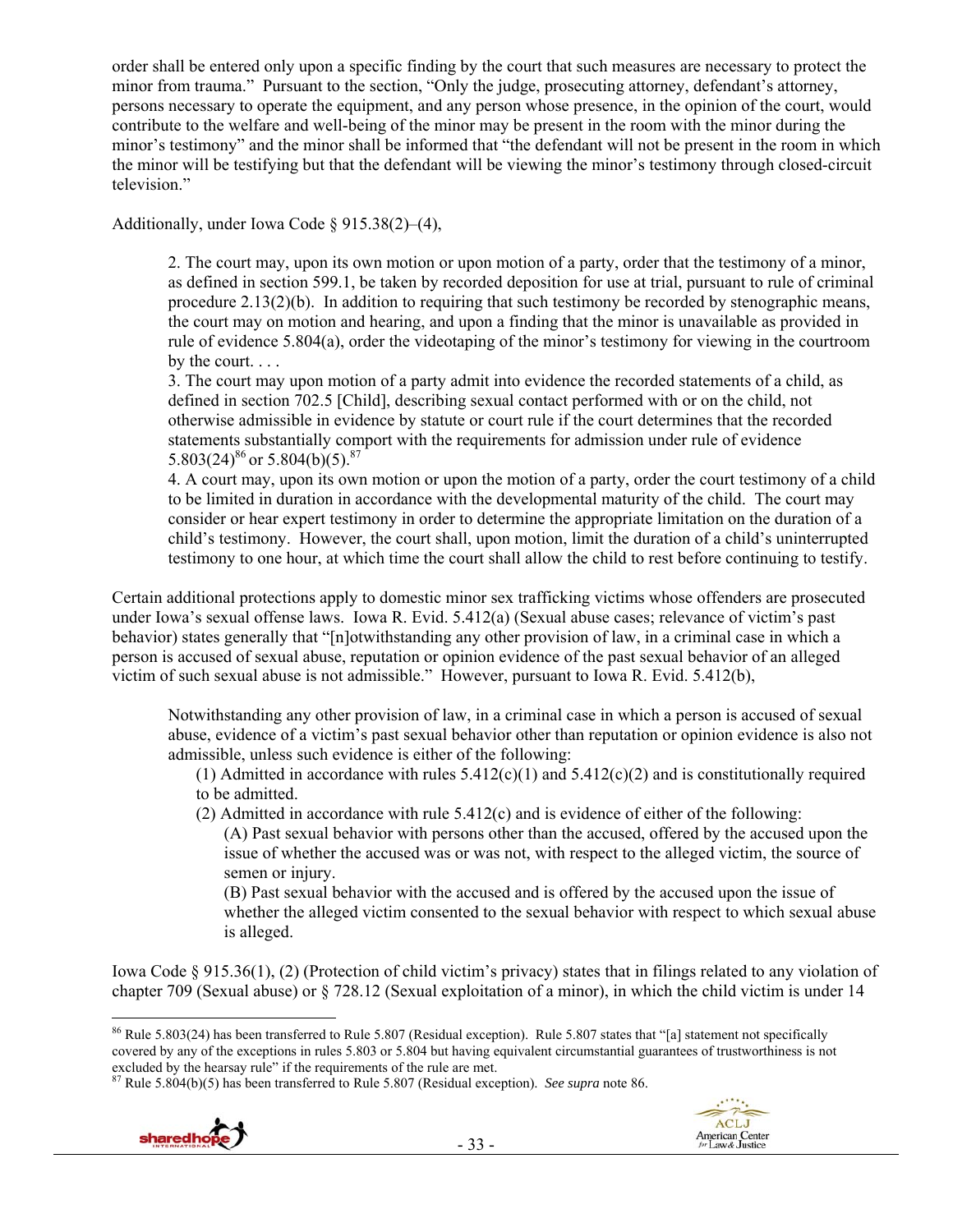order shall be entered only upon a specific finding by the court that such measures are necessary to protect the minor from trauma." Pursuant to the section, "Only the judge, prosecuting attorney, defendant's attorney, persons necessary to operate the equipment, and any person whose presence, in the opinion of the court, would contribute to the welfare and well-being of the minor may be present in the room with the minor during the minor's testimony" and the minor shall be informed that "the defendant will not be present in the room in which the minor will be testifying but that the defendant will be viewing the minor's testimony through closed-circuit television."

Additionally, under Iowa Code § 915.38(2)–(4),

> 2. The court may, upon its own motion or upon motion of a party, order that the testimony of a minor, as defined in section 599.1, be taken by recorded deposition for use at trial, pursuant to rule of criminal procedure 2.13(2)(b). In addition to requiring that such testimony be recorded by stenographic means, the court may on motion and hearing, and upon a finding that the minor is unavailable as provided in rule of evidence 5.804(a), order the videotaping of the minor's testimony for viewing in the courtroom by the court. . . .
>
> 3. The court may upon motion of a party admit into evidence the recorded statements of a child, as defined in section 702.5 [Child], describing sexual contact performed with or on the child, not otherwise admissible in evidence by statute or court rule if the court determines that the recorded statements substantially comport with the requirements for admission under rule of evidence 5.803(24)[86] or 5.804(b)(5).[87]
>
> 4. A court may, upon its own motion or upon the motion of a party, order the court testimony of a child to be limited in duration in accordance with the developmental maturity of the child. The court may consider or hear expert testimony in order to determine the appropriate limitation on the duration of a child's testimony. However, the court shall, upon motion, limit the duration of a child's uninterrupted testimony to one hour, at which time the court shall allow the child to rest before continuing to testify.

Certain additional protections apply to domestic minor sex trafficking victims whose offenders are prosecuted under Iowa's sexual offense laws. Iowa R. Evid. 5.412(a) (Sexual abuse cases; relevance of victim's past behavior) states generally that "[n]otwithstanding any other provision of law, in a criminal case in which a person is accused of sexual abuse, reputation or opinion evidence of the past sexual behavior of an alleged victim of such sexual abuse is not admissible." However, pursuant to Iowa R. Evid. 5.412(b),

> Notwithstanding any other provision of law, in a criminal case in which a person is accused of sexual abuse, evidence of a victim's past sexual behavior other than reputation or opinion evidence is also not admissible, unless such evidence is either of the following:
>
> (1) Admitted in accordance with rules 5.412(c)(1) and 5.412(c)(2) and is constitutionally required to be admitted.
>
> (2) Admitted in accordance with rule 5.412(c) and is evidence of either of the following:
>
> (A) Past sexual behavior with persons other than the accused, offered by the accused upon the issue of whether the accused was or was not, with respect to the alleged victim, the source of semen or injury.
>
> (B) Past sexual behavior with the accused and is offered by the accused upon the issue of whether the alleged victim consented to the sexual behavior with respect to which sexual abuse is alleged.

Iowa Code § 915.36(1), (2) (Protection of child victim's privacy) states that in filings related to any violation of chapter 709 (Sexual abuse) or § 728.12 (Sexual exploitation of a minor), in which the child victim is under 14

---

[86] Rule 5.803(24) has been transferred to Rule 5.807 (Residual exception). Rule 5.807 states that "[a] statement not specifically covered by any of the exceptions in rules 5.803 or 5.804 but having equivalent circumstantial guarantees of trustworthiness is not excluded by the hearsay rule" if the requirements of the rule are met.

[87] Rule 5.804(b)(5) has been transferred to Rule 5.807 (Residual exception). *See supra* note 86.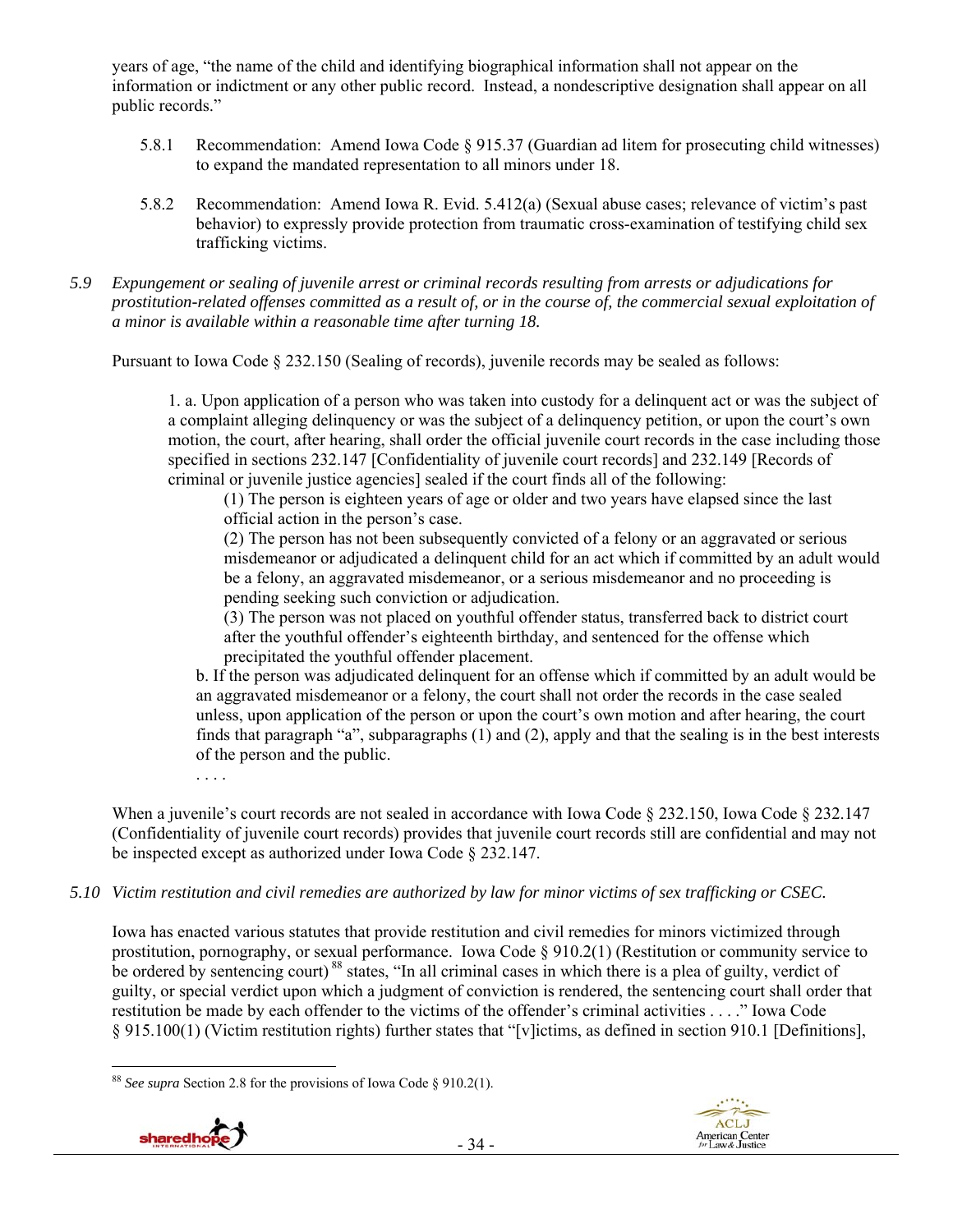years of age, "the name of the child and identifying biographical information shall not appear on the information or indictment or any other public record. Instead, a nondescriptive designation shall appear on all public records."

5.8.1 Recommendation: Amend Iowa Code § 915.37 (Guardian ad litem for prosecuting child witnesses) to expand the mandated representation to all minors under 18.

5.8.2 Recommendation: Amend Iowa R. Evid. 5.412(a) (Sexual abuse cases; relevance of victim's past behavior) to expressly provide protection from traumatic cross-examination of testifying child sex trafficking victims.

*5.9 Expungement or sealing of juvenile arrest or criminal records resulting from arrests or adjudications for prostitution-related offenses committed as a result of, or in the course of, the commercial sexual exploitation of a minor is available within a reasonable time after turning 18.*

Pursuant to Iowa Code § 232.150 (Sealing of records), juvenile records may be sealed as follows:

> 1. a. Upon application of a person who was taken into custody for a delinquent act or was the subject of a complaint alleging delinquency or was the subject of a delinquency petition, or upon the court's own motion, the court, after hearing, shall order the official juvenile court records in the case including those specified in sections 232.147 [Confidentiality of juvenile court records] and 232.149 [Records of criminal or juvenile justice agencies] sealed if the court finds all of the following:
>
> (1) The person is eighteen years of age or older and two years have elapsed since the last official action in the person's case.
>
> (2) The person has not been subsequently convicted of a felony or an aggravated or serious misdemeanor or adjudicated a delinquent child for an act which if committed by an adult would be a felony, an aggravated misdemeanor, or a serious misdemeanor and no proceeding is pending seeking such conviction or adjudication.
>
> (3) The person was not placed on youthful offender status, transferred back to district court after the youthful offender's eighteenth birthday, and sentenced for the offense which precipitated the youthful offender placement.
>
> b. If the person was adjudicated delinquent for an offense which if committed by an adult would be an aggravated misdemeanor or a felony, the court shall not order the records in the case sealed unless, upon application of the person or upon the court's own motion and after hearing, the court finds that paragraph "a", subparagraphs (1) and (2), apply and that the sealing is in the best interests of the person and the public.
>
> . . . .

When a juvenile's court records are not sealed in accordance with Iowa Code § 232.150, Iowa Code § 232.147 (Confidentiality of juvenile court records) provides that juvenile court records still are confidential and may not be inspected except as authorized under Iowa Code § 232.147.

*5.10 Victim restitution and civil remedies are authorized by law for minor victims of sex trafficking or CSEC.*

Iowa has enacted various statutes that provide restitution and civil remedies for minors victimized through prostitution, pornography, or sexual performance. Iowa Code § 910.2(1) (Restitution or community service to be ordered by sentencing court)[88] states, "In all criminal cases in which there is a plea of guilty, verdict of guilty, or special verdict upon which a judgment of conviction is rendered, the sentencing court shall order that restitution be made by each offender to the victims of the offender's criminal activities . . . ." Iowa Code § 915.100(1) (Victim restitution rights) further states that "[v]ictims, as defined in section 910.1 [Definitions],

---

[88] *See supra* Section 2.8 for the provisions of Iowa Code § 910.2(1).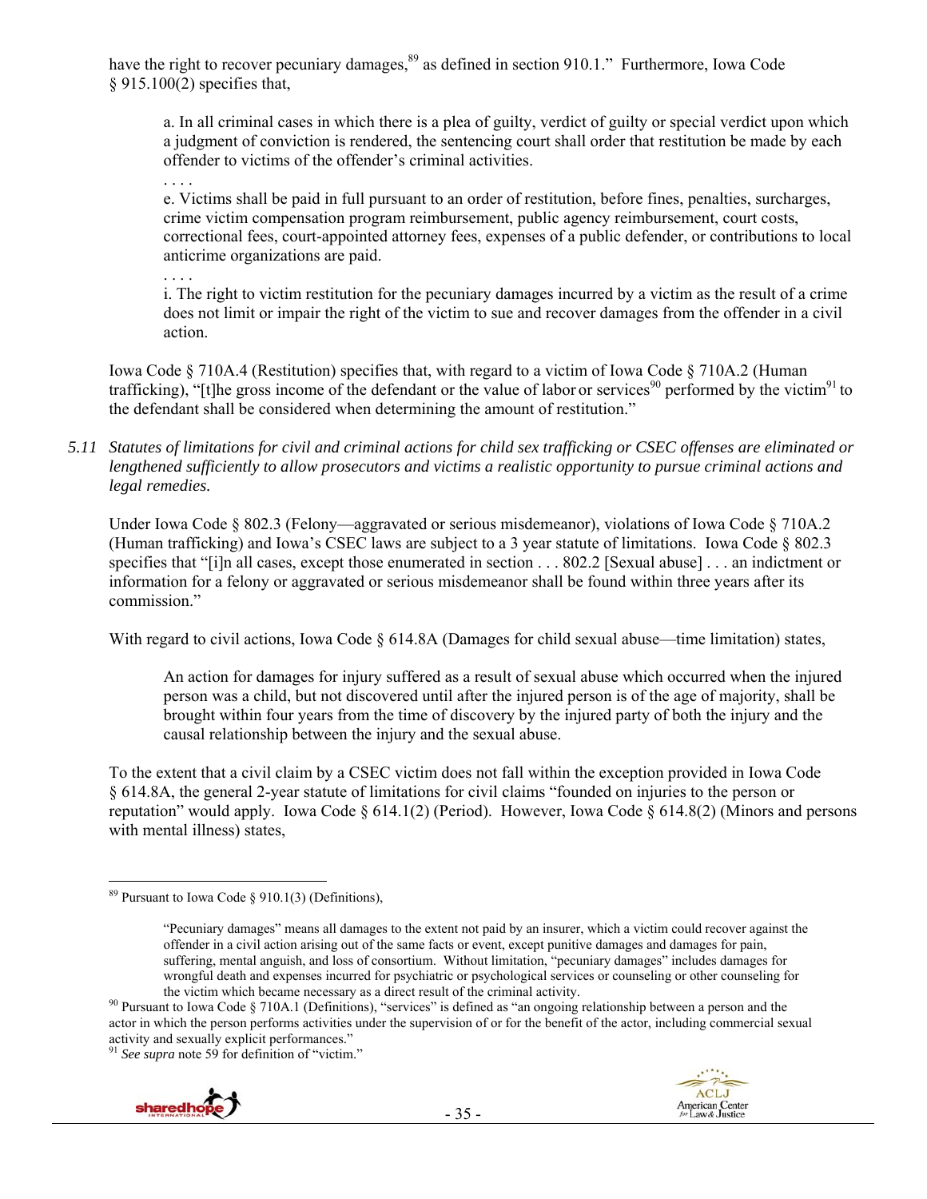have the right to recover pecuniary damages,[89] as defined in section 910.1." Furthermore, Iowa Code § 915.100(2) specifies that,

> a. In all criminal cases in which there is a plea of guilty, verdict of guilty or special verdict upon which a judgment of conviction is rendered, the sentencing court shall order that restitution be made by each offender to victims of the offender's criminal activities.
>
> . . . .
>
> e. Victims shall be paid in full pursuant to an order of restitution, before fines, penalties, surcharges, crime victim compensation program reimbursement, public agency reimbursement, court costs, correctional fees, court-appointed attorney fees, expenses of a public defender, or contributions to local anticrime organizations are paid.
>
> . . . .
>
> i. The right to victim restitution for the pecuniary damages incurred by a victim as the result of a crime does not limit or impair the right of the victim to sue and recover damages from the offender in a civil action.

Iowa Code § 710A.4 (Restitution) specifies that, with regard to a victim of Iowa Code § 710A.2 (Human trafficking), "[t]he gross income of the defendant or the value of labor or services[90] performed by the victim[91] to the defendant shall be considered when determining the amount of restitution."

*5.11 Statutes of limitations for civil and criminal actions for child sex trafficking or CSEC offenses are eliminated or lengthened sufficiently to allow prosecutors and victims a realistic opportunity to pursue criminal actions and legal remedies.*

Under Iowa Code § 802.3 (Felony—aggravated or serious misdemeanor), violations of Iowa Code § 710A.2 (Human trafficking) and Iowa's CSEC laws are subject to a 3 year statute of limitations. Iowa Code § 802.3 specifies that "[i]n all cases, except those enumerated in section . . . 802.2 [Sexual abuse] . . . an indictment or information for a felony or aggravated or serious misdemeanor shall be found within three years after its commission."

With regard to civil actions, Iowa Code § 614.8A (Damages for child sexual abuse—time limitation) states,

> An action for damages for injury suffered as a result of sexual abuse which occurred when the injured person was a child, but not discovered until after the injured person is of the age of majority, shall be brought within four years from the time of discovery by the injured party of both the injury and the causal relationship between the injury and the sexual abuse.

To the extent that a civil claim by a CSEC victim does not fall within the exception provided in Iowa Code § 614.8A, the general 2-year statute of limitations for civil claims "founded on injuries to the person or reputation" would apply. Iowa Code § 614.1(2) (Period). However, Iowa Code § 614.8(2) (Minors and persons with mental illness) states,

---

[89] Pursuant to Iowa Code § 910.1(3) (Definitions),

> "Pecuniary damages" means all damages to the extent not paid by an insurer, which a victim could recover against the offender in a civil action arising out of the same facts or event, except punitive damages and damages for pain, suffering, mental anguish, and loss of consortium. Without limitation, "pecuniary damages" includes damages for wrongful death and expenses incurred for psychiatric or psychological services or counseling or other counseling for the victim which became necessary as a direct result of the criminal activity.

[90] Pursuant to Iowa Code § 710A.1 (Definitions), "services" is defined as "an ongoing relationship between a person and the actor in which the person performs activities under the supervision of or for the benefit of the actor, including commercial sexual activity and sexually explicit performances."

[91] *See supra* note 59 for definition of "victim."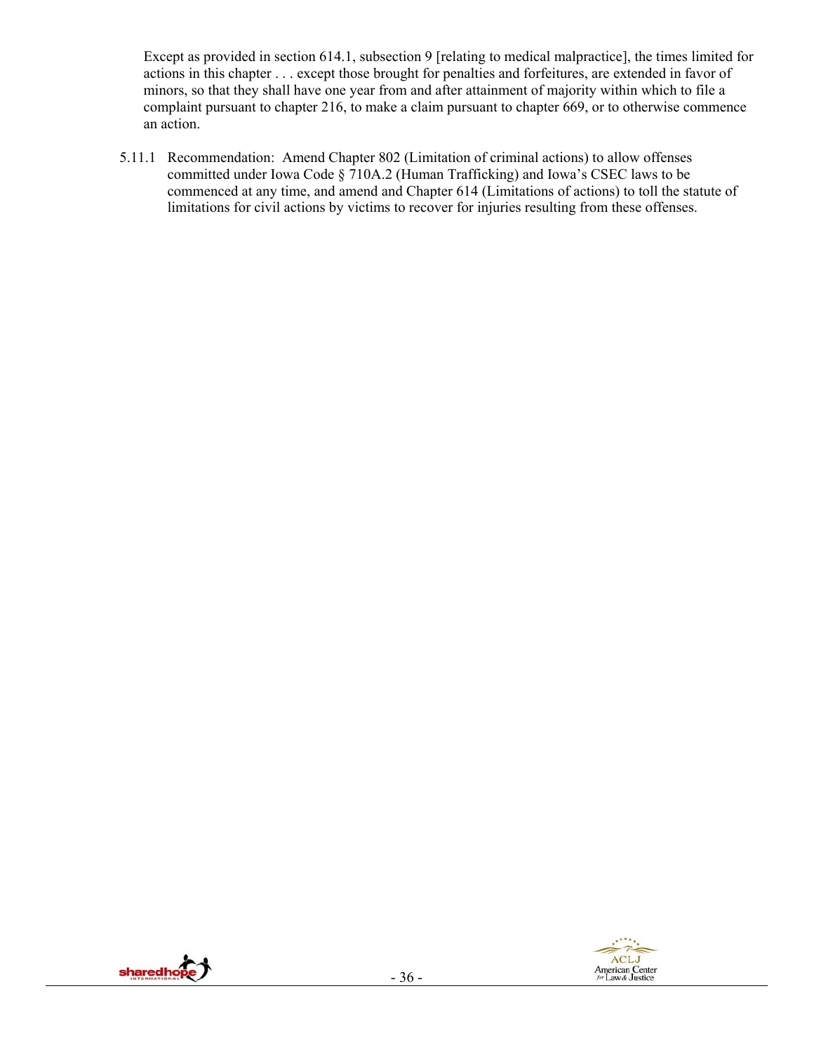> Except as provided in section 614.1, subsection 9 [relating to medical malpractice], the times limited for actions in this chapter . . . except those brought for penalties and forfeitures, are extended in favor of minors, so that they shall have one year from and after attainment of majority within which to file a complaint pursuant to chapter 216, to make a claim pursuant to chapter 669, or to otherwise commence an action.

5.11.1 Recommendation: Amend Chapter 802 (Limitation of criminal actions) to allow offenses committed under Iowa Code § 710A.2 (Human Trafficking) and Iowa's CSEC laws to be commenced at any time, and amend and Chapter 614 (Limitations of actions) to toll the statute of limitations for civil actions by victims to recover for injuries resulting from these offenses.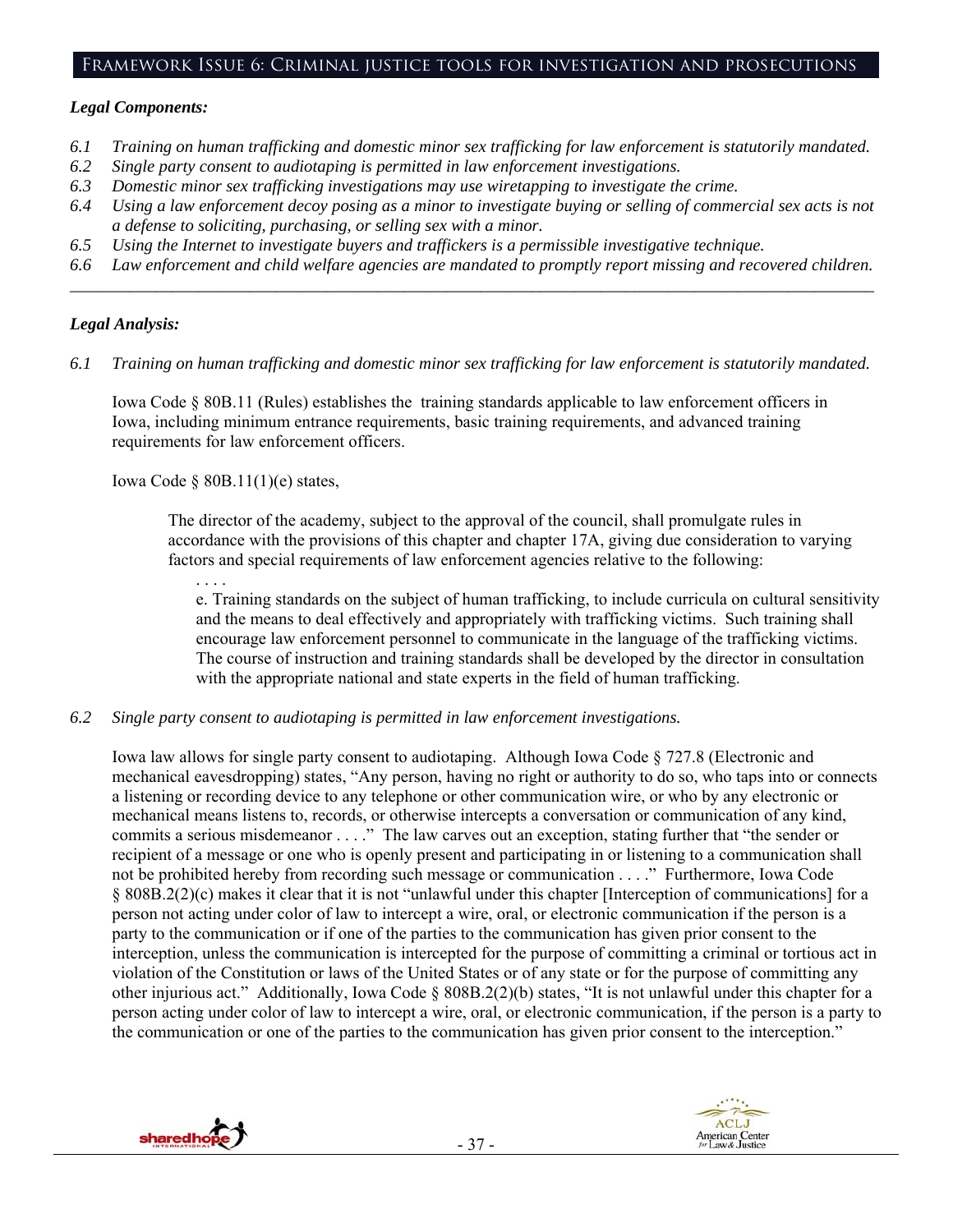## Framework Issue 6: Criminal justice tools for investigation and prosecutions

### *Legal Components:*

*6.1 Training on human trafficking and domestic minor sex trafficking for law enforcement is statutorily mandated.*
*6.2 Single party consent to audiotaping is permitted in law enforcement investigations.*
*6.3 Domestic minor sex trafficking investigations may use wiretapping to investigate the crime.*
*6.4 Using a law enforcement decoy posing as a minor to investigate buying or selling of commercial sex acts is not a defense to soliciting, purchasing, or selling sex with a minor.*
*6.5 Using the Internet to investigate buyers and traffickers is a permissible investigative technique.*
*6.6 Law enforcement and child welfare agencies are mandated to promptly report missing and recovered children.*

---

### *Legal Analysis:*

*6.1 Training on human trafficking and domestic minor sex trafficking for law enforcement is statutorily mandated.*

Iowa Code § 80B.11 (Rules) establishes the training standards applicable to law enforcement officers in Iowa, including minimum entrance requirements, basic training requirements, and advanced training requirements for law enforcement officers.

Iowa Code § 80B.11(1)(e) states,

> The director of the academy, subject to the approval of the council, shall promulgate rules in accordance with the provisions of this chapter and chapter 17A, giving due consideration to varying factors and special requirements of law enforcement agencies relative to the following:
>
> . . . .
>
> e. Training standards on the subject of human trafficking, to include curricula on cultural sensitivity and the means to deal effectively and appropriately with trafficking victims. Such training shall encourage law enforcement personnel to communicate in the language of the trafficking victims. The course of instruction and training standards shall be developed by the director in consultation with the appropriate national and state experts in the field of human trafficking.

*6.2 Single party consent to audiotaping is permitted in law enforcement investigations.*

Iowa law allows for single party consent to audiotaping. Although Iowa Code § 727.8 (Electronic and mechanical eavesdropping) states, "Any person, having no right or authority to do so, who taps into or connects a listening or recording device to any telephone or other communication wire, or who by any electronic or mechanical means listens to, records, or otherwise intercepts a conversation or communication of any kind, commits a serious misdemeanor . . . ." The law carves out an exception, stating further that "the sender or recipient of a message or one who is openly present and participating in or listening to a communication shall not be prohibited hereby from recording such message or communication . . . ." Furthermore, Iowa Code § 808B.2(2)(c) makes it clear that it is not "unlawful under this chapter [Interception of communications] for a person not acting under color of law to intercept a wire, oral, or electronic communication if the person is a party to the communication or if one of the parties to the communication has given prior consent to the interception, unless the communication is intercepted for the purpose of committing a criminal or tortious act in violation of the Constitution or laws of the United States or of any state or for the purpose of committing any other injurious act." Additionally, Iowa Code § 808B.2(2)(b) states, "It is not unlawful under this chapter for a person acting under color of law to intercept a wire, oral, or electronic communication, if the person is a party to the communication or one of the parties to the communication has given prior consent to the interception."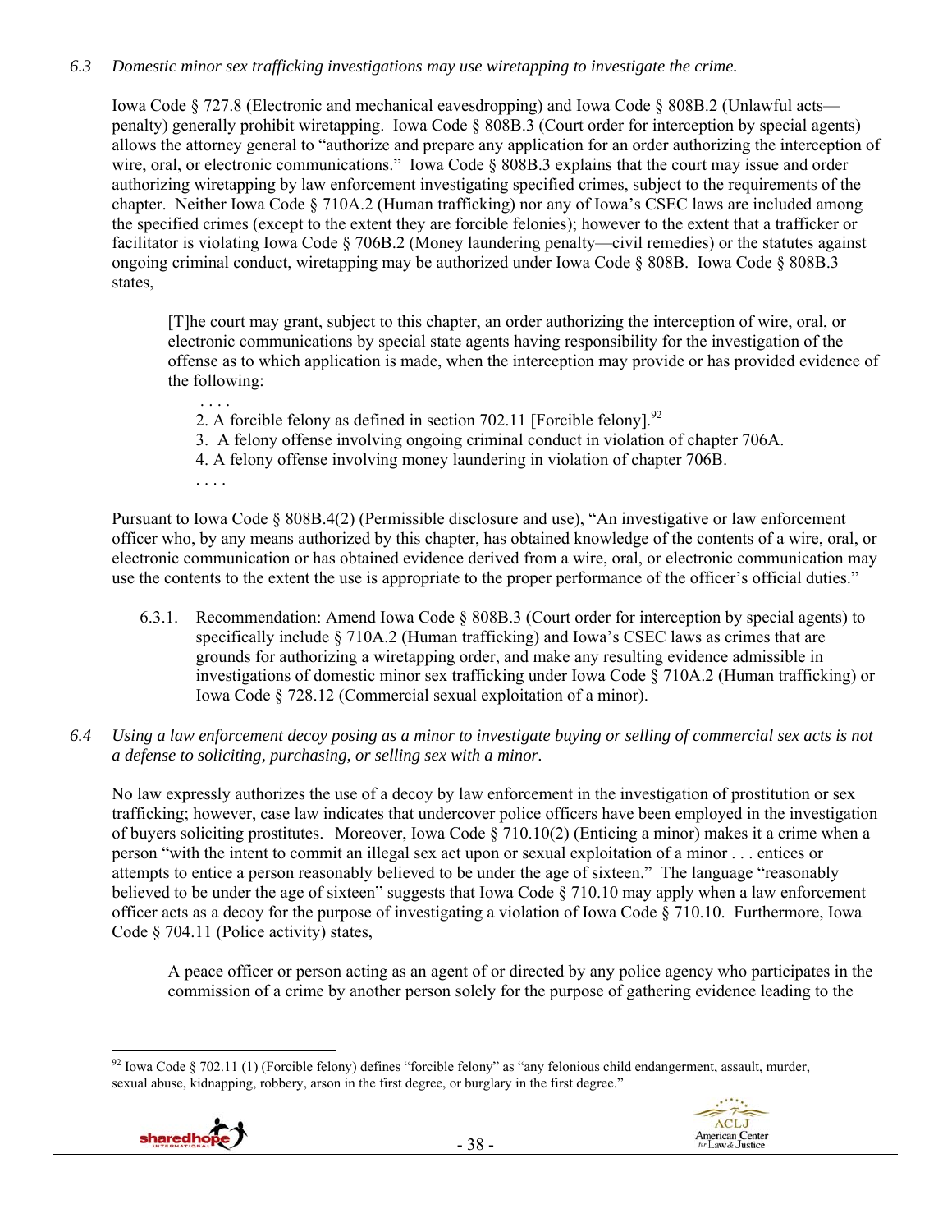*6.3 Domestic minor sex trafficking investigations may use wiretapping to investigate the crime.*

Iowa Code § 727.8 (Electronic and mechanical eavesdropping) and Iowa Code § 808B.2 (Unlawful acts—penalty) generally prohibit wiretapping. Iowa Code § 808B.3 (Court order for interception by special agents) allows the attorney general to "authorize and prepare any application for an order authorizing the interception of wire, oral, or electronic communications." Iowa Code § 808B.3 explains that the court may issue and order authorizing wiretapping by law enforcement investigating specified crimes, subject to the requirements of the chapter. Neither Iowa Code § 710A.2 (Human trafficking) nor any of Iowa's CSEC laws are included among the specified crimes (except to the extent they are forcible felonies); however to the extent that a trafficker or facilitator is violating Iowa Code § 706B.2 (Money laundering penalty—civil remedies) or the statutes against ongoing criminal conduct, wiretapping may be authorized under Iowa Code § 808B. Iowa Code § 808B.3 states,

> [T]he court may grant, subject to this chapter, an order authorizing the interception of wire, oral, or electronic communications by special state agents having responsibility for the investigation of the offense as to which application is made, when the interception may provide or has provided evidence of the following:
>
> . . . .
>
> 2. A forcible felony as defined in section 702.11 [Forcible felony].[92]
> 3. A felony offense involving ongoing criminal conduct in violation of chapter 706A.
> 4. A felony offense involving money laundering in violation of chapter 706B.
>
> . . . .

Pursuant to Iowa Code § 808B.4(2) (Permissible disclosure and use), "An investigative or law enforcement officer who, by any means authorized by this chapter, has obtained knowledge of the contents of a wire, oral, or electronic communication or has obtained evidence derived from a wire, oral, or electronic communication may use the contents to the extent the use is appropriate to the proper performance of the officer's official duties."

6.3.1. Recommendation: Amend Iowa Code § 808B.3 (Court order for interception by special agents) to specifically include § 710A.2 (Human trafficking) and Iowa's CSEC laws as crimes that are grounds for authorizing a wiretapping order, and make any resulting evidence admissible in investigations of domestic minor sex trafficking under Iowa Code § 710A.2 (Human trafficking) or Iowa Code § 728.12 (Commercial sexual exploitation of a minor).

*6.4 Using a law enforcement decoy posing as a minor to investigate buying or selling of commercial sex acts is not a defense to soliciting, purchasing, or selling sex with a minor.*

No law expressly authorizes the use of a decoy by law enforcement in the investigation of prostitution or sex trafficking; however, case law indicates that undercover police officers have been employed in the investigation of buyers soliciting prostitutes. Moreover, Iowa Code § 710.10(2) (Enticing a minor) makes it a crime when a person "with the intent to commit an illegal sex act upon or sexual exploitation of a minor . . . entices or attempts to entice a person reasonably believed to be under the age of sixteen." The language "reasonably believed to be under the age of sixteen" suggests that Iowa Code § 710.10 may apply when a law enforcement officer acts as a decoy for the purpose of investigating a violation of Iowa Code § 710.10. Furthermore, Iowa Code § 704.11 (Police activity) states,

> A peace officer or person acting as an agent of or directed by any police agency who participates in the commission of a crime by another person solely for the purpose of gathering evidence leading to the

---

[92] Iowa Code § 702.11 (1) (Forcible felony) defines "forcible felony" as "any felonious child endangerment, assault, murder, sexual abuse, kidnapping, robbery, arson in the first degree, or burglary in the first degree."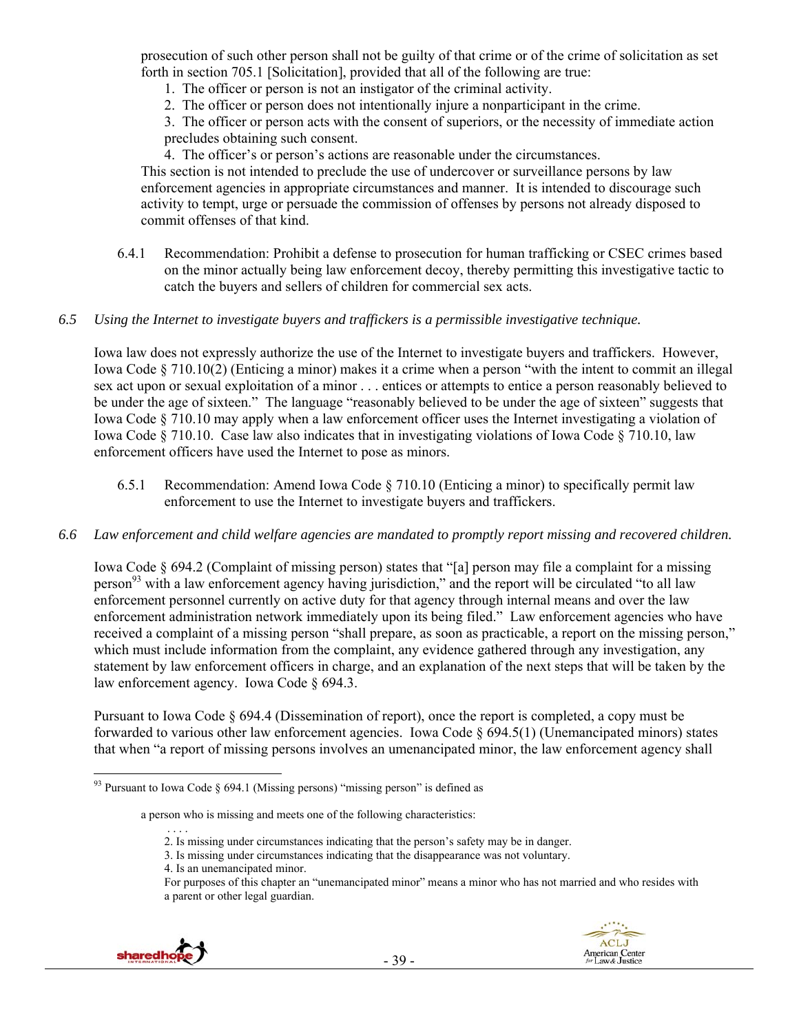prosecution of such other person shall not be guilty of that crime or of the crime of solicitation as set forth in section 705.1 [Solicitation], provided that all of the following are true:

1. The officer or person is not an instigator of the criminal activity.
2. The officer or person does not intentionally injure a nonparticipant in the crime.
3. The officer or person acts with the consent of superiors, or the necessity of immediate action precludes obtaining such consent.
4. The officer's or person's actions are reasonable under the circumstances.

This section is not intended to preclude the use of undercover or surveillance persons by law enforcement agencies in appropriate circumstances and manner. It is intended to discourage such activity to tempt, urge or persuade the commission of offenses by persons not already disposed to commit offenses of that kind.

6.4.1 Recommendation: Prohibit a defense to prosecution for human trafficking or CSEC crimes based on the minor actually being law enforcement decoy, thereby permitting this investigative tactic to catch the buyers and sellers of children for commercial sex acts.

*6.5 Using the Internet to investigate buyers and traffickers is a permissible investigative technique.*

Iowa law does not expressly authorize the use of the Internet to investigate buyers and traffickers. However, Iowa Code § 710.10(2) (Enticing a minor) makes it a crime when a person "with the intent to commit an illegal sex act upon or sexual exploitation of a minor . . . entices or attempts to entice a person reasonably believed to be under the age of sixteen." The language "reasonably believed to be under the age of sixteen" suggests that Iowa Code § 710.10 may apply when a law enforcement officer uses the Internet investigating a violation of Iowa Code § 710.10. Case law also indicates that in investigating violations of Iowa Code § 710.10, law enforcement officers have used the Internet to pose as minors.

6.5.1 Recommendation: Amend Iowa Code § 710.10 (Enticing a minor) to specifically permit law enforcement to use the Internet to investigate buyers and traffickers.

*6.6 Law enforcement and child welfare agencies are mandated to promptly report missing and recovered children.*

Iowa Code § 694.2 (Complaint of missing person) states that "[a] person may file a complaint for a missing person[93] with a law enforcement agency having jurisdiction," and the report will be circulated "to all law enforcement personnel currently on active duty for that agency through internal means and over the law enforcement administration network immediately upon its being filed." Law enforcement agencies who have received a complaint of a missing person "shall prepare, as soon as practicable, a report on the missing person," which must include information from the complaint, any evidence gathered through any investigation, any statement by law enforcement officers in charge, and an explanation of the next steps that will be taken by the law enforcement agency. Iowa Code § 694.3.

Pursuant to Iowa Code § 694.4 (Dissemination of report), once the report is completed, a copy must be forwarded to various other law enforcement agencies. Iowa Code § 694.5(1) (Unemancipated minors) states that when "a report of missing persons involves an umenancipated minor, the law enforcement agency shall

---

[93] Pursuant to Iowa Code § 694.1 (Missing persons) "missing person" is defined as

> a person who is missing and meets one of the following characteristics:
>
> . . . .
>
> 2. Is missing under circumstances indicating that the person's safety may be in danger.
> 3. Is missing under circumstances indicating that the disappearance was not voluntary.
> 4. Is an unemancipated minor.
>
> For purposes of this chapter an "unemancipated minor" means a minor who has not married and who resides with a parent or other legal guardian.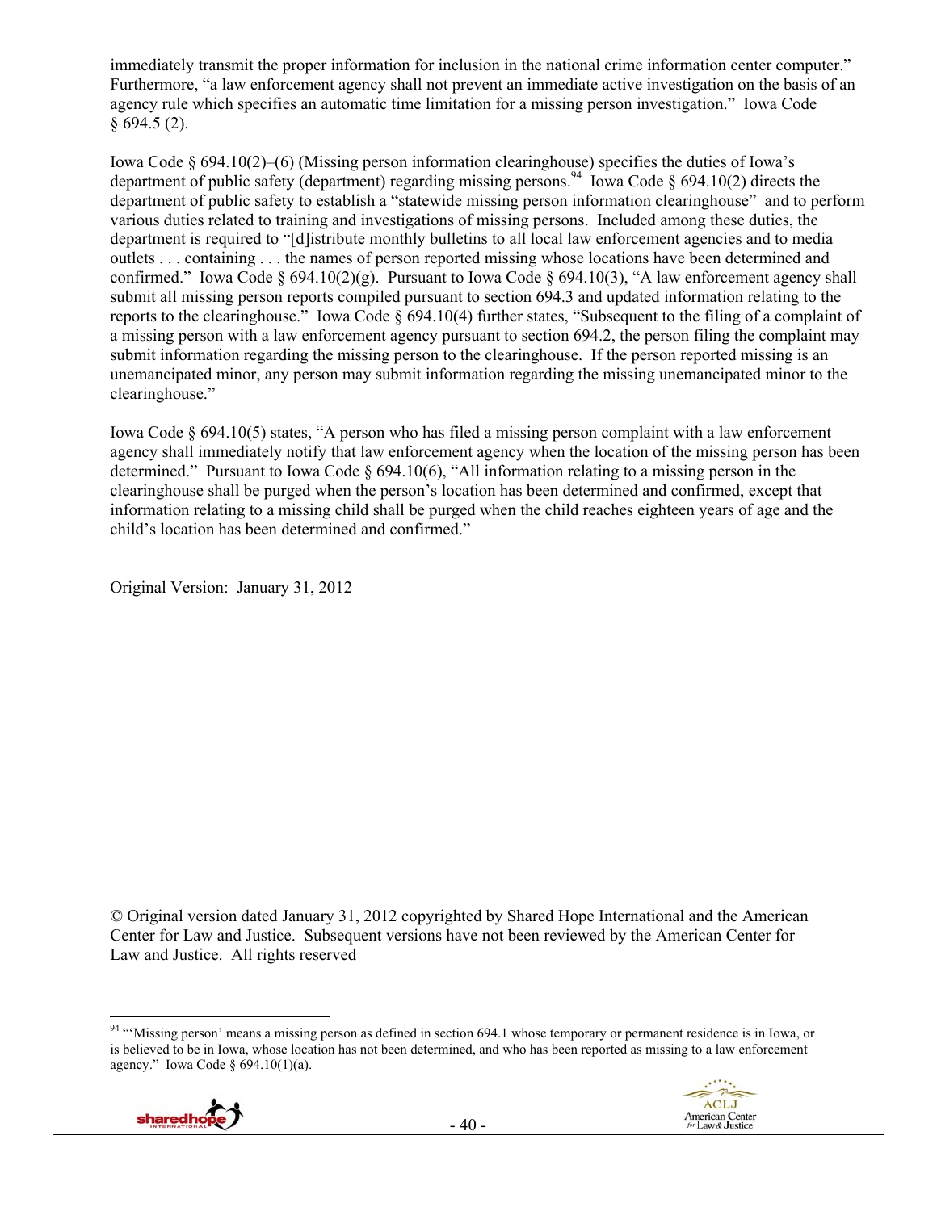immediately transmit the proper information for inclusion in the national crime information center computer." Furthermore, "a law enforcement agency shall not prevent an immediate active investigation on the basis of an agency rule which specifies an automatic time limitation for a missing person investigation." Iowa Code § 694.5 (2).

Iowa Code § 694.10(2)–(6) (Missing person information clearinghouse) specifies the duties of Iowa's department of public safety (department) regarding missing persons.[94] Iowa Code § 694.10(2) directs the department of public safety to establish a "statewide missing person information clearinghouse" and to perform various duties related to training and investigations of missing persons. Included among these duties, the department is required to "[d]istribute monthly bulletins to all local law enforcement agencies and to media outlets . . . containing . . . the names of person reported missing whose locations have been determined and confirmed." Iowa Code § 694.10(2)(g). Pursuant to Iowa Code § 694.10(3), "A law enforcement agency shall submit all missing person reports compiled pursuant to section 694.3 and updated information relating to the reports to the clearinghouse." Iowa Code § 694.10(4) further states, "Subsequent to the filing of a complaint of a missing person with a law enforcement agency pursuant to section 694.2, the person filing the complaint may submit information regarding the missing person to the clearinghouse. If the person reported missing is an unemancipated minor, any person may submit information regarding the missing unemancipated minor to the clearinghouse."

Iowa Code § 694.10(5) states, "A person who has filed a missing person complaint with a law enforcement agency shall immediately notify that law enforcement agency when the location of the missing person has been determined." Pursuant to Iowa Code § 694.10(6), "All information relating to a missing person in the clearinghouse shall be purged when the person's location has been determined and confirmed, except that information relating to a missing child shall be purged when the child reaches eighteen years of age and the child's location has been determined and confirmed."

Original Version: January 31, 2012

© Original version dated January 31, 2012 copyrighted by Shared Hope International and the American Center for Law and Justice. Subsequent versions have not been reviewed by the American Center for Law and Justice. All rights reserved

---

[94] "'Missing person' means a missing person as defined in section 694.1 whose temporary or permanent residence is in Iowa, or is believed to be in Iowa, whose location has not been determined, and who has been reported as missing to a law enforcement agency." Iowa Code § 694.10(1)(a).